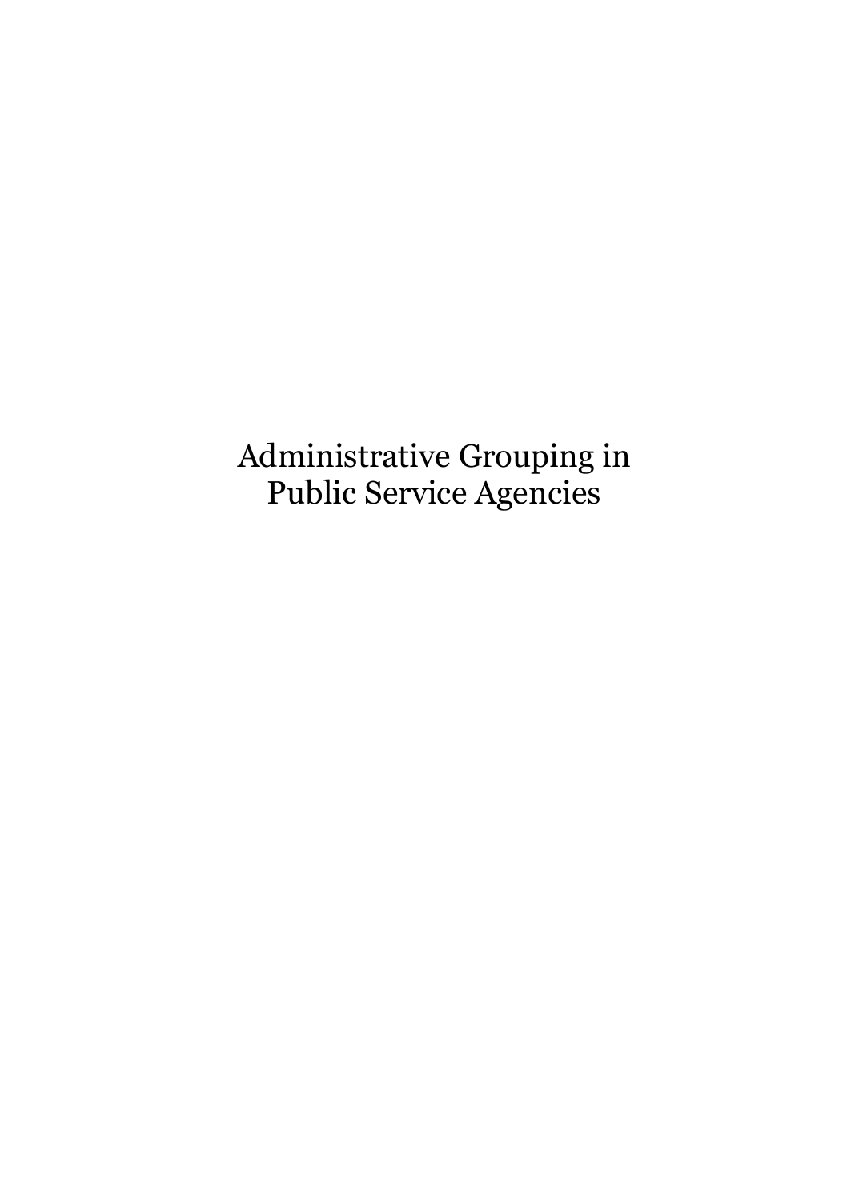# Administrative Grouping in Public Service Agencies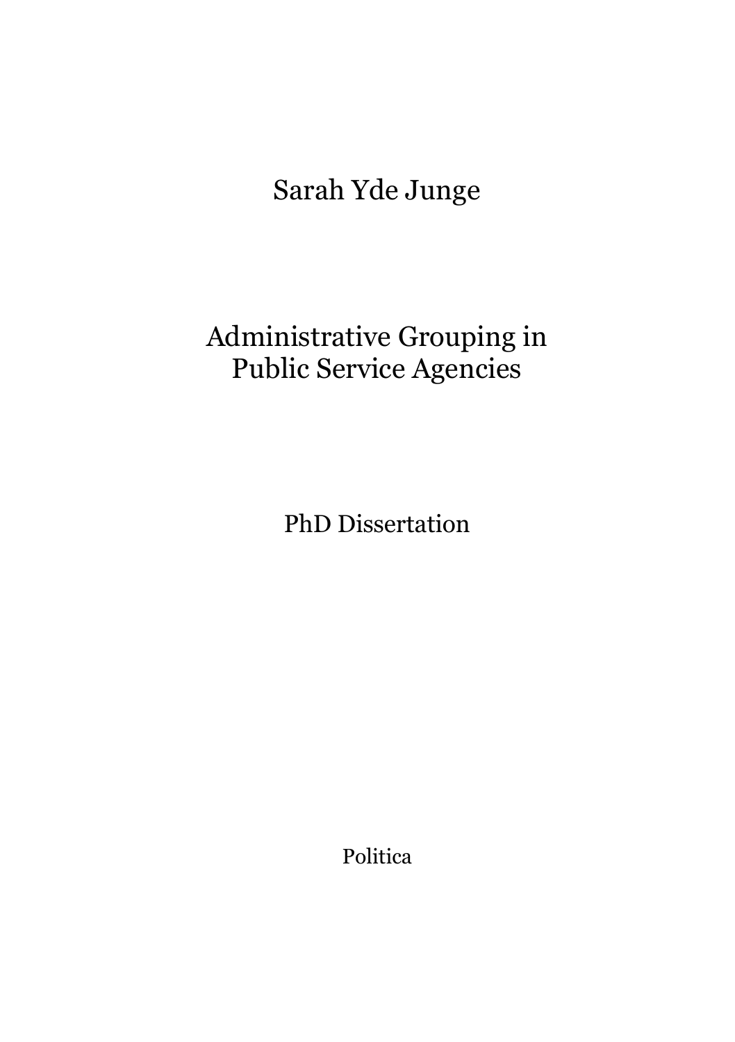Sarah Yde Junge

# Administrative Grouping in Public Service Agencies

PhD Dissertation

Politica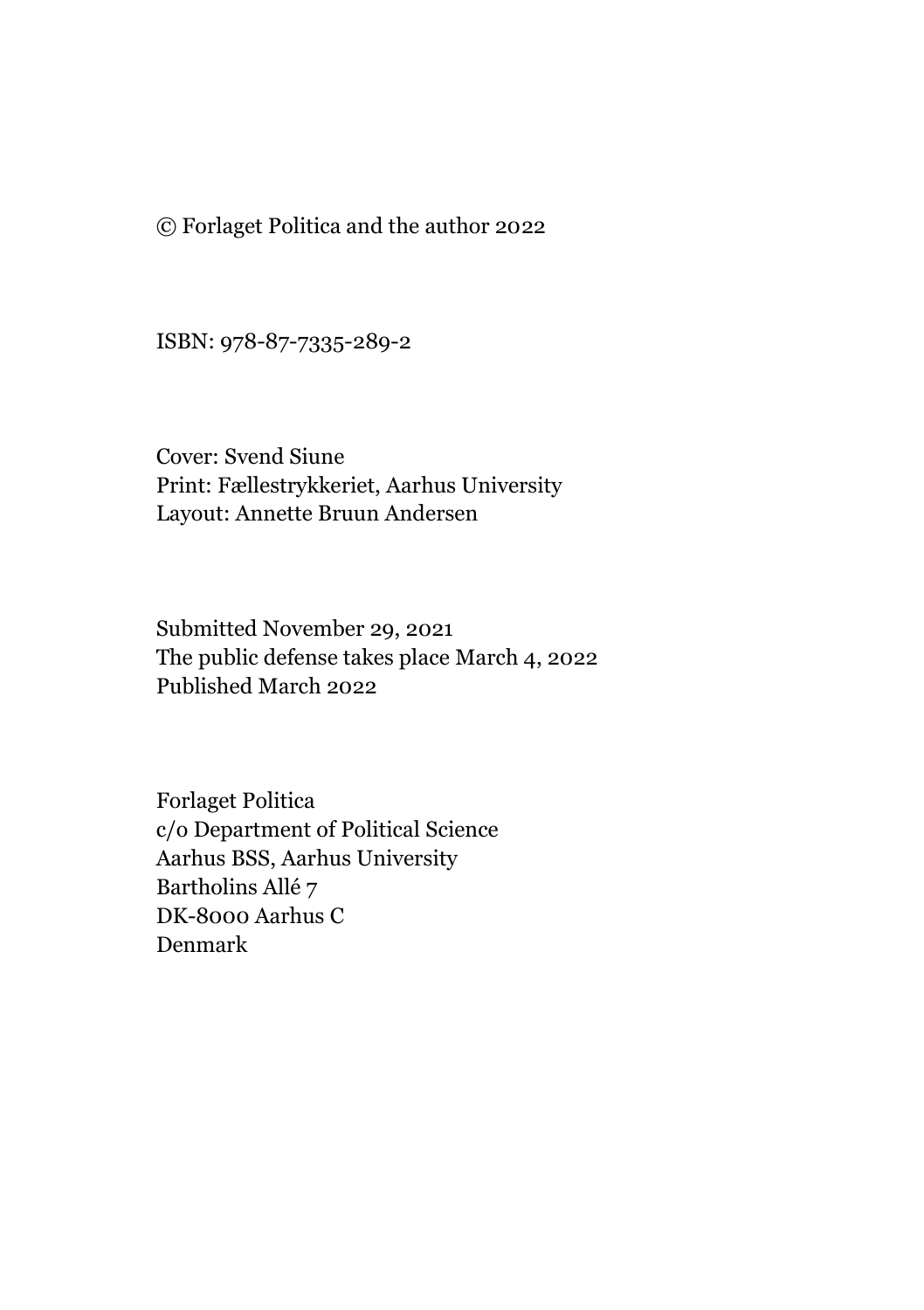© Forlaget Politica and the author 2022

ISBN: 978-87-7335-289-2

Cover: Svend Siune
Print: Fællestrykkeriet, Aarhus University
Layout: Annette Bruun Andersen

Submitted November 29, 2021
The public defense takes place March 4, 2022
Published March 2022

Forlaget Politica
c/o Department of Political Science
Aarhus BSS, Aarhus University
Bartholins Allé 7
DK-8000 Aarhus C
Denmark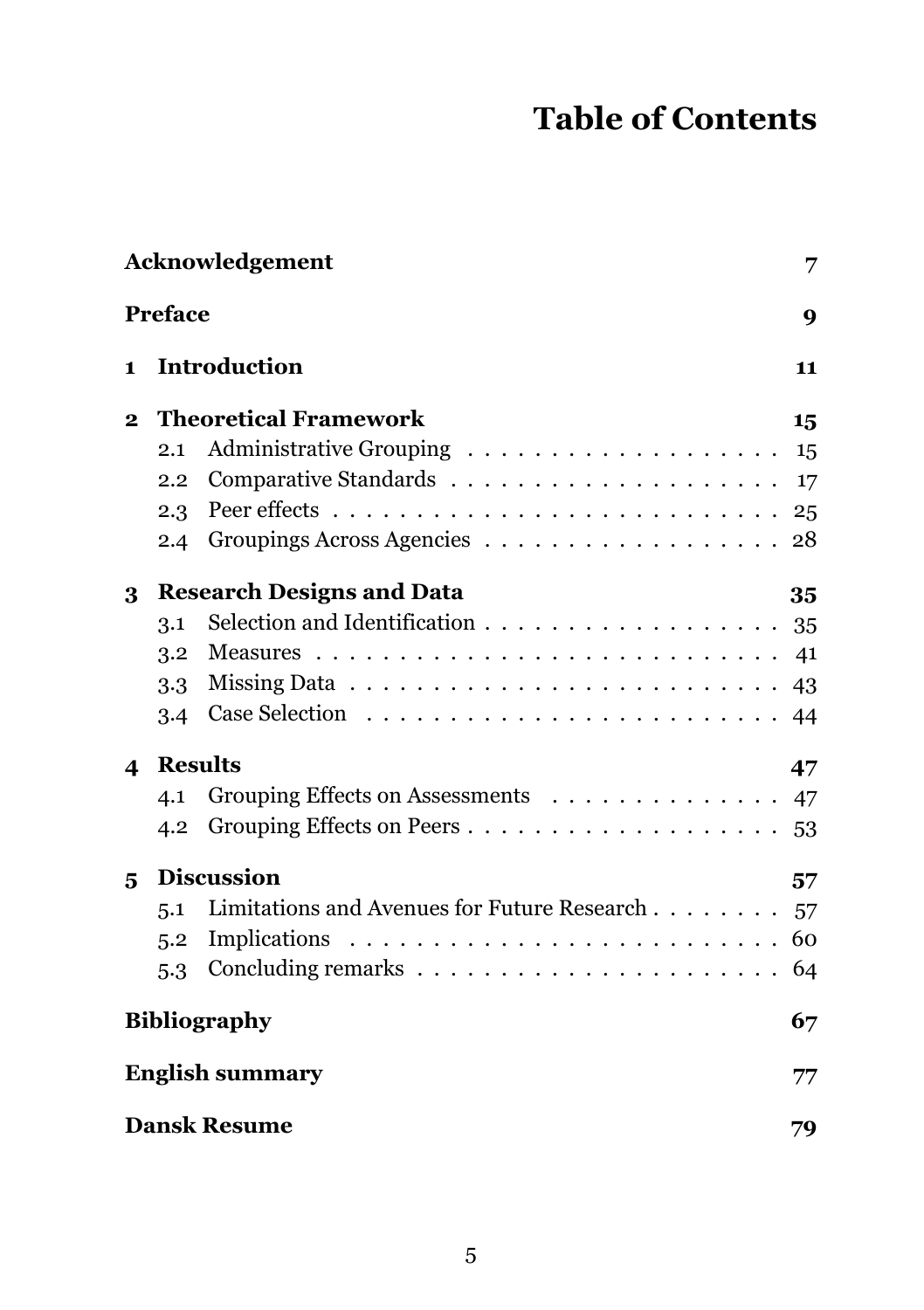# Table of Contents

| | | |
|---|---|---|
| **Acknowledgement** | | **7** |
| **Preface** | | **9** |
| **1** | **Introduction** | **11** |
| **2** | **Theoretical Framework** | **15** |
| 2.1 | Administrative Grouping | 15 |
| 2.2 | Comparative Standards | 17 |
| 2.3 | Peer effects | 25 |
| 2.4 | Groupings Across Agencies | 28 |
| **3** | **Research Designs and Data** | **35** |
| 3.1 | Selection and Identification | 35 |
| 3.2 | Measures | 41 |
| 3.3 | Missing Data | 43 |
| 3.4 | Case Selection | 44 |
| **4** | **Results** | **47** |
| 4.1 | Grouping Effects on Assessments | 47 |
| 4.2 | Grouping Effects on Peers | 53 |
| **5** | **Discussion** | **57** |
| 5.1 | Limitations and Avenues for Future Research | 57 |
| 5.2 | Implications | 60 |
| 5.3 | Concluding remarks | 64 |
| **Bibliography** | | **67** |
| **English summary** | | **77** |
| **Dansk Resume** | | **79** |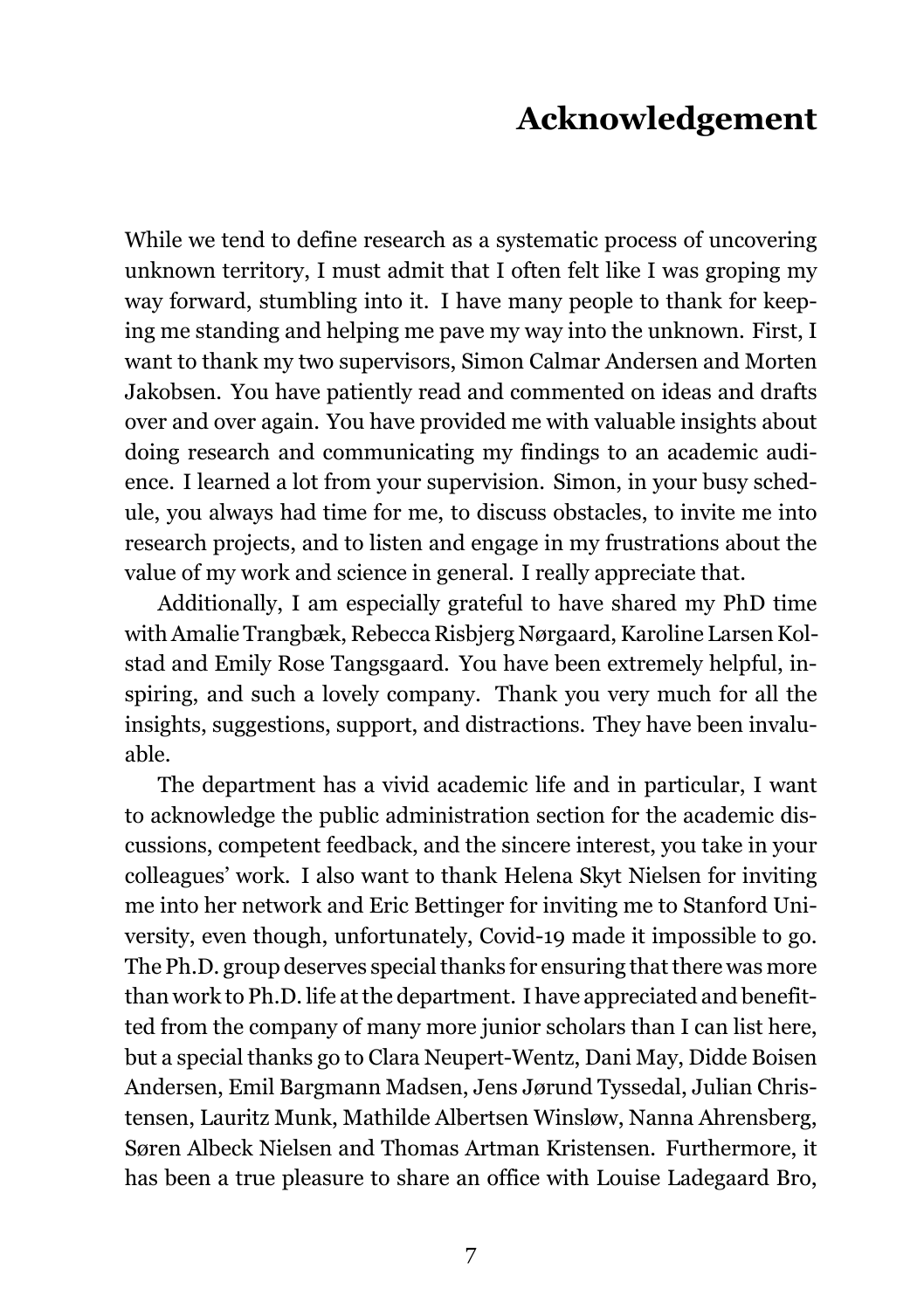# Acknowledgement

While we tend to define research as a systematic process of uncovering unknown territory, I must admit that I often felt like I was groping my way forward, stumbling into it. I have many people to thank for keeping me standing and helping me pave my way into the unknown. First, I want to thank my two supervisors, Simon Calmar Andersen and Morten Jakobsen. You have patiently read and commented on ideas and drafts over and over again. You have provided me with valuable insights about doing research and communicating my findings to an academic audience. I learned a lot from your supervision. Simon, in your busy schedule, you always had time for me, to discuss obstacles, to invite me into research projects, and to listen and engage in my frustrations about the value of my work and science in general. I really appreciate that.

Additionally, I am especially grateful to have shared my PhD time with Amalie Trangbæk, Rebecca Risbjerg Nørgaard, Karoline Larsen Kolstad and Emily Rose Tangsgaard. You have been extremely helpful, inspiring, and such a lovely company. Thank you very much for all the insights, suggestions, support, and distractions. They have been invaluable.

The department has a vivid academic life and in particular, I want to acknowledge the public administration section for the academic discussions, competent feedback, and the sincere interest, you take in your colleagues' work. I also want to thank Helena Skyt Nielsen for inviting me into her network and Eric Bettinger for inviting me to Stanford University, even though, unfortunately, Covid-19 made it impossible to go. The Ph.D. group deserves special thanks for ensuring that there was more than work to Ph.D. life at the department. I have appreciated and benefitted from the company of many more junior scholars than I can list here, but a special thanks go to Clara Neupert-Wentz, Dani May, Didde Boisen Andersen, Emil Bargmann Madsen, Jens Jørund Tyssedal, Julian Christensen, Lauritz Munk, Mathilde Albertsen Winsløw, Nanna Ahrensberg, Søren Albeck Nielsen and Thomas Artman Kristensen. Furthermore, it has been a true pleasure to share an office with Louise Ladegaard Bro,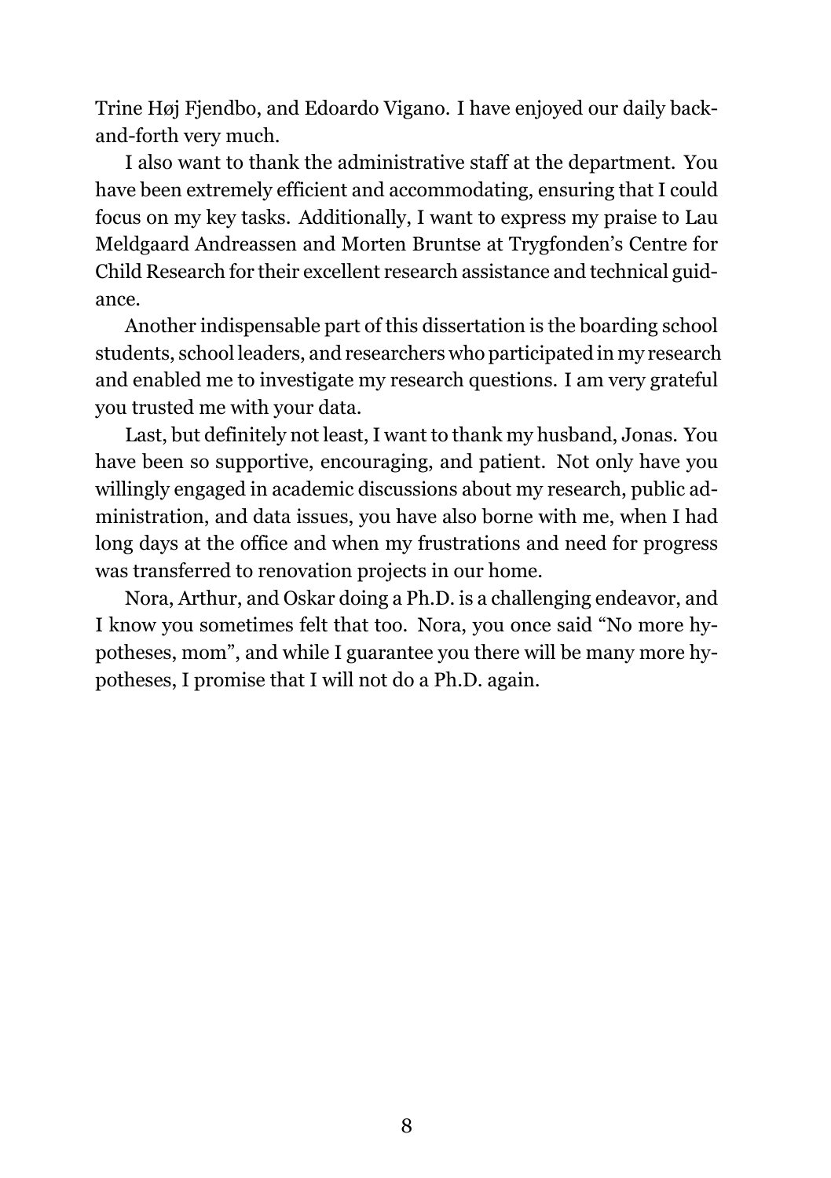Trine Høj Fjendbo, and Edoardo Vigano. I have enjoyed our daily back-and-forth very much.

I also want to thank the administrative staff at the department. You have been extremely efficient and accommodating, ensuring that I could focus on my key tasks. Additionally, I want to express my praise to Lau Meldgaard Andreassen and Morten Bruntse at Trygfonden's Centre for Child Research for their excellent research assistance and technical guidance.

Another indispensable part of this dissertation is the boarding school students, school leaders, and researchers who participated in my research and enabled me to investigate my research questions. I am very grateful you trusted me with your data.

Last, but definitely not least, I want to thank my husband, Jonas. You have been so supportive, encouraging, and patient. Not only have you willingly engaged in academic discussions about my research, public administration, and data issues, you have also borne with me, when I had long days at the office and when my frustrations and need for progress was transferred to renovation projects in our home.

Nora, Arthur, and Oskar doing a Ph.D. is a challenging endeavor, and I know you sometimes felt that too. Nora, you once said "No more hypotheses, mom", and while I guarantee you there will be many more hypotheses, I promise that I will not do a Ph.D. again.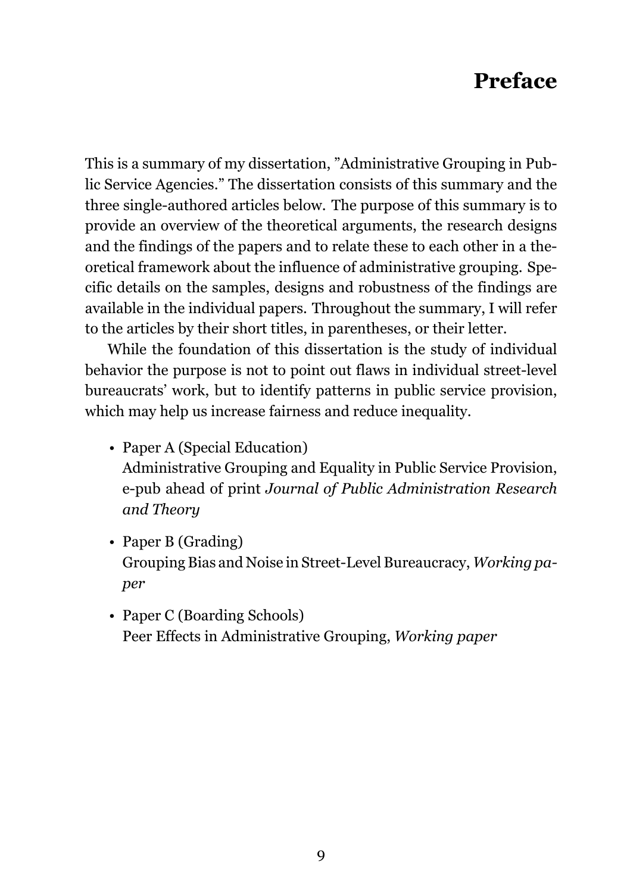# Preface

This is a summary of my dissertation, ”Administrative Grouping in Public Service Agencies.” The dissertation consists of this summary and the three single-authored articles below. The purpose of this summary is to provide an overview of the theoretical arguments, the research designs and the findings of the papers and to relate these to each other in a theoretical framework about the influence of administrative grouping. Specific details on the samples, designs and robustness of the findings are available in the individual papers. Throughout the summary, I will refer to the articles by their short titles, in parentheses, or their letter.

While the foundation of this dissertation is the study of individual behavior the purpose is not to point out flaws in individual street-level bureaucrats’ work, but to identify patterns in public service provision, which may help us increase fairness and reduce inequality.

- Paper A (Special Education)
  Administrative Grouping and Equality in Public Service Provision, e-pub ahead of print *Journal of Public Administration Research and Theory*
- Paper B (Grading)
  Grouping Bias and Noise in Street-Level Bureaucracy, *Working paper*
- Paper C (Boarding Schools)
  Peer Effects in Administrative Grouping, *Working paper*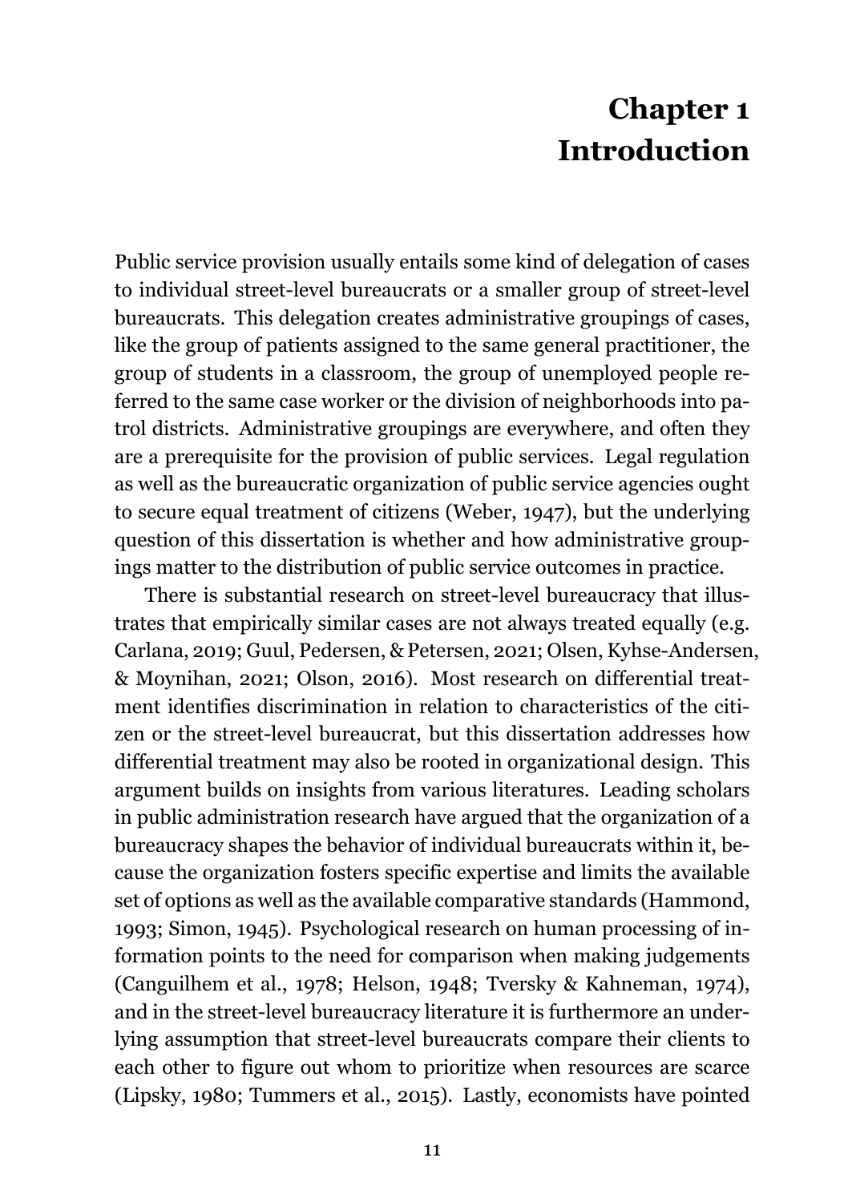# Chapter 1 Introduction

Public service provision usually entails some kind of delegation of cases to individual street-level bureaucrats or a smaller group of street-level bureaucrats. This delegation creates administrative groupings of cases, like the group of patients assigned to the same general practitioner, the group of students in a classroom, the group of unemployed people referred to the same case worker or the division of neighborhoods into patrol districts. Administrative groupings are everywhere, and often they are a prerequisite for the provision of public services. Legal regulation as well as the bureaucratic organization of public service agencies ought to secure equal treatment of citizens (Weber, 1947), but the underlying question of this dissertation is whether and how administrative groupings matter to the distribution of public service outcomes in practice.

There is substantial research on street-level bureaucracy that illustrates that empirically similar cases are not always treated equally (e.g. Carlana, 2019; Guul, Pedersen, & Petersen, 2021; Olsen, Kyhse-Andersen, & Moynihan, 2021; Olson, 2016). Most research on differential treatment identifies discrimination in relation to characteristics of the citizen or the street-level bureaucrat, but this dissertation addresses how differential treatment may also be rooted in organizational design. This argument builds on insights from various literatures. Leading scholars in public administration research have argued that the organization of a bureaucracy shapes the behavior of individual bureaucrats within it, because the organization fosters specific expertise and limits the available set of options as well as the available comparative standards (Hammond, 1993; Simon, 1945). Psychological research on human processing of information points to the need for comparison when making judgements (Canguilhem et al., 1978; Helson, 1948; Tversky & Kahneman, 1974), and in the street-level bureaucracy literature it is furthermore an underlying assumption that street-level bureaucrats compare their clients to each other to figure out whom to prioritize when resources are scarce (Lipsky, 1980; Tummers et al., 2015). Lastly, economists have pointed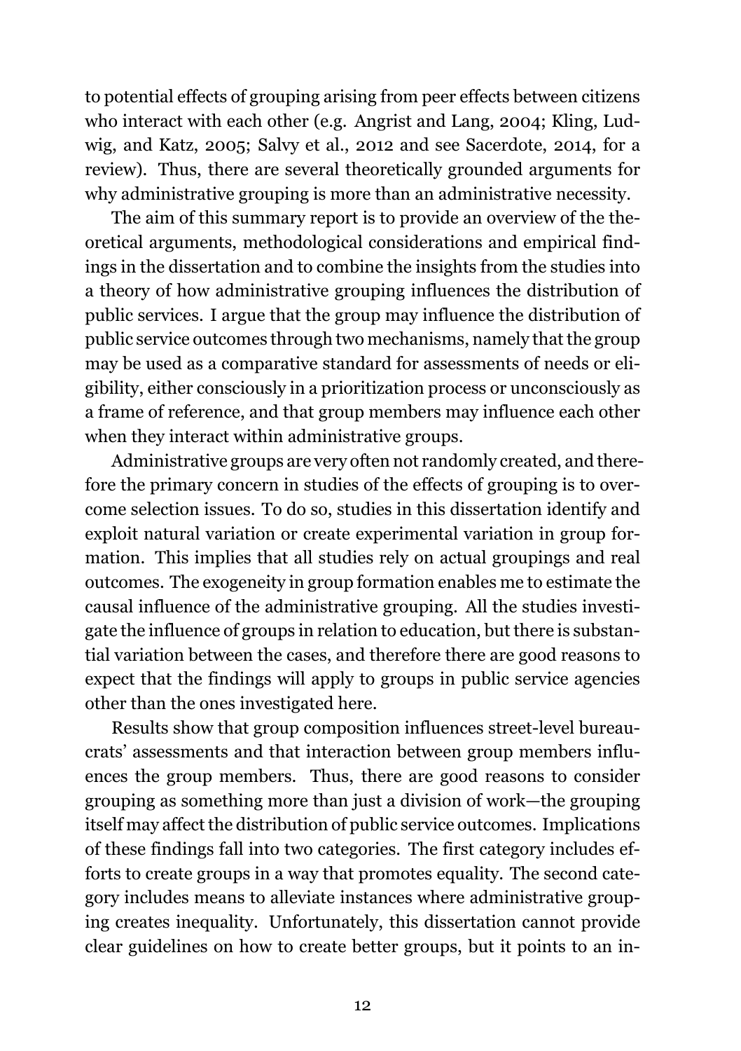to potential effects of grouping arising from peer effects between citizens who interact with each other (e.g. Angrist and Lang, 2004; Kling, Ludwig, and Katz, 2005; Salvy et al., 2012 and see Sacerdote, 2014, for a review). Thus, there are several theoretically grounded arguments for why administrative grouping is more than an administrative necessity.

The aim of this summary report is to provide an overview of the theoretical arguments, methodological considerations and empirical findings in the dissertation and to combine the insights from the studies into a theory of how administrative grouping influences the distribution of public services. I argue that the group may influence the distribution of public service outcomes through two mechanisms, namely that the group may be used as a comparative standard for assessments of needs or eligibility, either consciously in a prioritization process or unconsciously as a frame of reference, and that group members may influence each other when they interact within administrative groups.

Administrative groups are very often not randomly created, and therefore the primary concern in studies of the effects of grouping is to overcome selection issues. To do so, studies in this dissertation identify and exploit natural variation or create experimental variation in group formation. This implies that all studies rely on actual groupings and real outcomes. The exogeneity in group formation enables me to estimate the causal influence of the administrative grouping. All the studies investigate the influence of groups in relation to education, but there is substantial variation between the cases, and therefore there are good reasons to expect that the findings will apply to groups in public service agencies other than the ones investigated here.

Results show that group composition influences street-level bureaucrats' assessments and that interaction between group members influences the group members. Thus, there are good reasons to consider grouping as something more than just a division of work—the grouping itself may affect the distribution of public service outcomes. Implications of these findings fall into two categories. The first category includes efforts to create groups in a way that promotes equality. The second category includes means to alleviate instances where administrative grouping creates inequality. Unfortunately, this dissertation cannot provide clear guidelines on how to create better groups, but it points to an in-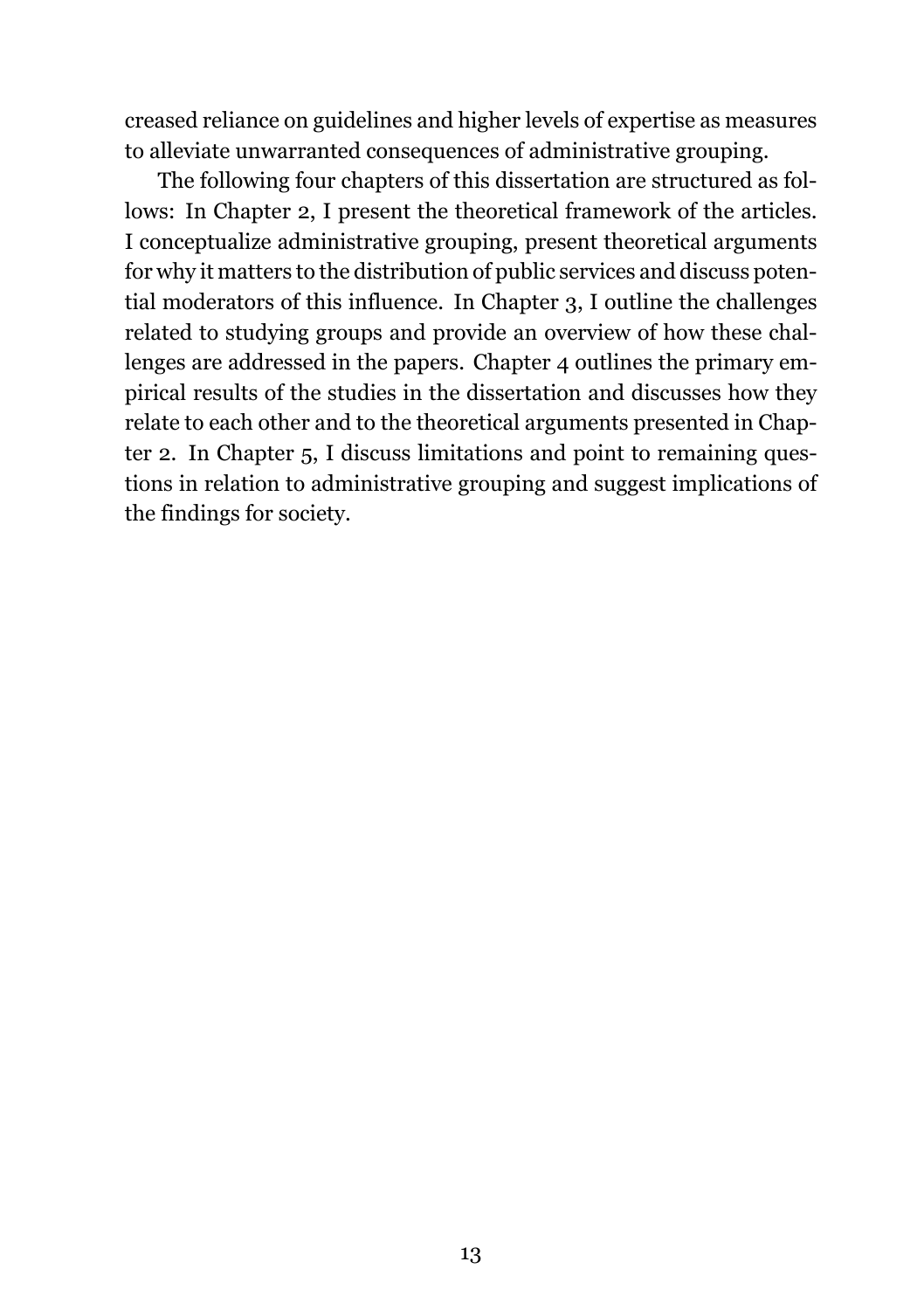creased reliance on guidelines and higher levels of expertise as measures to alleviate unwarranted consequences of administrative grouping.

The following four chapters of this dissertation are structured as follows: In Chapter 2, I present the theoretical framework of the articles. I conceptualize administrative grouping, present theoretical arguments for why it matters to the distribution of public services and discuss potential moderators of this influence. In Chapter 3, I outline the challenges related to studying groups and provide an overview of how these challenges are addressed in the papers. Chapter 4 outlines the primary empirical results of the studies in the dissertation and discusses how they relate to each other and to the theoretical arguments presented in Chapter 2. In Chapter 5, I discuss limitations and point to remaining questions in relation to administrative grouping and suggest implications of the findings for society.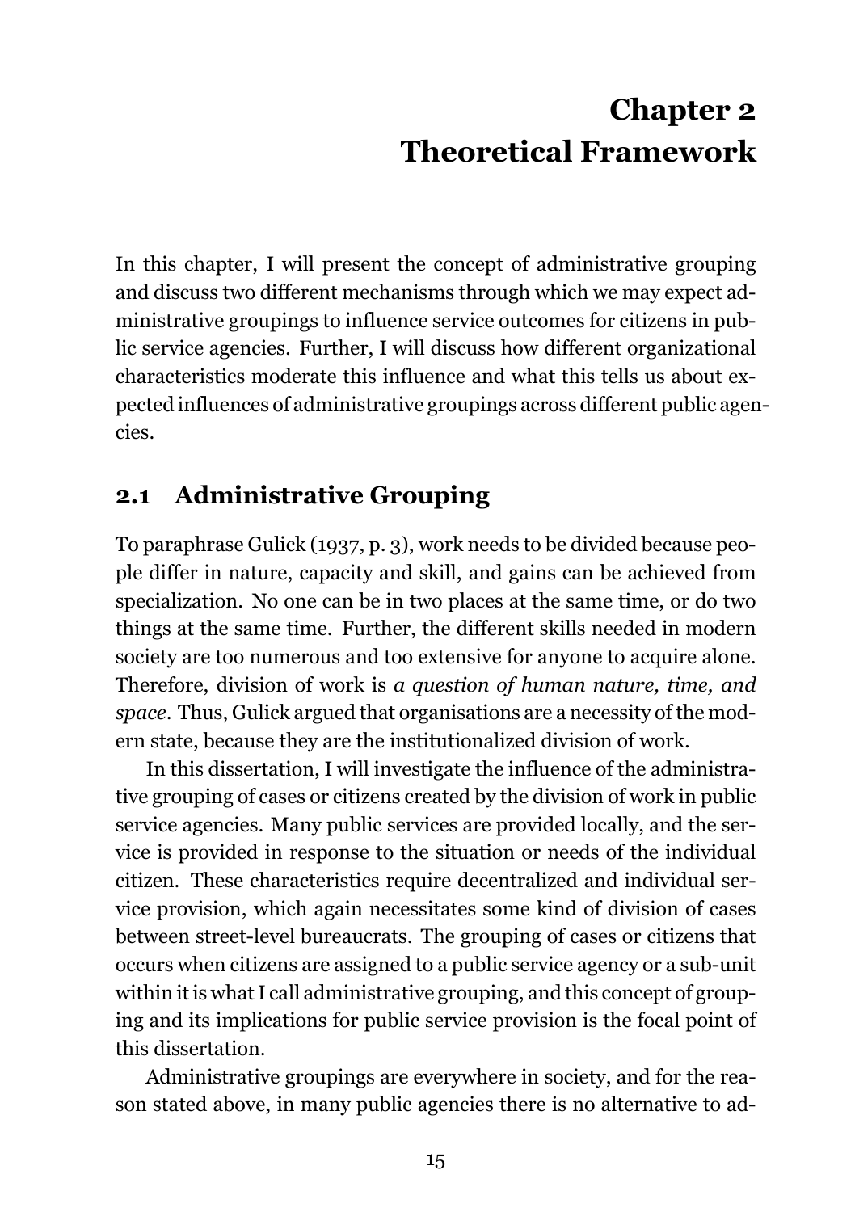# Chapter 2
# Theoretical Framework

In this chapter, I will present the concept of administrative grouping and discuss two different mechanisms through which we may expect administrative groupings to influence service outcomes for citizens in public service agencies. Further, I will discuss how different organizational characteristics moderate this influence and what this tells us about expected influences of administrative groupings across different public agencies.

## 2.1 Administrative Grouping

To paraphrase Gulick (1937, p. 3), work needs to be divided because people differ in nature, capacity and skill, and gains can be achieved from specialization. No one can be in two places at the same time, or do two things at the same time. Further, the different skills needed in modern society are too numerous and too extensive for anyone to acquire alone. Therefore, division of work is *a question of human nature, time, and space*. Thus, Gulick argued that organisations are a necessity of the modern state, because they are the institutionalized division of work.

In this dissertation, I will investigate the influence of the administrative grouping of cases or citizens created by the division of work in public service agencies. Many public services are provided locally, and the service is provided in response to the situation or needs of the individual citizen. These characteristics require decentralized and individual service provision, which again necessitates some kind of division of cases between street-level bureaucrats. The grouping of cases or citizens that occurs when citizens are assigned to a public service agency or a sub-unit within it is what I call administrative grouping, and this concept of grouping and its implications for public service provision is the focal point of this dissertation.

Administrative groupings are everywhere in society, and for the reason stated above, in many public agencies there is no alternative to ad-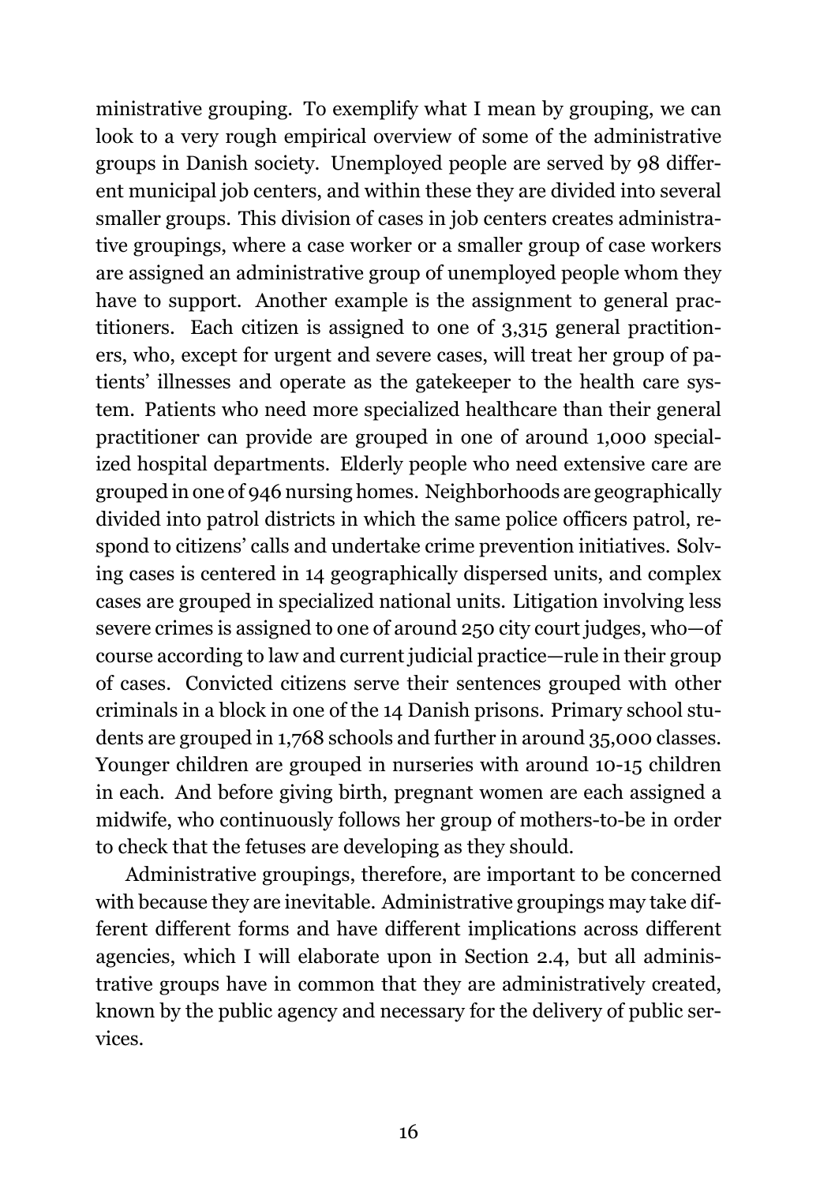ministrative grouping. To exemplify what I mean by grouping, we can look to a very rough empirical overview of some of the administrative groups in Danish society. Unemployed people are served by 98 different municipal job centers, and within these they are divided into several smaller groups. This division of cases in job centers creates administrative groupings, where a case worker or a smaller group of case workers are assigned an administrative group of unemployed people whom they have to support. Another example is the assignment to general practitioners. Each citizen is assigned to one of 3,315 general practitioners, who, except for urgent and severe cases, will treat her group of patients' illnesses and operate as the gatekeeper to the health care system. Patients who need more specialized healthcare than their general practitioner can provide are grouped in one of around 1,000 specialized hospital departments. Elderly people who need extensive care are grouped in one of 946 nursing homes. Neighborhoods are geographically divided into patrol districts in which the same police officers patrol, respond to citizens' calls and undertake crime prevention initiatives. Solving cases is centered in 14 geographically dispersed units, and complex cases are grouped in specialized national units. Litigation involving less severe crimes is assigned to one of around 250 city court judges, who—of course according to law and current judicial practice—rule in their group of cases. Convicted citizens serve their sentences grouped with other criminals in a block in one of the 14 Danish prisons. Primary school students are grouped in 1,768 schools and further in around 35,000 classes. Younger children are grouped in nurseries with around 10-15 children in each. And before giving birth, pregnant women are each assigned a midwife, who continuously follows her group of mothers-to-be in order to check that the fetuses are developing as they should.

Administrative groupings, therefore, are important to be concerned with because they are inevitable. Administrative groupings may take different different forms and have different implications across different agencies, which I will elaborate upon in Section 2.4, but all administrative groups have in common that they are administratively created, known by the public agency and necessary for the delivery of public services.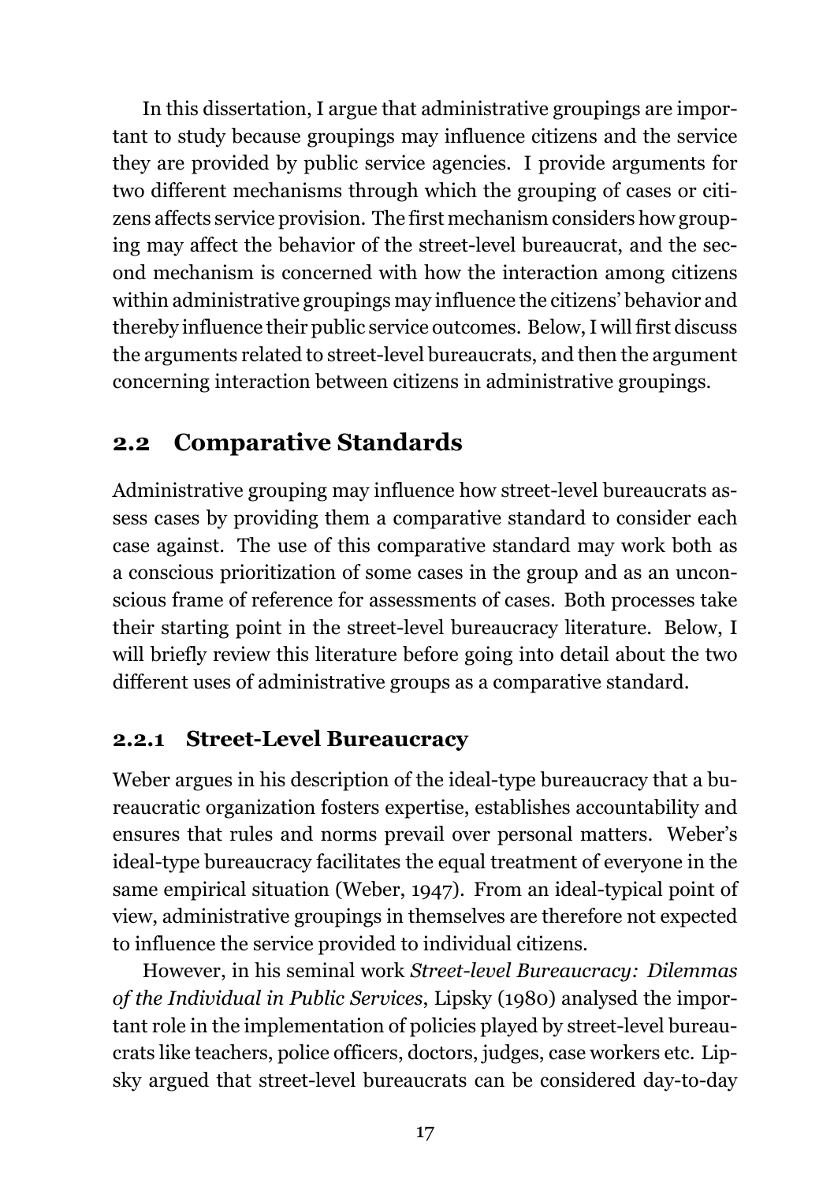In this dissertation, I argue that administrative groupings are important to study because groupings may influence citizens and the service they are provided by public service agencies. I provide arguments for two different mechanisms through which the grouping of cases or citizens affects service provision. The first mechanism considers how grouping may affect the behavior of the street-level bureaucrat, and the second mechanism is concerned with how the interaction among citizens within administrative groupings may influence the citizens' behavior and thereby influence their public service outcomes. Below, I will first discuss the arguments related to street-level bureaucrats, and then the argument concerning interaction between citizens in administrative groupings.

## 2.2 Comparative Standards

Administrative grouping may influence how street-level bureaucrats assess cases by providing them a comparative standard to consider each case against. The use of this comparative standard may work both as a conscious prioritization of some cases in the group and as an unconscious frame of reference for assessments of cases. Both processes take their starting point in the street-level bureaucracy literature. Below, I will briefly review this literature before going into detail about the two different uses of administrative groups as a comparative standard.

### 2.2.1 Street-Level Bureaucracy

Weber argues in his description of the ideal-type bureaucracy that a bureaucratic organization fosters expertise, establishes accountability and ensures that rules and norms prevail over personal matters. Weber's ideal-type bureaucracy facilitates the equal treatment of everyone in the same empirical situation (Weber, 1947). From an ideal-typical point of view, administrative groupings in themselves are therefore not expected to influence the service provided to individual citizens.

However, in his seminal work *Street-level Bureaucracy: Dilemmas of the Individual in Public Services*, Lipsky (1980) analysed the important role in the implementation of policies played by street-level bureaucrats like teachers, police officers, doctors, judges, case workers etc. Lipsky argued that street-level bureaucrats can be considered day-to-day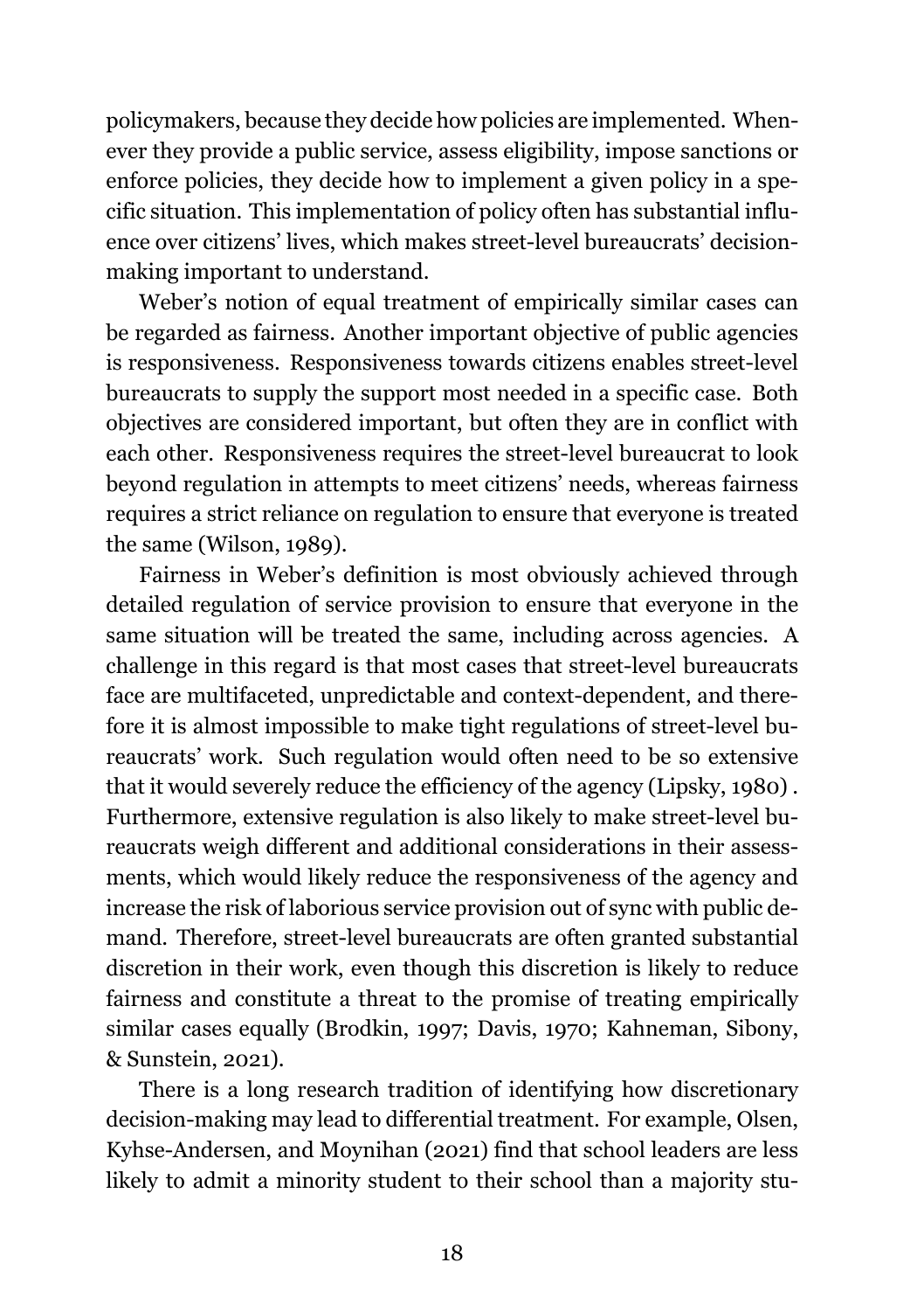policymakers, because they decide how policies are implemented. Whenever they provide a public service, assess eligibility, impose sanctions or enforce policies, they decide how to implement a given policy in a specific situation. This implementation of policy often has substantial influence over citizens' lives, which makes street-level bureaucrats' decision-making important to understand.

Weber's notion of equal treatment of empirically similar cases can be regarded as fairness. Another important objective of public agencies is responsiveness. Responsiveness towards citizens enables street-level bureaucrats to supply the support most needed in a specific case. Both objectives are considered important, but often they are in conflict with each other. Responsiveness requires the street-level bureaucrat to look beyond regulation in attempts to meet citizens' needs, whereas fairness requires a strict reliance on regulation to ensure that everyone is treated the same (Wilson, 1989).

Fairness in Weber's definition is most obviously achieved through detailed regulation of service provision to ensure that everyone in the same situation will be treated the same, including across agencies. A challenge in this regard is that most cases that street-level bureaucrats face are multifaceted, unpredictable and context-dependent, and therefore it is almost impossible to make tight regulations of street-level bureaucrats' work. Such regulation would often need to be so extensive that it would severely reduce the efficiency of the agency (Lipsky, 1980) . Furthermore, extensive regulation is also likely to make street-level bureaucrats weigh different and additional considerations in their assessments, which would likely reduce the responsiveness of the agency and increase the risk of laborious service provision out of sync with public demand. Therefore, street-level bureaucrats are often granted substantial discretion in their work, even though this discretion is likely to reduce fairness and constitute a threat to the promise of treating empirically similar cases equally (Brodkin, 1997; Davis, 1970; Kahneman, Sibony, & Sunstein, 2021).

There is a long research tradition of identifying how discretionary decision-making may lead to differential treatment. For example, Olsen, Kyhse-Andersen, and Moynihan (2021) find that school leaders are less likely to admit a minority student to their school than a majority stu-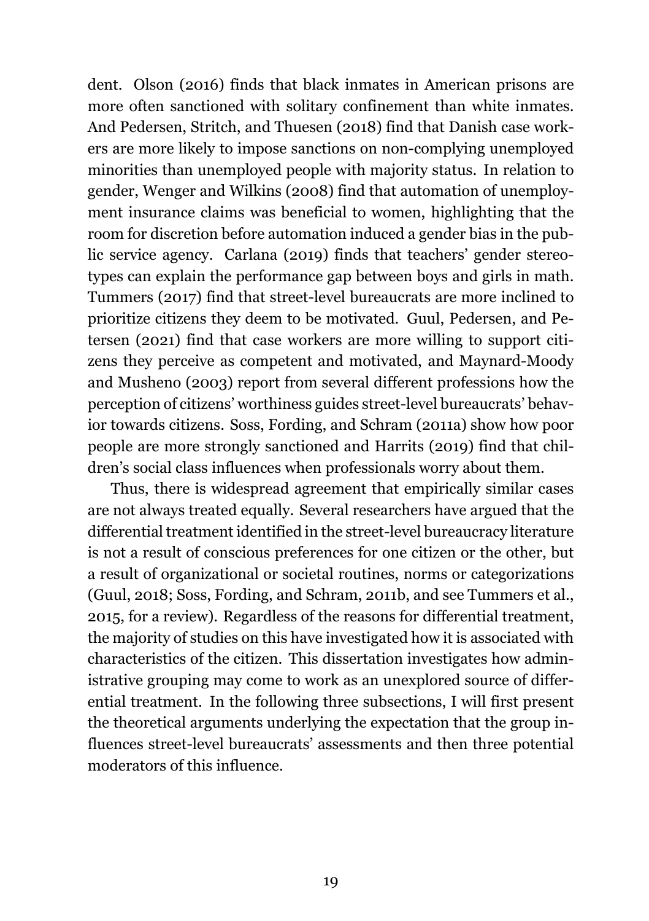dent. Olson (2016) finds that black inmates in American prisons are more often sanctioned with solitary confinement than white inmates. And Pedersen, Stritch, and Thuesen (2018) find that Danish case workers are more likely to impose sanctions on non-complying unemployed minorities than unemployed people with majority status. In relation to gender, Wenger and Wilkins (2008) find that automation of unemployment insurance claims was beneficial to women, highlighting that the room for discretion before automation induced a gender bias in the public service agency. Carlana (2019) finds that teachers' gender stereotypes can explain the performance gap between boys and girls in math. Tummers (2017) find that street-level bureaucrats are more inclined to prioritize citizens they deem to be motivated. Guul, Pedersen, and Petersen (2021) find that case workers are more willing to support citizens they perceive as competent and motivated, and Maynard-Moody and Musheno (2003) report from several different professions how the perception of citizens' worthiness guides street-level bureaucrats' behavior towards citizens. Soss, Fording, and Schram (2011a) show how poor people are more strongly sanctioned and Harrits (2019) find that children's social class influences when professionals worry about them.

Thus, there is widespread agreement that empirically similar cases are not always treated equally. Several researchers have argued that the differential treatment identified in the street-level bureaucracy literature is not a result of conscious preferences for one citizen or the other, but a result of organizational or societal routines, norms or categorizations (Guul, 2018; Soss, Fording, and Schram, 2011b, and see Tummers et al., 2015, for a review). Regardless of the reasons for differential treatment, the majority of studies on this have investigated how it is associated with characteristics of the citizen. This dissertation investigates how administrative grouping may come to work as an unexplored source of differential treatment. In the following three subsections, I will first present the theoretical arguments underlying the expectation that the group influences street-level bureaucrats' assessments and then three potential moderators of this influence.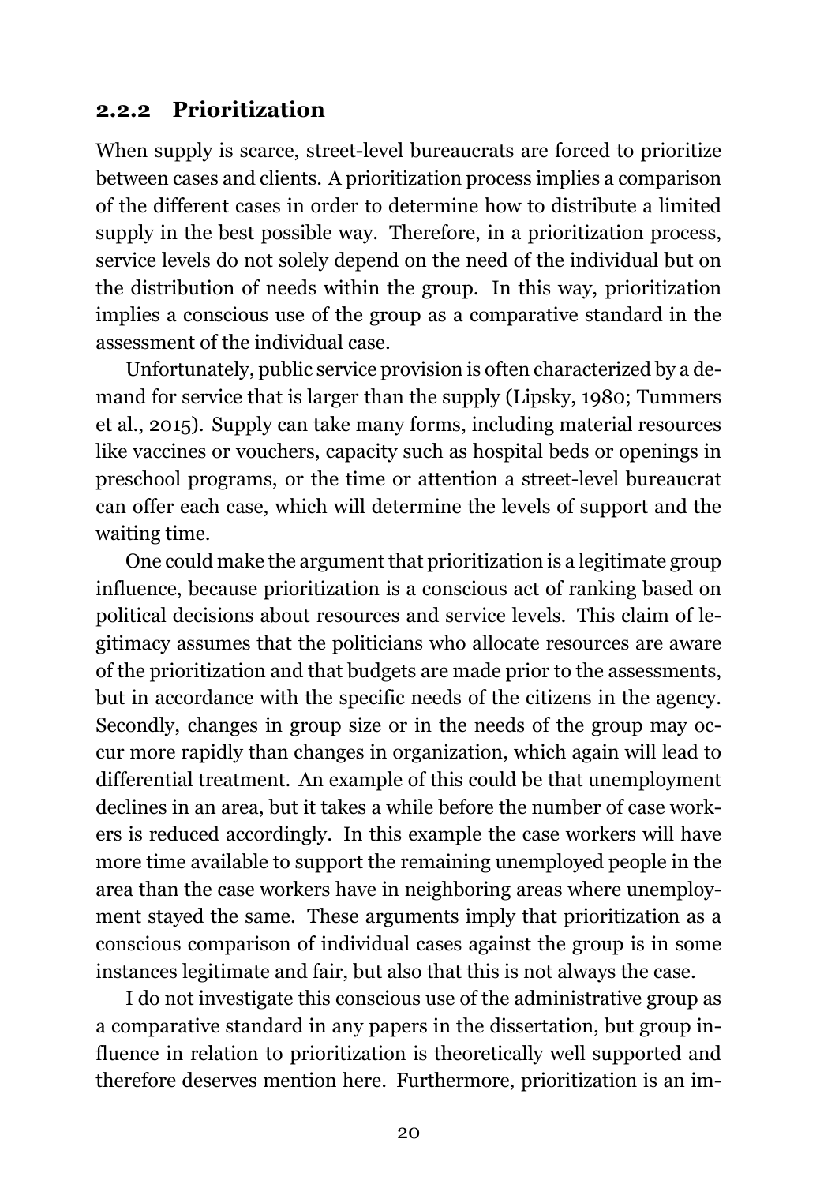### 2.2.2 Prioritization

When supply is scarce, street-level bureaucrats are forced to prioritize between cases and clients. A prioritization process implies a comparison of the different cases in order to determine how to distribute a limited supply in the best possible way. Therefore, in a prioritization process, service levels do not solely depend on the need of the individual but on the distribution of needs within the group. In this way, prioritization implies a conscious use of the group as a comparative standard in the assessment of the individual case.

Unfortunately, public service provision is often characterized by a demand for service that is larger than the supply (Lipsky, 1980; Tummers et al., 2015). Supply can take many forms, including material resources like vaccines or vouchers, capacity such as hospital beds or openings in preschool programs, or the time or attention a street-level bureaucrat can offer each case, which will determine the levels of support and the waiting time.

One could make the argument that prioritization is a legitimate group influence, because prioritization is a conscious act of ranking based on political decisions about resources and service levels. This claim of legitimacy assumes that the politicians who allocate resources are aware of the prioritization and that budgets are made prior to the assessments, but in accordance with the specific needs of the citizens in the agency. Secondly, changes in group size or in the needs of the group may occur more rapidly than changes in organization, which again will lead to differential treatment. An example of this could be that unemployment declines in an area, but it takes a while before the number of case workers is reduced accordingly. In this example the case workers will have more time available to support the remaining unemployed people in the area than the case workers have in neighboring areas where unemployment stayed the same. These arguments imply that prioritization as a conscious comparison of individual cases against the group is in some instances legitimate and fair, but also that this is not always the case.

I do not investigate this conscious use of the administrative group as a comparative standard in any papers in the dissertation, but group influence in relation to prioritization is theoretically well supported and therefore deserves mention here. Furthermore, prioritization is an im-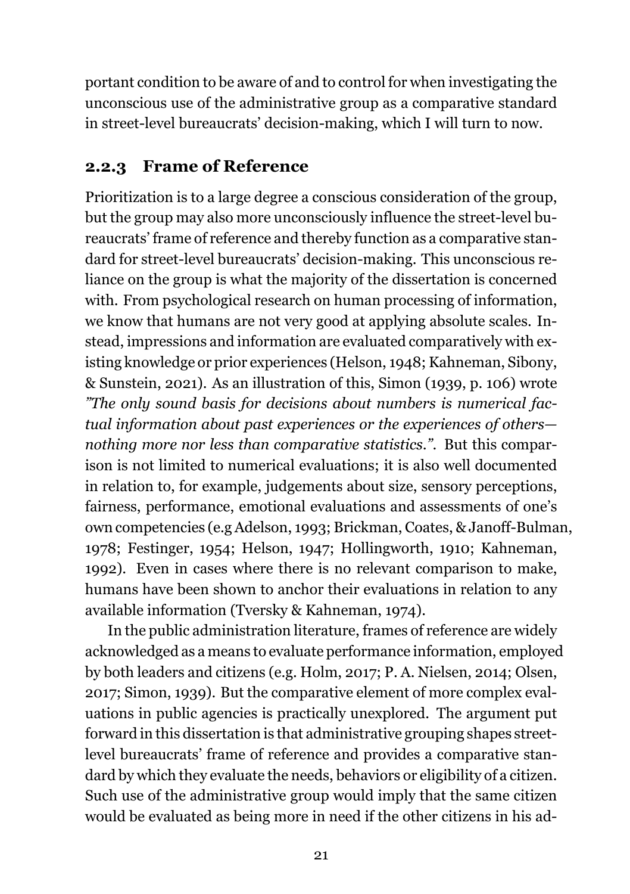portant condition to be aware of and to control for when investigating the unconscious use of the administrative group as a comparative standard in street-level bureaucrats' decision-making, which I will turn to now.

### 2.2.3 Frame of Reference

Prioritization is to a large degree a conscious consideration of the group, but the group may also more unconsciously influence the street-level bureaucrats' frame of reference and thereby function as a comparative standard for street-level bureaucrats' decision-making. This unconscious reliance on the group is what the majority of the dissertation is concerned with. From psychological research on human processing of information, we know that humans are not very good at applying absolute scales. Instead, impressions and information are evaluated comparatively with existing knowledge or prior experiences (Helson, 1948; Kahneman, Sibony, & Sunstein, 2021). As an illustration of this, Simon (1939, p. 106) wrote *"The only sound basis for decisions about numbers is numerical factual information about past experiences or the experiences of others—nothing more nor less than comparative statistics."*. But this comparison is not limited to numerical evaluations; it is also well documented in relation to, for example, judgements about size, sensory perceptions, fairness, performance, emotional evaluations and assessments of one's own competencies (e.g Adelson, 1993; Brickman, Coates, & Janoff-Bulman, 1978; Festinger, 1954; Helson, 1947; Hollingworth, 1910; Kahneman, 1992). Even in cases where there is no relevant comparison to make, humans have been shown to anchor their evaluations in relation to any available information (Tversky & Kahneman, 1974).

In the public administration literature, frames of reference are widely acknowledged as a means to evaluate performance information, employed by both leaders and citizens (e.g. Holm, 2017; P. A. Nielsen, 2014; Olsen, 2017; Simon, 1939). But the comparative element of more complex evaluations in public agencies is practically unexplored. The argument put forward in this dissertation is that administrative grouping shapes street-level bureaucrats' frame of reference and provides a comparative standard by which they evaluate the needs, behaviors or eligibility of a citizen. Such use of the administrative group would imply that the same citizen would be evaluated as being more in need if the other citizens in his ad-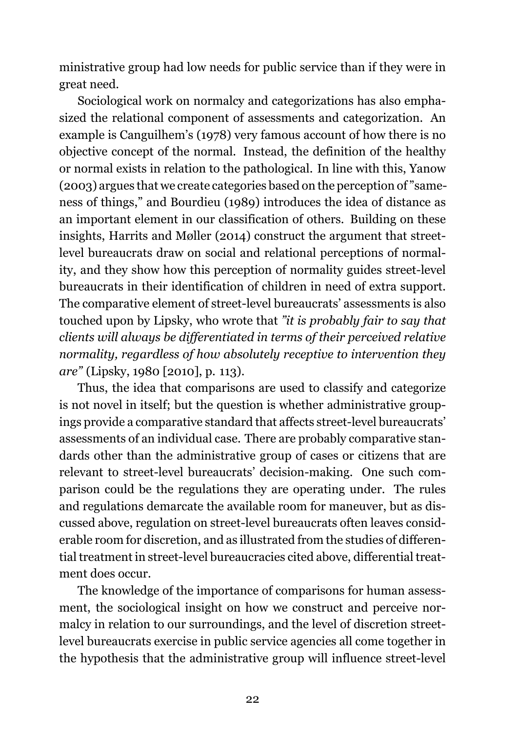ministrative group had low needs for public service than if they were in great need.

Sociological work on normalcy and categorizations has also emphasized the relational component of assessments and categorization. An example is Canguilhem's (1978) very famous account of how there is no objective concept of the normal. Instead, the definition of the healthy or normal exists in relation to the pathological. In line with this, Yanow (2003) argues that we create categories based on the perception of "sameness of things," and Bourdieu (1989) introduces the idea of distance as an important element in our classification of others. Building on these insights, Harrits and Møller (2014) construct the argument that street-level bureaucrats draw on social and relational perceptions of normality, and they show how this perception of normality guides street-level bureaucrats in their identification of children in need of extra support. The comparative element of street-level bureaucrats' assessments is also touched upon by Lipsky, who wrote that *"it is probably fair to say that clients will always be differentiated in terms of their perceived relative normality, regardless of how absolutely receptive to intervention they are"* (Lipsky, 1980 [2010], p. 113).

Thus, the idea that comparisons are used to classify and categorize is not novel in itself; but the question is whether administrative groupings provide a comparative standard that affects street-level bureaucrats' assessments of an individual case. There are probably comparative standards other than the administrative group of cases or citizens that are relevant to street-level bureaucrats' decision-making. One such comparison could be the regulations they are operating under. The rules and regulations demarcate the available room for maneuver, but as discussed above, regulation on street-level bureaucrats often leaves considerable room for discretion, and as illustrated from the studies of differential treatment in street-level bureaucracies cited above, differential treatment does occur.

The knowledge of the importance of comparisons for human assessment, the sociological insight on how we construct and perceive normalcy in relation to our surroundings, and the level of discretion street-level bureaucrats exercise in public service agencies all come together in the hypothesis that the administrative group will influence street-level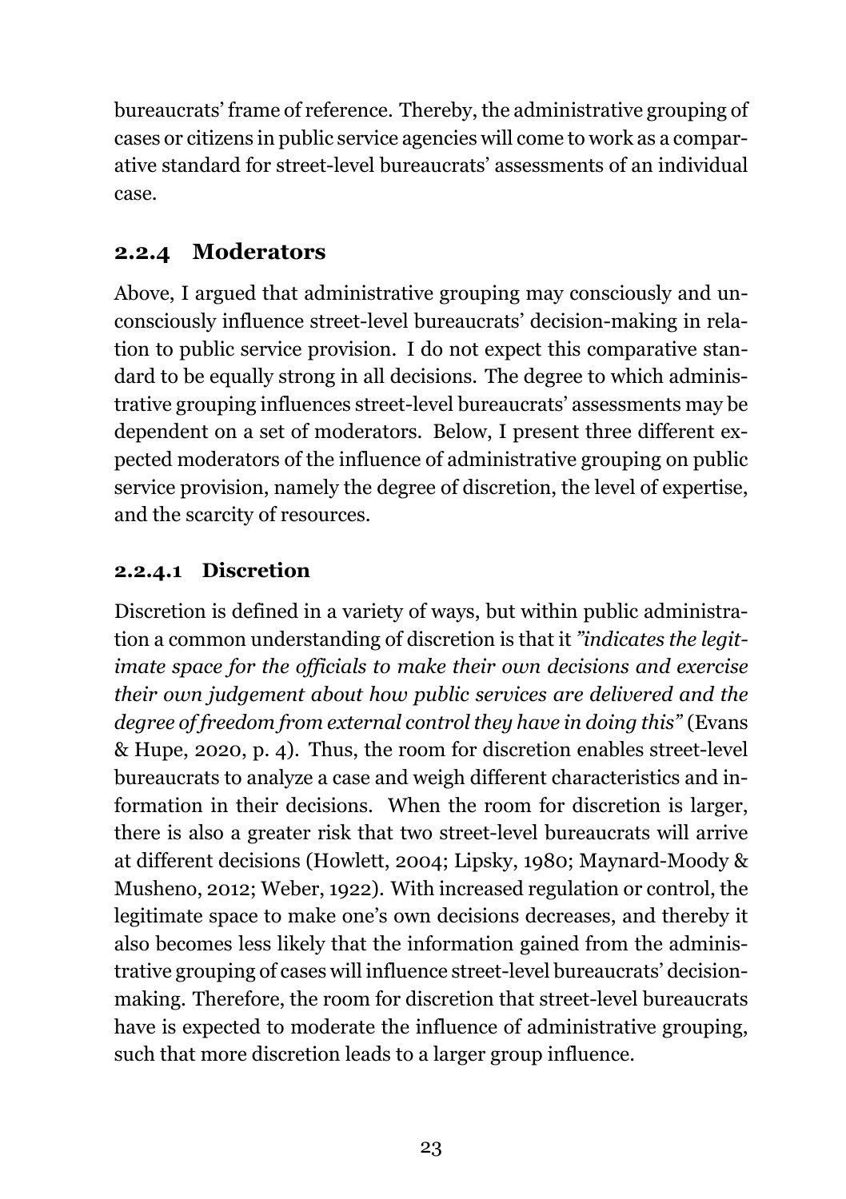bureaucrats' frame of reference. Thereby, the administrative grouping of cases or citizens in public service agencies will come to work as a comparative standard for street-level bureaucrats' assessments of an individual case.

### 2.2.4 Moderators

Above, I argued that administrative grouping may consciously and unconsciously influence street-level bureaucrats' decision-making in relation to public service provision. I do not expect this comparative standard to be equally strong in all decisions. The degree to which administrative grouping influences street-level bureaucrats' assessments may be dependent on a set of moderators. Below, I present three different expected moderators of the influence of administrative grouping on public service provision, namely the degree of discretion, the level of expertise, and the scarcity of resources.

#### 2.2.4.1 Discretion

Discretion is defined in a variety of ways, but within public administration a common understanding of discretion is that it *"indicates the legitimate space for the officials to make their own decisions and exercise their own judgement about how public services are delivered and the degree of freedom from external control they have in doing this"* (Evans & Hupe, 2020, p. 4). Thus, the room for discretion enables street-level bureaucrats to analyze a case and weigh different characteristics and information in their decisions. When the room for discretion is larger, there is also a greater risk that two street-level bureaucrats will arrive at different decisions (Howlett, 2004; Lipsky, 1980; Maynard-Moody & Musheno, 2012; Weber, 1922). With increased regulation or control, the legitimate space to make one's own decisions decreases, and thereby it also becomes less likely that the information gained from the administrative grouping of cases will influence street-level bureaucrats' decision-making. Therefore, the room for discretion that street-level bureaucrats have is expected to moderate the influence of administrative grouping, such that more discretion leads to a larger group influence.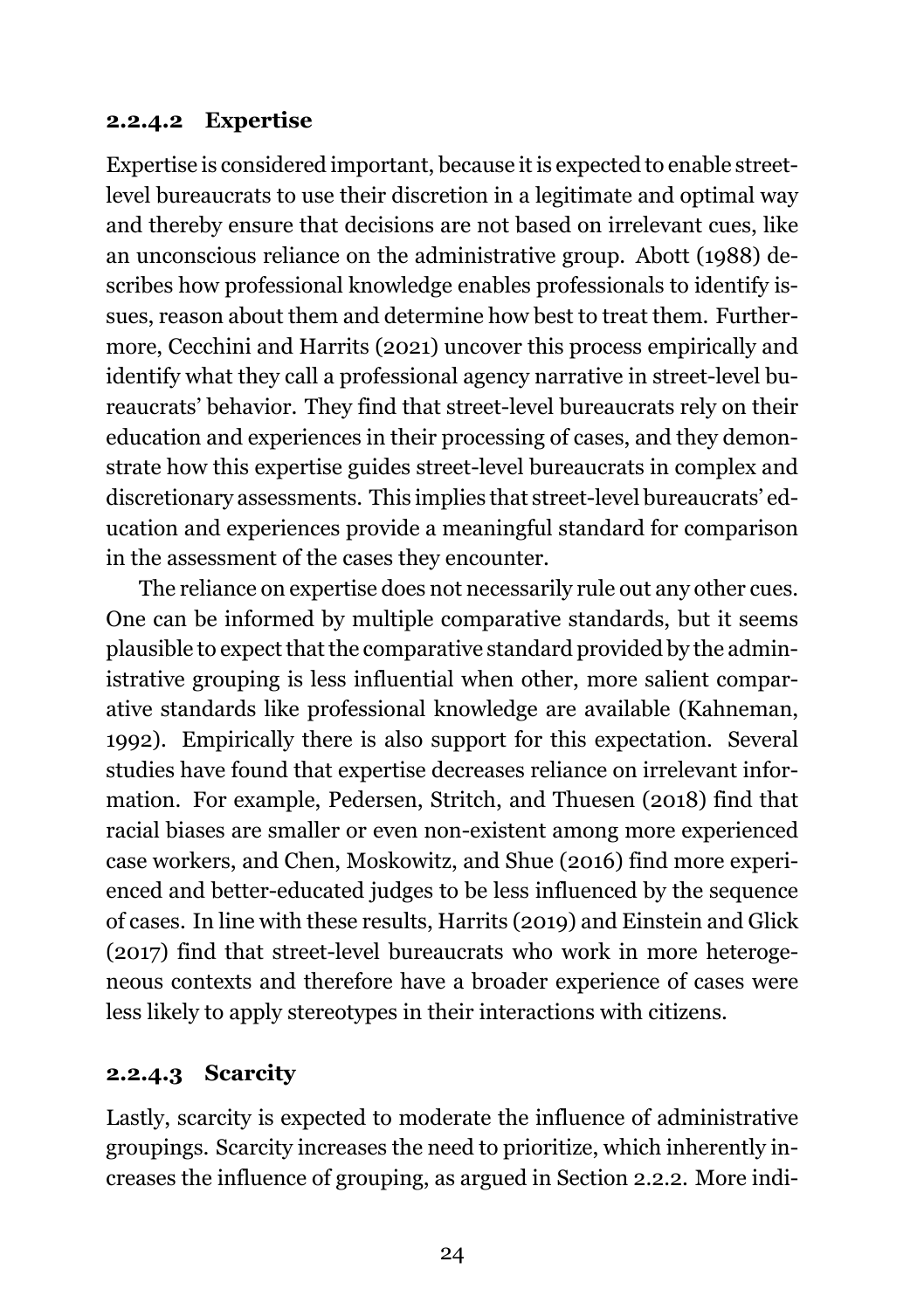#### 2.2.4.2 Expertise

Expertise is considered important, because it is expected to enable street-level bureaucrats to use their discretion in a legitimate and optimal way and thereby ensure that decisions are not based on irrelevant cues, like an unconscious reliance on the administrative group. Abott (1988) describes how professional knowledge enables professionals to identify issues, reason about them and determine how best to treat them. Furthermore, Cecchini and Harrits (2021) uncover this process empirically and identify what they call a professional agency narrative in street-level bureaucrats' behavior. They find that street-level bureaucrats rely on their education and experiences in their processing of cases, and they demonstrate how this expertise guides street-level bureaucrats in complex and discretionary assessments. This implies that street-level bureaucrats' education and experiences provide a meaningful standard for comparison in the assessment of the cases they encounter.

The reliance on expertise does not necessarily rule out any other cues. One can be informed by multiple comparative standards, but it seems plausible to expect that the comparative standard provided by the administrative grouping is less influential when other, more salient comparative standards like professional knowledge are available (Kahneman, 1992). Empirically there is also support for this expectation. Several studies have found that expertise decreases reliance on irrelevant information. For example, Pedersen, Stritch, and Thuesen (2018) find that racial biases are smaller or even non-existent among more experienced case workers, and Chen, Moskowitz, and Shue (2016) find more experienced and better-educated judges to be less influenced by the sequence of cases. In line with these results, Harrits (2019) and Einstein and Glick (2017) find that street-level bureaucrats who work in more heterogeneous contexts and therefore have a broader experience of cases were less likely to apply stereotypes in their interactions with citizens.

#### 2.2.4.3 Scarcity

Lastly, scarcity is expected to moderate the influence of administrative groupings. Scarcity increases the need to prioritize, which inherently increases the influence of grouping, as argued in Section 2.2.2. More indi-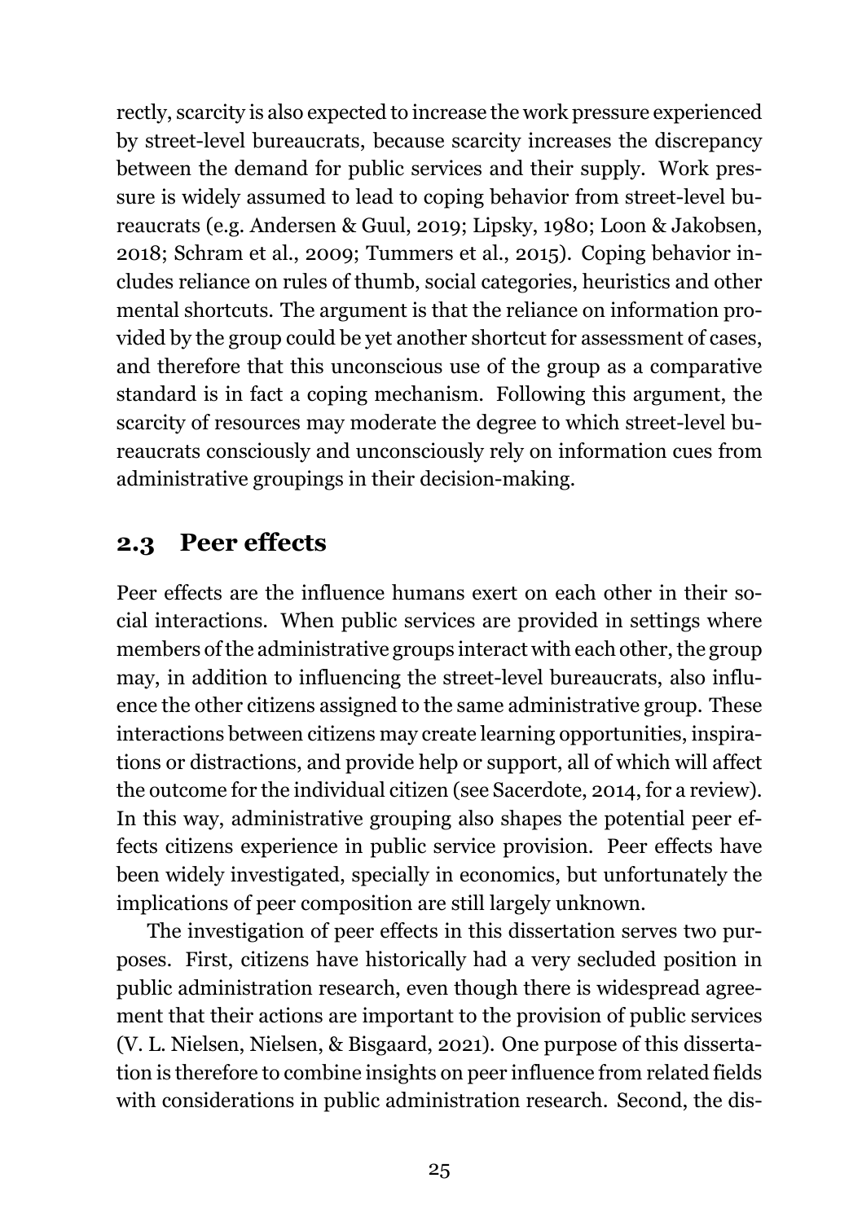rectly, scarcity is also expected to increase the work pressure experienced by street-level bureaucrats, because scarcity increases the discrepancy between the demand for public services and their supply. Work pressure is widely assumed to lead to coping behavior from street-level bureaucrats (e.g. Andersen & Guul, 2019; Lipsky, 1980; Loon & Jakobsen, 2018; Schram et al., 2009; Tummers et al., 2015). Coping behavior includes reliance on rules of thumb, social categories, heuristics and other mental shortcuts. The argument is that the reliance on information provided by the group could be yet another shortcut for assessment of cases, and therefore that this unconscious use of the group as a comparative standard is in fact a coping mechanism. Following this argument, the scarcity of resources may moderate the degree to which street-level bureaucrats consciously and unconsciously rely on information cues from administrative groupings in their decision-making.

## 2.3 Peer effects

Peer effects are the influence humans exert on each other in their social interactions. When public services are provided in settings where members of the administrative groups interact with each other, the group may, in addition to influencing the street-level bureaucrats, also influence the other citizens assigned to the same administrative group. These interactions between citizens may create learning opportunities, inspirations or distractions, and provide help or support, all of which will affect the outcome for the individual citizen (see Sacerdote, 2014, for a review). In this way, administrative grouping also shapes the potential peer effects citizens experience in public service provision. Peer effects have been widely investigated, specially in economics, but unfortunately the implications of peer composition are still largely unknown.

The investigation of peer effects in this dissertation serves two purposes. First, citizens have historically had a very secluded position in public administration research, even though there is widespread agreement that their actions are important to the provision of public services (V. L. Nielsen, Nielsen, & Bisgaard, 2021). One purpose of this dissertation is therefore to combine insights on peer influence from related fields with considerations in public administration research. Second, the dis-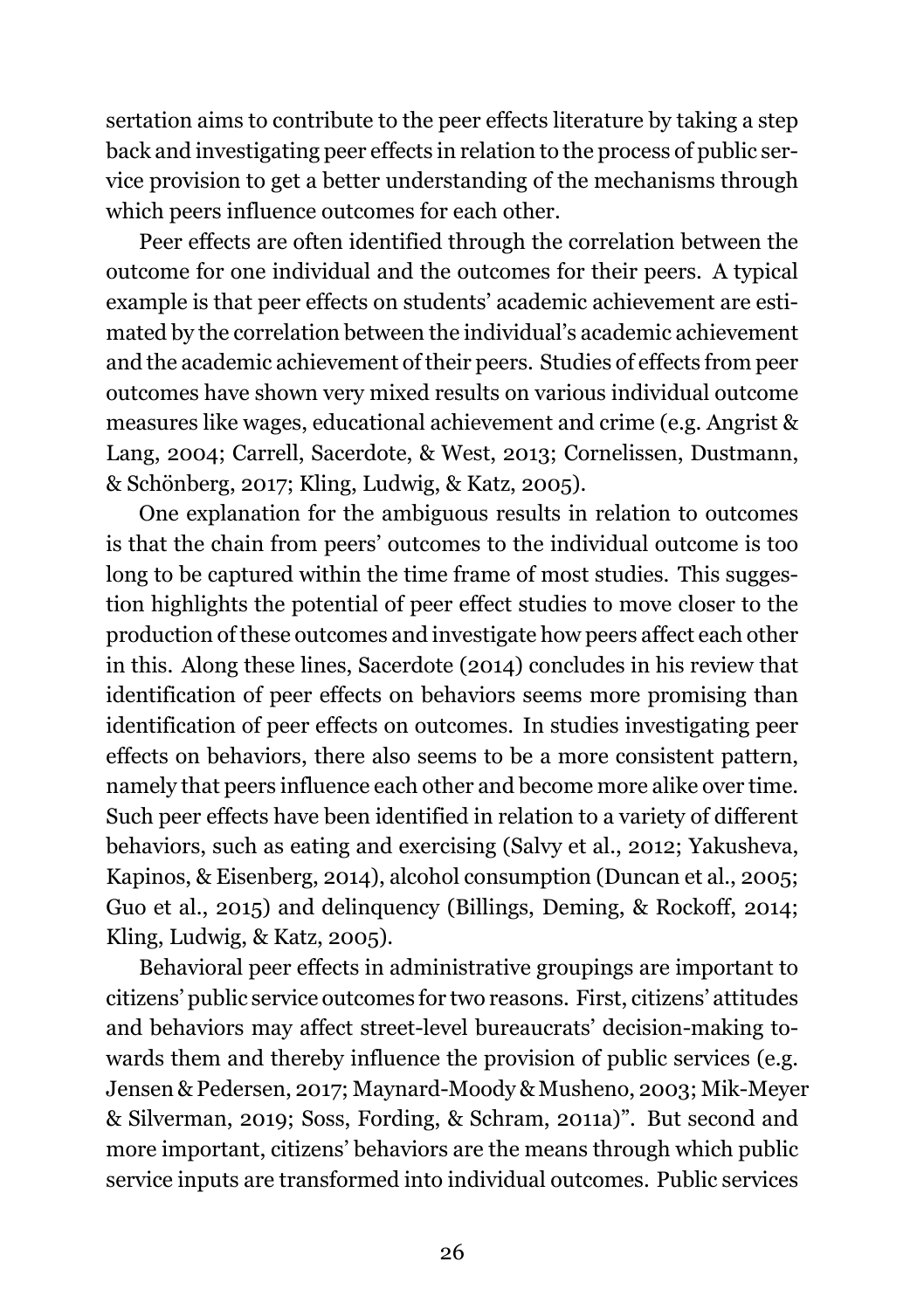sertation aims to contribute to the peer effects literature by taking a step back and investigating peer effects in relation to the process of public service provision to get a better understanding of the mechanisms through which peers influence outcomes for each other.

Peer effects are often identified through the correlation between the outcome for one individual and the outcomes for their peers. A typical example is that peer effects on students' academic achievement are estimated by the correlation between the individual's academic achievement and the academic achievement of their peers. Studies of effects from peer outcomes have shown very mixed results on various individual outcome measures like wages, educational achievement and crime (e.g. Angrist & Lang, 2004; Carrell, Sacerdote, & West, 2013; Cornelissen, Dustmann, & Schönberg, 2017; Kling, Ludwig, & Katz, 2005).

One explanation for the ambiguous results in relation to outcomes is that the chain from peers' outcomes to the individual outcome is too long to be captured within the time frame of most studies. This suggestion highlights the potential of peer effect studies to move closer to the production of these outcomes and investigate how peers affect each other in this. Along these lines, Sacerdote (2014) concludes in his review that identification of peer effects on behaviors seems more promising than identification of peer effects on outcomes. In studies investigating peer effects on behaviors, there also seems to be a more consistent pattern, namely that peers influence each other and become more alike over time. Such peer effects have been identified in relation to a variety of different behaviors, such as eating and exercising (Salvy et al., 2012; Yakusheva, Kapinos, & Eisenberg, 2014), alcohol consumption (Duncan et al., 2005; Guo et al., 2015) and delinquency (Billings, Deming, & Rockoff, 2014; Kling, Ludwig, & Katz, 2005).

Behavioral peer effects in administrative groupings are important to citizens' public service outcomes for two reasons. First, citizens' attitudes and behaviors may affect street-level bureaucrats' decision-making towards them and thereby influence the provision of public services (e.g. Jensen & Pedersen, 2017; Maynard-Moody & Musheno, 2003; Mik-Meyer & Silverman, 2019; Soss, Fording, & Schram, 2011a)". But second and more important, citizens' behaviors are the means through which public service inputs are transformed into individual outcomes. Public services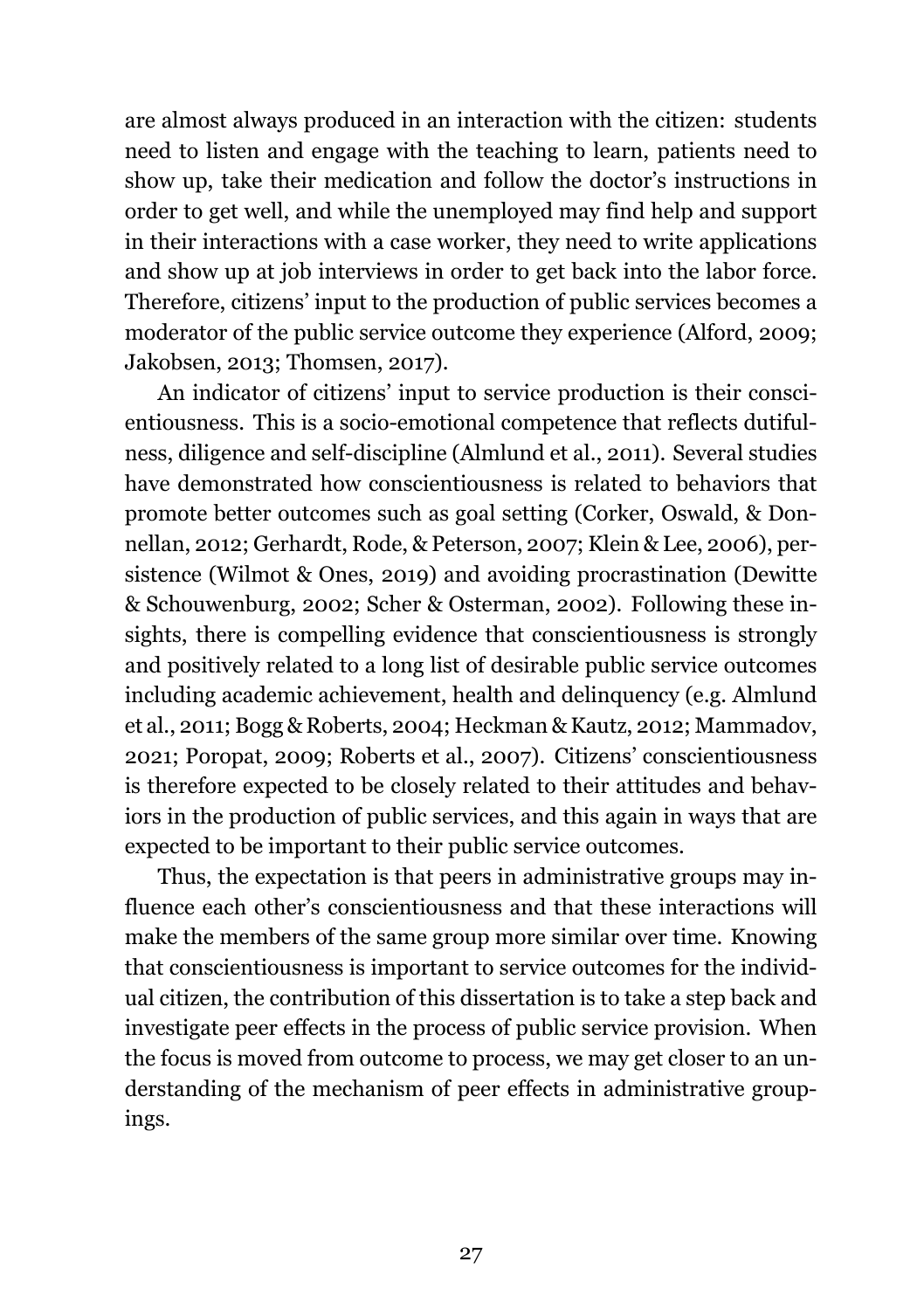are almost always produced in an interaction with the citizen: students need to listen and engage with the teaching to learn, patients need to show up, take their medication and follow the doctor's instructions in order to get well, and while the unemployed may find help and support in their interactions with a case worker, they need to write applications and show up at job interviews in order to get back into the labor force. Therefore, citizens' input to the production of public services becomes a moderator of the public service outcome they experience (Alford, 2009; Jakobsen, 2013; Thomsen, 2017).

An indicator of citizens' input to service production is their conscientiousness. This is a socio-emotional competence that reflects dutifulness, diligence and self-discipline (Almlund et al., 2011). Several studies have demonstrated how conscientiousness is related to behaviors that promote better outcomes such as goal setting (Corker, Oswald, & Donnellan, 2012; Gerhardt, Rode, & Peterson, 2007; Klein & Lee, 2006), persistence (Wilmot & Ones, 2019) and avoiding procrastination (Dewitte & Schouwenburg, 2002; Scher & Osterman, 2002). Following these insights, there is compelling evidence that conscientiousness is strongly and positively related to a long list of desirable public service outcomes including academic achievement, health and delinquency (e.g. Almlund et al., 2011; Bogg & Roberts, 2004; Heckman & Kautz, 2012; Mammadov, 2021; Poropat, 2009; Roberts et al., 2007). Citizens' conscientiousness is therefore expected to be closely related to their attitudes and behaviors in the production of public services, and this again in ways that are expected to be important to their public service outcomes.

Thus, the expectation is that peers in administrative groups may influence each other's conscientiousness and that these interactions will make the members of the same group more similar over time. Knowing that conscientiousness is important to service outcomes for the individual citizen, the contribution of this dissertation is to take a step back and investigate peer effects in the process of public service provision. When the focus is moved from outcome to process, we may get closer to an understanding of the mechanism of peer effects in administrative groupings.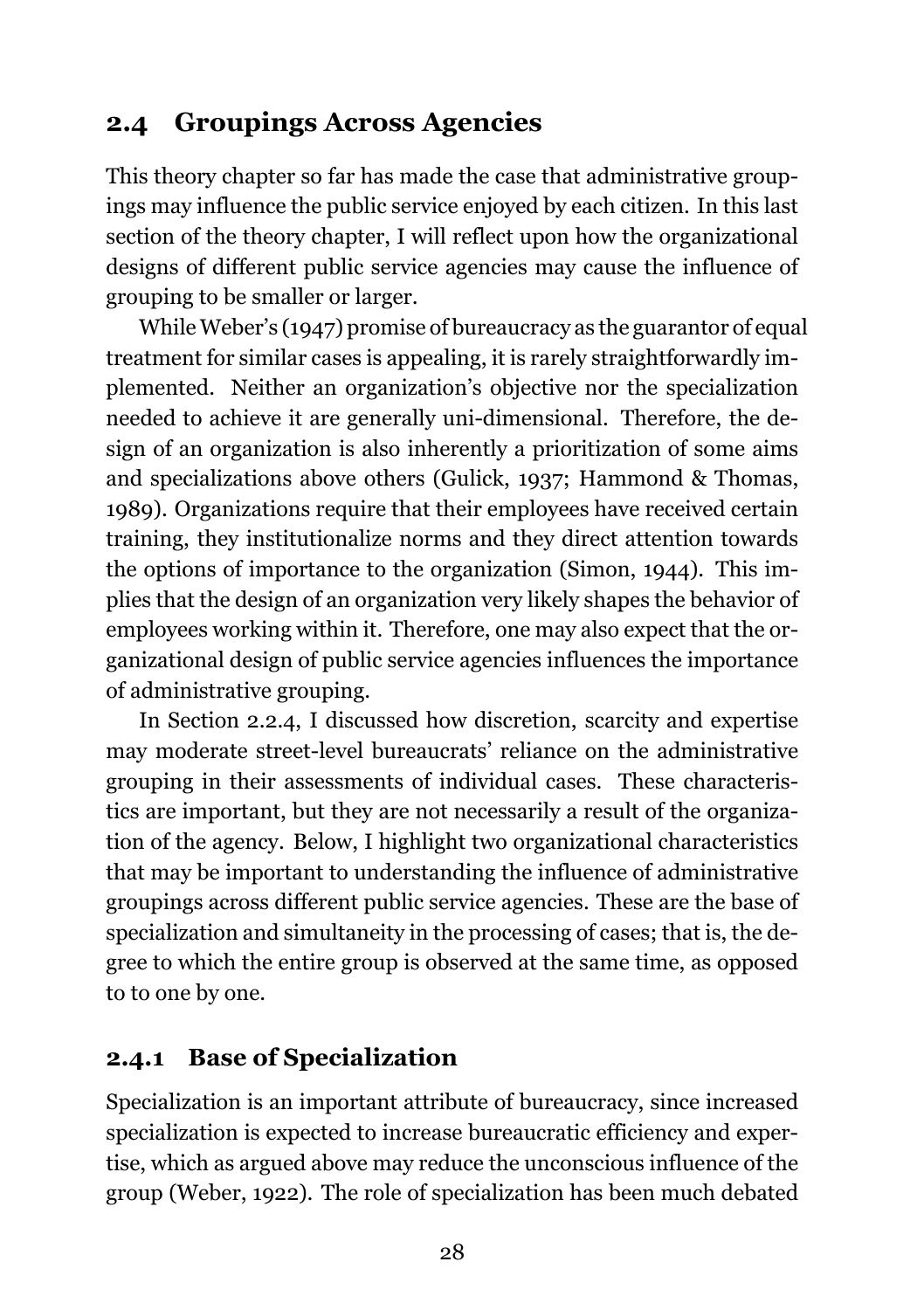## 2.4 Groupings Across Agencies

This theory chapter so far has made the case that administrative groupings may influence the public service enjoyed by each citizen. In this last section of the theory chapter, I will reflect upon how the organizational designs of different public service agencies may cause the influence of grouping to be smaller or larger.

While Weber's (1947) promise of bureaucracy as the guarantor of equal treatment for similar cases is appealing, it is rarely straightforwardly implemented. Neither an organization's objective nor the specialization needed to achieve it are generally uni-dimensional. Therefore, the design of an organization is also inherently a prioritization of some aims and specializations above others (Gulick, 1937; Hammond & Thomas, 1989). Organizations require that their employees have received certain training, they institutionalize norms and they direct attention towards the options of importance to the organization (Simon, 1944). This implies that the design of an organization very likely shapes the behavior of employees working within it. Therefore, one may also expect that the organizational design of public service agencies influences the importance of administrative grouping.

In Section 2.2.4, I discussed how discretion, scarcity and expertise may moderate street-level bureaucrats' reliance on the administrative grouping in their assessments of individual cases. These characteristics are important, but they are not necessarily a result of the organization of the agency. Below, I highlight two organizational characteristics that may be important to understanding the influence of administrative groupings across different public service agencies. These are the base of specialization and simultaneity in the processing of cases; that is, the degree to which the entire group is observed at the same time, as opposed to to one by one.

### 2.4.1 Base of Specialization

Specialization is an important attribute of bureaucracy, since increased specialization is expected to increase bureaucratic efficiency and expertise, which as argued above may reduce the unconscious influence of the group (Weber, 1922). The role of specialization has been much debated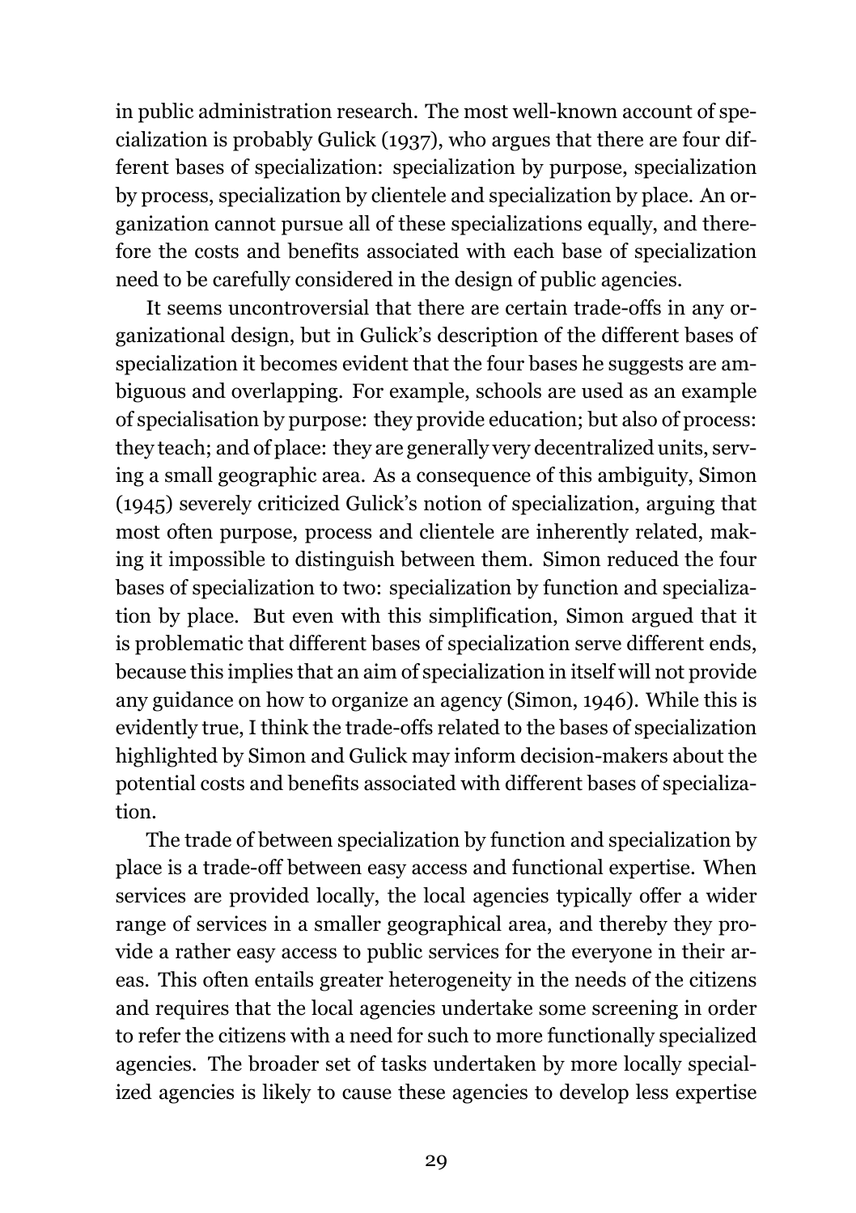in public administration research. The most well-known account of specialization is probably Gulick (1937), who argues that there are four different bases of specialization: specialization by purpose, specialization by process, specialization by clientele and specialization by place. An organization cannot pursue all of these specializations equally, and therefore the costs and benefits associated with each base of specialization need to be carefully considered in the design of public agencies.

It seems uncontroversial that there are certain trade-offs in any organizational design, but in Gulick's description of the different bases of specialization it becomes evident that the four bases he suggests are ambiguous and overlapping. For example, schools are used as an example of specialisation by purpose: they provide education; but also of process: they teach; and of place: they are generally very decentralized units, serving a small geographic area. As a consequence of this ambiguity, Simon (1945) severely criticized Gulick's notion of specialization, arguing that most often purpose, process and clientele are inherently related, making it impossible to distinguish between them. Simon reduced the four bases of specialization to two: specialization by function and specialization by place. But even with this simplification, Simon argued that it is problematic that different bases of specialization serve different ends, because this implies that an aim of specialization in itself will not provide any guidance on how to organize an agency (Simon, 1946). While this is evidently true, I think the trade-offs related to the bases of specialization highlighted by Simon and Gulick may inform decision-makers about the potential costs and benefits associated with different bases of specialization.

The trade of between specialization by function and specialization by place is a trade-off between easy access and functional expertise. When services are provided locally, the local agencies typically offer a wider range of services in a smaller geographical area, and thereby they provide a rather easy access to public services for the everyone in their areas. This often entails greater heterogeneity in the needs of the citizens and requires that the local agencies undertake some screening in order to refer the citizens with a need for such to more functionally specialized agencies. The broader set of tasks undertaken by more locally specialized agencies is likely to cause these agencies to develop less expertise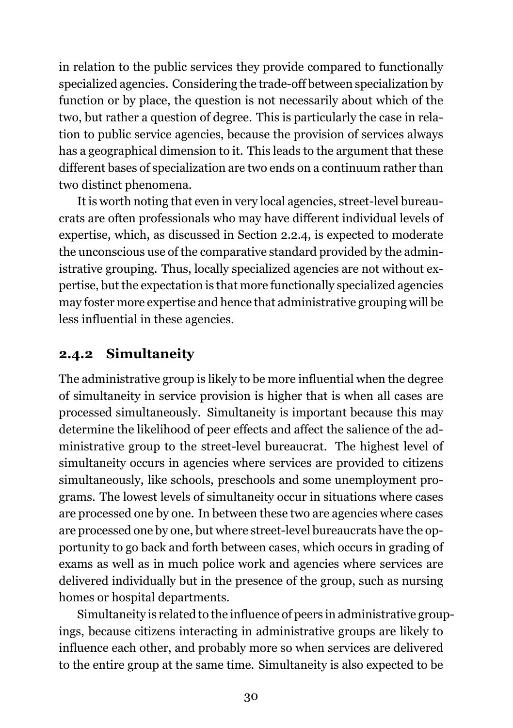in relation to the public services they provide compared to functionally specialized agencies. Considering the trade-off between specialization by function or by place, the question is not necessarily about which of the two, but rather a question of degree. This is particularly the case in relation to public service agencies, because the provision of services always has a geographical dimension to it. This leads to the argument that these different bases of specialization are two ends on a continuum rather than two distinct phenomena.

It is worth noting that even in very local agencies, street-level bureaucrats are often professionals who may have different individual levels of expertise, which, as discussed in Section 2.2.4, is expected to moderate the unconscious use of the comparative standard provided by the administrative grouping. Thus, locally specialized agencies are not without expertise, but the expectation is that more functionally specialized agencies may foster more expertise and hence that administrative grouping will be less influential in these agencies.

### 2.4.2 Simultaneity

The administrative group is likely to be more influential when the degree of simultaneity in service provision is higher that is when all cases are processed simultaneously. Simultaneity is important because this may determine the likelihood of peer effects and affect the salience of the administrative group to the street-level bureaucrat. The highest level of simultaneity occurs in agencies where services are provided to citizens simultaneously, like schools, preschools and some unemployment programs. The lowest levels of simultaneity occur in situations where cases are processed one by one. In between these two are agencies where cases are processed one by one, but where street-level bureaucrats have the opportunity to go back and forth between cases, which occurs in grading of exams as well as in much police work and agencies where services are delivered individually but in the presence of the group, such as nursing homes or hospital departments.

Simultaneity is related to the influence of peers in administrative groupings, because citizens interacting in administrative groups are likely to influence each other, and probably more so when services are delivered to the entire group at the same time. Simultaneity is also expected to be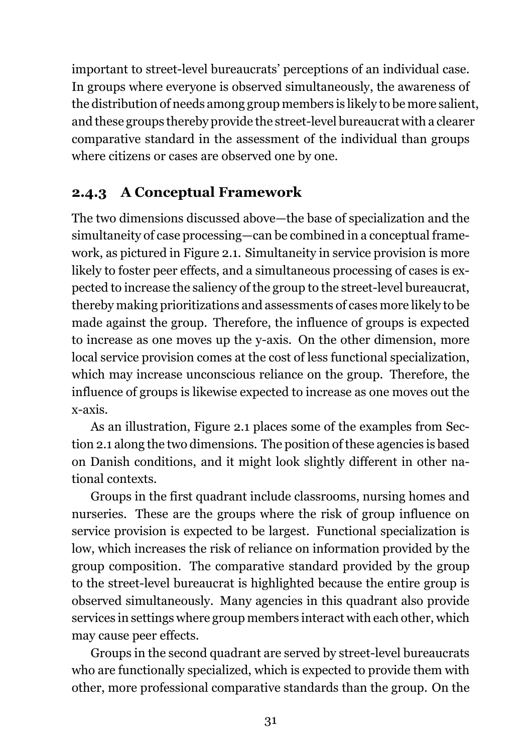important to street-level bureaucrats' perceptions of an individual case. In groups where everyone is observed simultaneously, the awareness of the distribution of needs among group members is likely to be more salient, and these groups thereby provide the street-level bureaucrat with a clearer comparative standard in the assessment of the individual than groups where citizens or cases are observed one by one.

### 2.4.3 A Conceptual Framework

The two dimensions discussed above—the base of specialization and the simultaneity of case processing—can be combined in a conceptual framework, as pictured in Figure 2.1. Simultaneity in service provision is more likely to foster peer effects, and a simultaneous processing of cases is expected to increase the saliency of the group to the street-level bureaucrat, thereby making prioritizations and assessments of cases more likely to be made against the group. Therefore, the influence of groups is expected to increase as one moves up the y-axis. On the other dimension, more local service provision comes at the cost of less functional specialization, which may increase unconscious reliance on the group. Therefore, the influence of groups is likewise expected to increase as one moves out the x-axis.

As an illustration, Figure 2.1 places some of the examples from Section 2.1 along the two dimensions. The position of these agencies is based on Danish conditions, and it might look slightly different in other national contexts.

Groups in the first quadrant include classrooms, nursing homes and nurseries. These are the groups where the risk of group influence on service provision is expected to be largest. Functional specialization is low, which increases the risk of reliance on information provided by the group composition. The comparative standard provided by the group to the street-level bureaucrat is highlighted because the entire group is observed simultaneously. Many agencies in this quadrant also provide services in settings where group members interact with each other, which may cause peer effects.

Groups in the second quadrant are served by street-level bureaucrats who are functionally specialized, which is expected to provide them with other, more professional comparative standards than the group. On the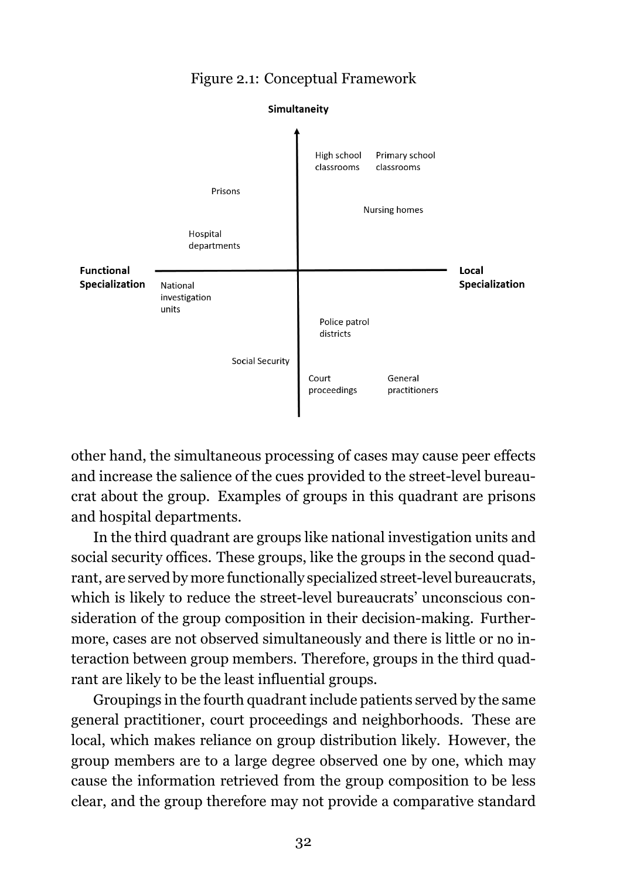Figure 2.1: Conceptual Framework

other hand, the simultaneous processing of cases may cause peer effects and increase the salience of the cues provided to the street-level bureaucrat about the group. Examples of groups in this quadrant are prisons and hospital departments.

In the third quadrant are groups like national investigation units and social security offices. These groups, like the groups in the second quadrant, are served by more functionally specialized street-level bureaucrats, which is likely to reduce the street-level bureaucrats' unconscious consideration of the group composition in their decision-making. Furthermore, cases are not observed simultaneously and there is little or no interaction between group members. Therefore, groups in the third quadrant are likely to be the least influential groups.

Groupings in the fourth quadrant include patients served by the same general practitioner, court proceedings and neighborhoods. These are local, which makes reliance on group distribution likely. However, the group members are to a large degree observed one by one, which may cause the information retrieved from the group composition to be less clear, and the group therefore may not provide a comparative standard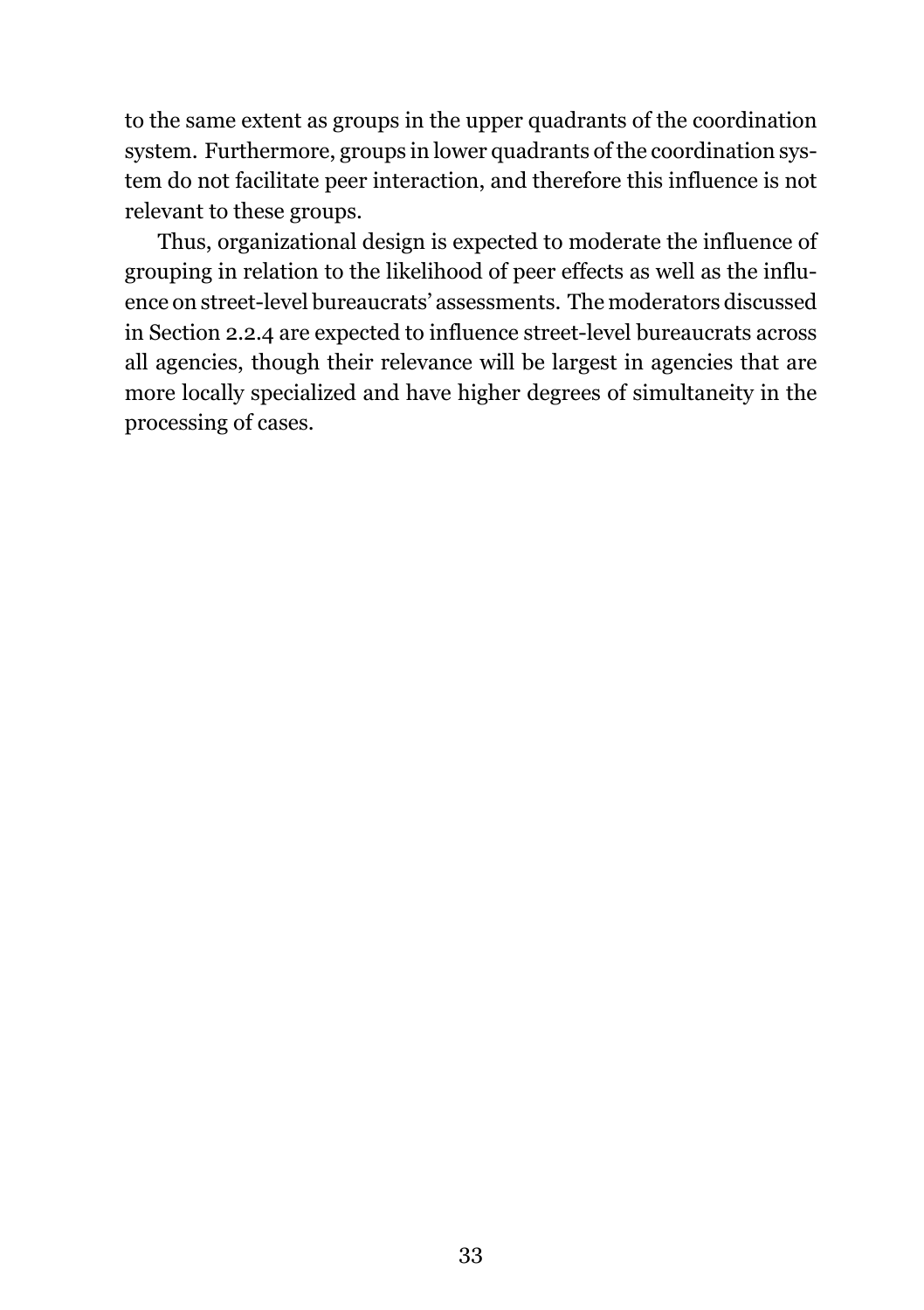to the same extent as groups in the upper quadrants of the coordination system. Furthermore, groups in lower quadrants of the coordination system do not facilitate peer interaction, and therefore this influence is not relevant to these groups.

Thus, organizational design is expected to moderate the influence of grouping in relation to the likelihood of peer effects as well as the influence on street-level bureaucrats' assessments. The moderators discussed in Section 2.2.4 are expected to influence street-level bureaucrats across all agencies, though their relevance will be largest in agencies that are more locally specialized and have higher degrees of simultaneity in the processing of cases.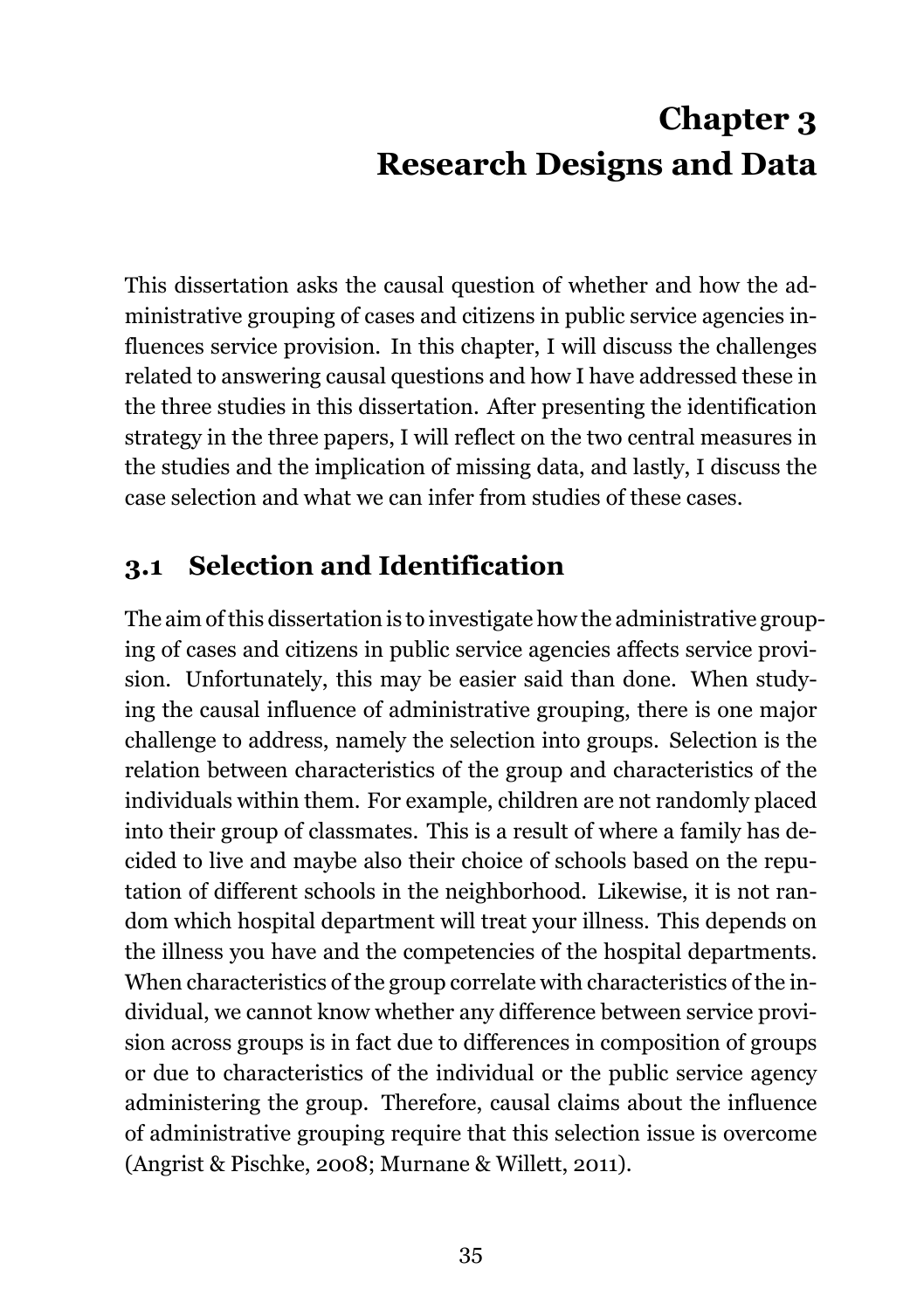# Chapter 3
# Research Designs and Data

This dissertation asks the causal question of whether and how the administrative grouping of cases and citizens in public service agencies influences service provision. In this chapter, I will discuss the challenges related to answering causal questions and how I have addressed these in the three studies in this dissertation. After presenting the identification strategy in the three papers, I will reflect on the two central measures in the studies and the implication of missing data, and lastly, I discuss the case selection and what we can infer from studies of these cases.

## 3.1 Selection and Identification

The aim of this dissertation is to investigate how the administrative grouping of cases and citizens in public service agencies affects service provision. Unfortunately, this may be easier said than done. When studying the causal influence of administrative grouping, there is one major challenge to address, namely the selection into groups. Selection is the relation between characteristics of the group and characteristics of the individuals within them. For example, children are not randomly placed into their group of classmates. This is a result of where a family has decided to live and maybe also their choice of schools based on the reputation of different schools in the neighborhood. Likewise, it is not random which hospital department will treat your illness. This depends on the illness you have and the competencies of the hospital departments. When characteristics of the group correlate with characteristics of the individual, we cannot know whether any difference between service provision across groups is in fact due to differences in composition of groups or due to characteristics of the individual or the public service agency administering the group. Therefore, causal claims about the influence of administrative grouping require that this selection issue is overcome (Angrist & Pischke, 2008; Murnane & Willett, 2011).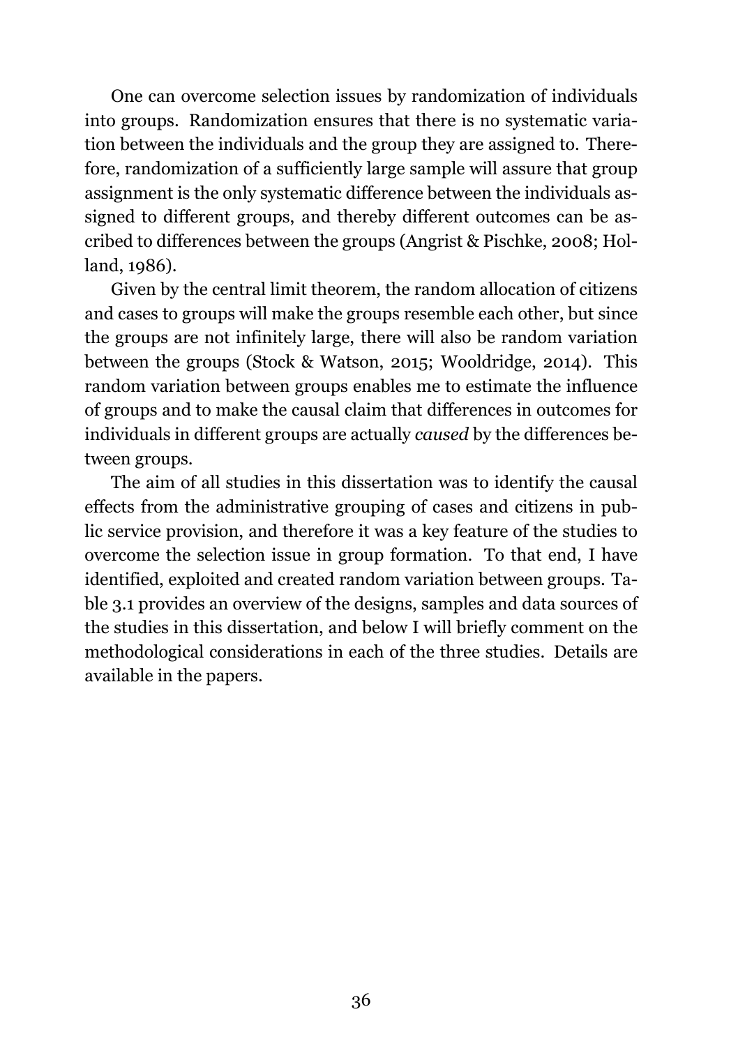One can overcome selection issues by randomization of individuals into groups. Randomization ensures that there is no systematic variation between the individuals and the group they are assigned to. Therefore, randomization of a sufficiently large sample will assure that group assignment is the only systematic difference between the individuals assigned to different groups, and thereby different outcomes can be ascribed to differences between the groups (Angrist & Pischke, 2008; Holland, 1986).

Given by the central limit theorem, the random allocation of citizens and cases to groups will make the groups resemble each other, but since the groups are not infinitely large, there will also be random variation between the groups (Stock & Watson, 2015; Wooldridge, 2014). This random variation between groups enables me to estimate the influence of groups and to make the causal claim that differences in outcomes for individuals in different groups are actually *caused* by the differences between groups.

The aim of all studies in this dissertation was to identify the causal effects from the administrative grouping of cases and citizens in public service provision, and therefore it was a key feature of the studies to overcome the selection issue in group formation. To that end, I have identified, exploited and created random variation between groups. Table 3.1 provides an overview of the designs, samples and data sources of the studies in this dissertation, and below I will briefly comment on the methodological considerations in each of the three studies. Details are available in the papers.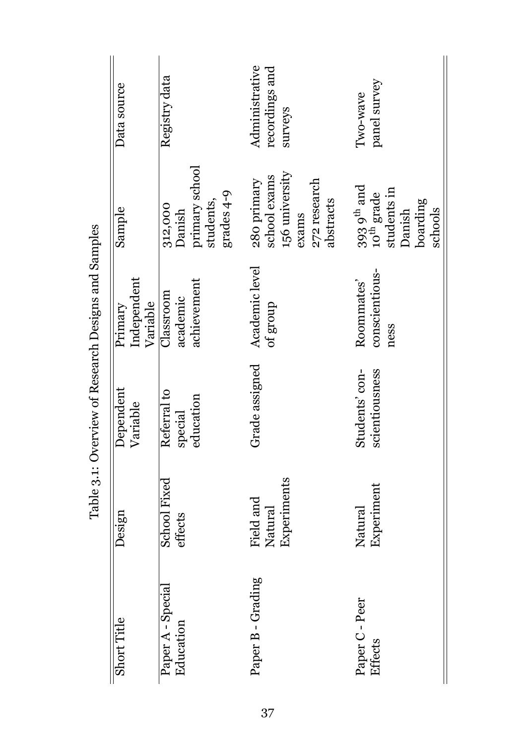Table 3.1: Overview of Research Designs and Samples

| Short Title | Design | Dependent Variable | Primary Independent Variable | Sample | Data source |
| --- | --- | --- | --- | --- | --- |
| Paper A - Special Education | School Fixed effects | Referral to special education | Classroom academic achievement | 312,000 Danish primary school students, grades 4-9 | Registry data |
| Paper B - Grading | Field and Natural Experiments | Grade assigned | Academic level of group | 280 primary school exams 156 university exams 272 research abstracts | Administrative recordings and surveys |
| Paper C - Peer Effects | Natural Experiment | Students' conscientiousness | Roommates' conscientiousness | 393 9$^{th}$ and 10$^{th}$ grade students in Danish boarding schools | Two-wave panel survey |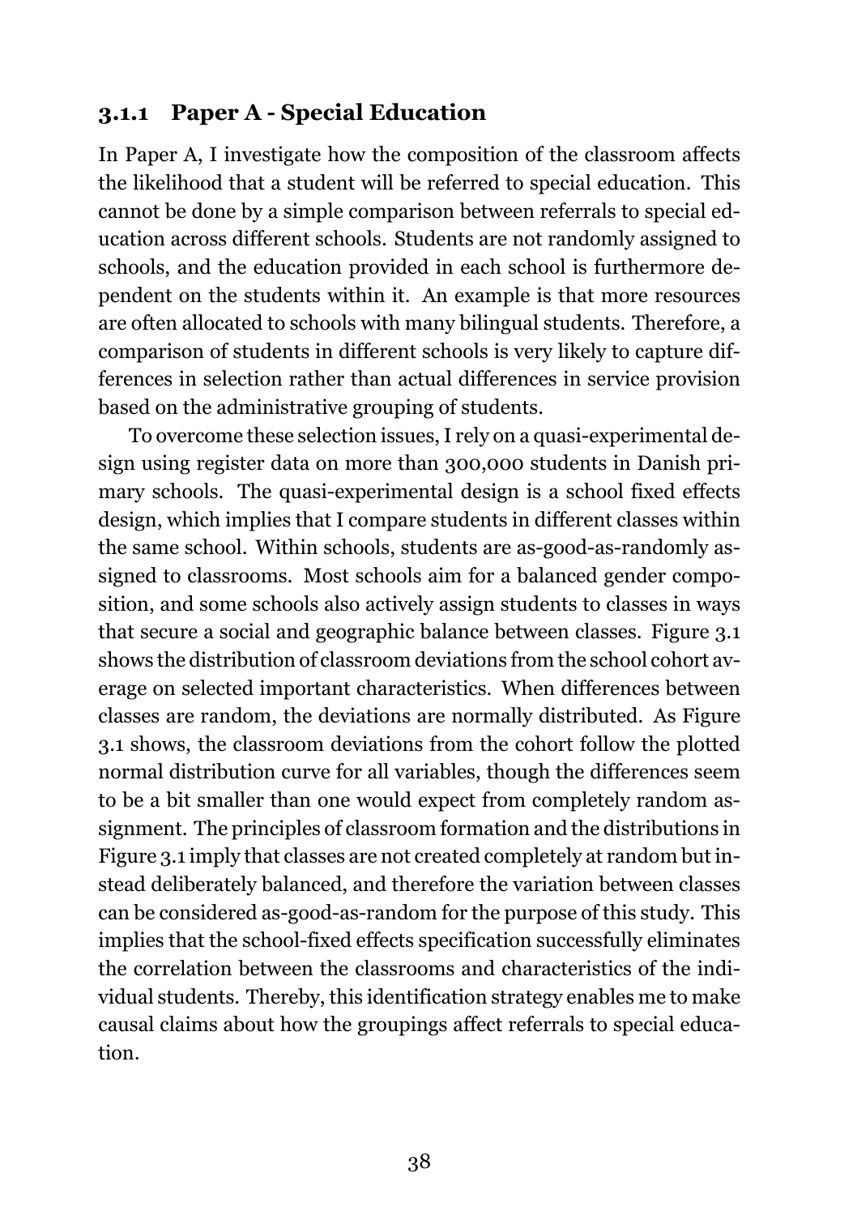### 3.1.1 Paper A - Special Education

In Paper A, I investigate how the composition of the classroom affects the likelihood that a student will be referred to special education. This cannot be done by a simple comparison between referrals to special education across different schools. Students are not randomly assigned to schools, and the education provided in each school is furthermore dependent on the students within it. An example is that more resources are often allocated to schools with many bilingual students. Therefore, a comparison of students in different schools is very likely to capture differences in selection rather than actual differences in service provision based on the administrative grouping of students.

To overcome these selection issues, I rely on a quasi-experimental design using register data on more than 300,000 students in Danish primary schools. The quasi-experimental design is a school fixed effects design, which implies that I compare students in different classes within the same school. Within schools, students are as-good-as-randomly assigned to classrooms. Most schools aim for a balanced gender composition, and some schools also actively assign students to classes in ways that secure a social and geographic balance between classes. Figure 3.1 shows the distribution of classroom deviations from the school cohort average on selected important characteristics. When differences between classes are random, the deviations are normally distributed. As Figure 3.1 shows, the classroom deviations from the cohort follow the plotted normal distribution curve for all variables, though the differences seem to be a bit smaller than one would expect from completely random assignment. The principles of classroom formation and the distributions in Figure 3.1 imply that classes are not created completely at random but instead deliberately balanced, and therefore the variation between classes can be considered as-good-as-random for the purpose of this study. This implies that the school-fixed effects specification successfully eliminates the correlation between the classrooms and characteristics of the individual students. Thereby, this identification strategy enables me to make causal claims about how the groupings affect referrals to special education.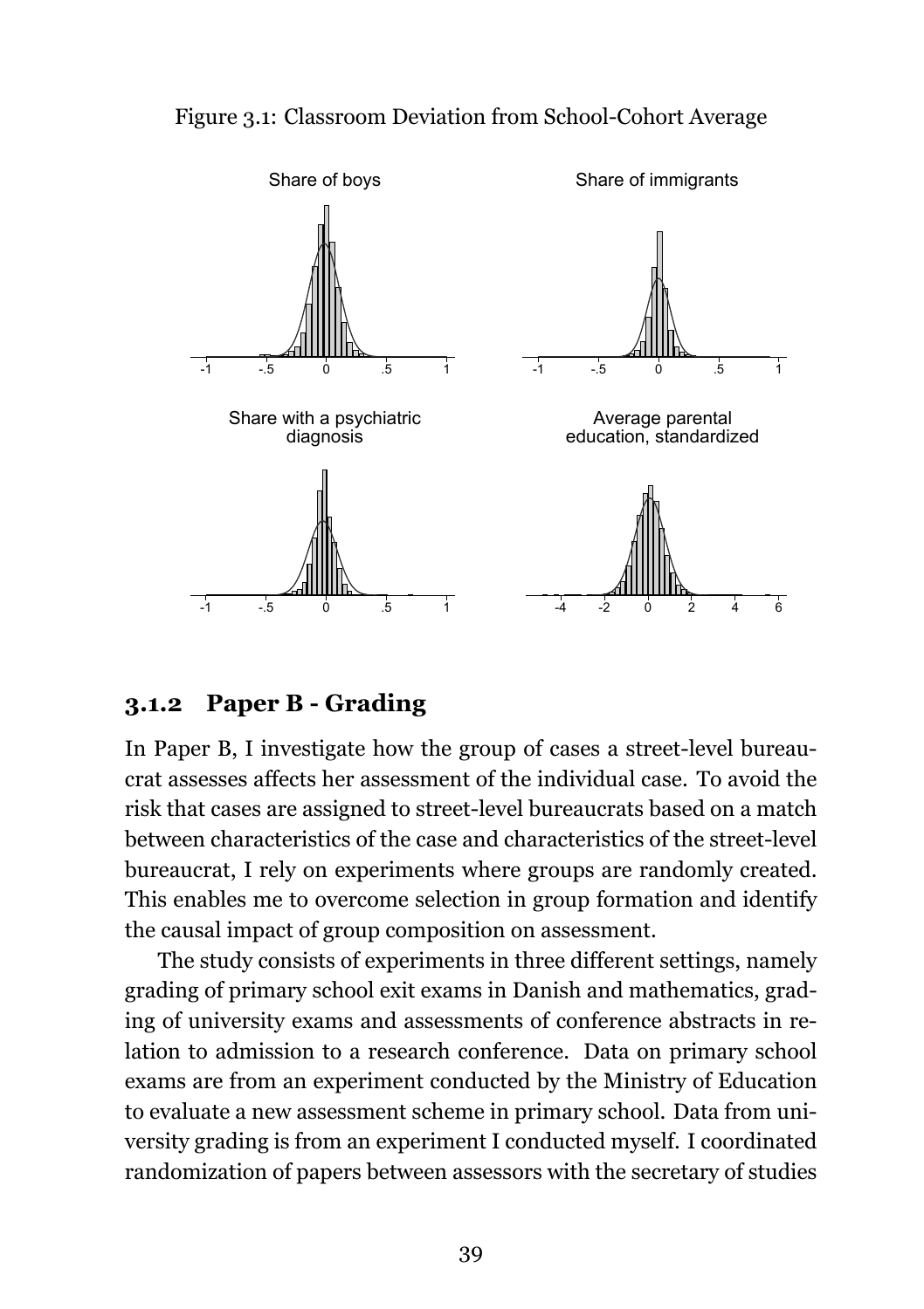Figure 3.1: Classroom Deviation from School-Cohort Average

### 3.1.2 Paper B - Grading

In Paper B, I investigate how the group of cases a street-level bureaucrat assesses affects her assessment of the individual case. To avoid the risk that cases are assigned to street-level bureaucrats based on a match between characteristics of the case and characteristics of the street-level bureaucrat, I rely on experiments where groups are randomly created. This enables me to overcome selection in group formation and identify the causal impact of group composition on assessment.

The study consists of experiments in three different settings, namely grading of primary school exit exams in Danish and mathematics, grading of university exams and assessments of conference abstracts in relation to admission to a research conference. Data on primary school exams are from an experiment conducted by the Ministry of Education to evaluate a new assessment scheme in primary school. Data from university grading is from an experiment I conducted myself. I coordinated randomization of papers between assessors with the secretary of studies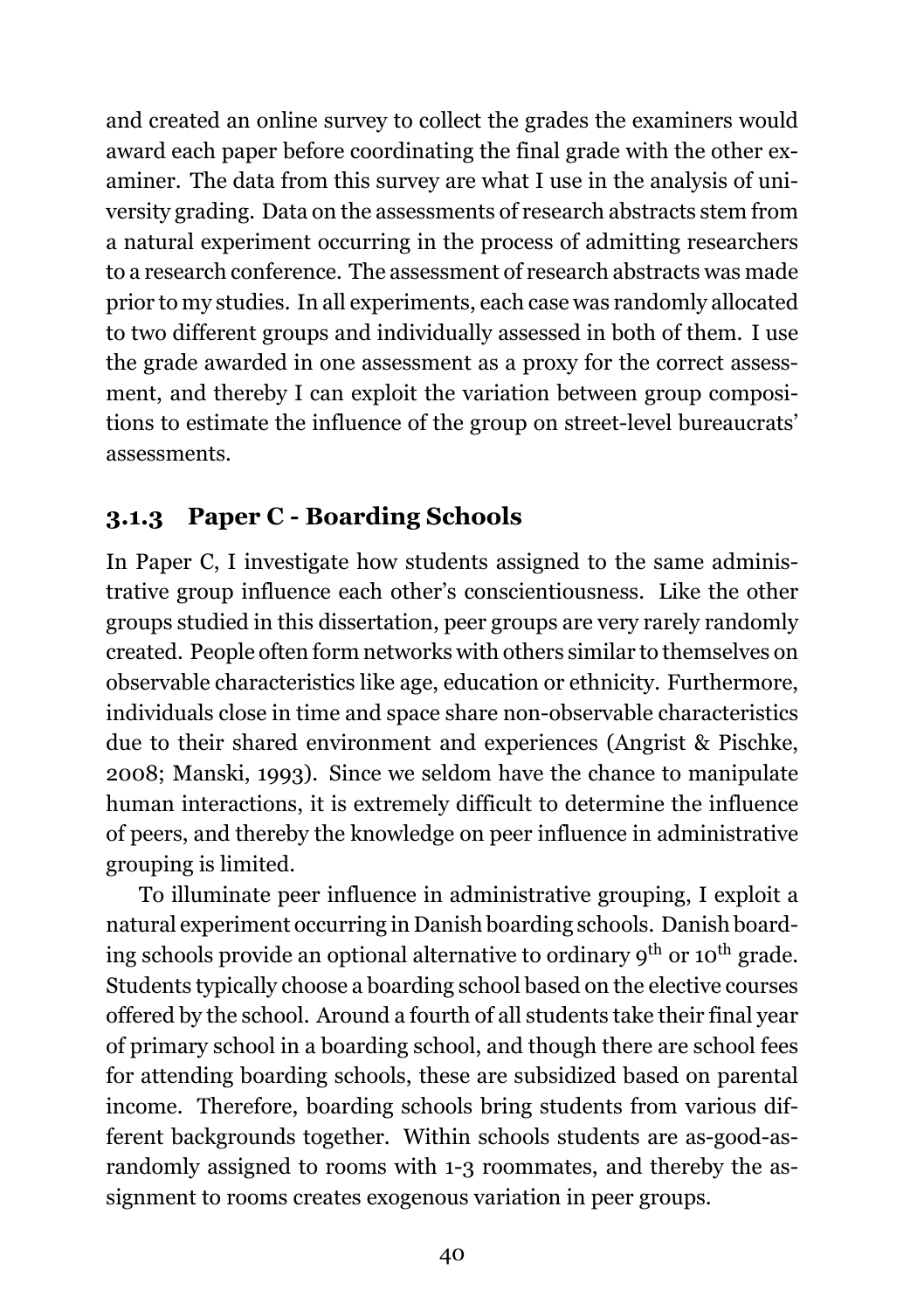and created an online survey to collect the grades the examiners would award each paper before coordinating the final grade with the other examiner. The data from this survey are what I use in the analysis of university grading. Data on the assessments of research abstracts stem from a natural experiment occurring in the process of admitting researchers to a research conference. The assessment of research abstracts was made prior to my studies. In all experiments, each case was randomly allocated to two different groups and individually assessed in both of them. I use the grade awarded in one assessment as a proxy for the correct assessment, and thereby I can exploit the variation between group compositions to estimate the influence of the group on street-level bureaucrats' assessments.

### 3.1.3 Paper C - Boarding Schools

In Paper C, I investigate how students assigned to the same administrative group influence each other's conscientiousness. Like the other groups studied in this dissertation, peer groups are very rarely randomly created. People often form networks with others similar to themselves on observable characteristics like age, education or ethnicity. Furthermore, individuals close in time and space share non-observable characteristics due to their shared environment and experiences (Angrist & Pischke, 2008; Manski, 1993). Since we seldom have the chance to manipulate human interactions, it is extremely difficult to determine the influence of peers, and thereby the knowledge on peer influence in administrative grouping is limited.

To illuminate peer influence in administrative grouping, I exploit a natural experiment occurring in Danish boarding schools. Danish boarding schools provide an optional alternative to ordinary 9th or 10th grade. Students typically choose a boarding school based on the elective courses offered by the school. Around a fourth of all students take their final year of primary school in a boarding school, and though there are school fees for attending boarding schools, these are subsidized based on parental income. Therefore, boarding schools bring students from various different backgrounds together. Within schools students are as-good-as-randomly assigned to rooms with 1-3 roommates, and thereby the assignment to rooms creates exogenous variation in peer groups.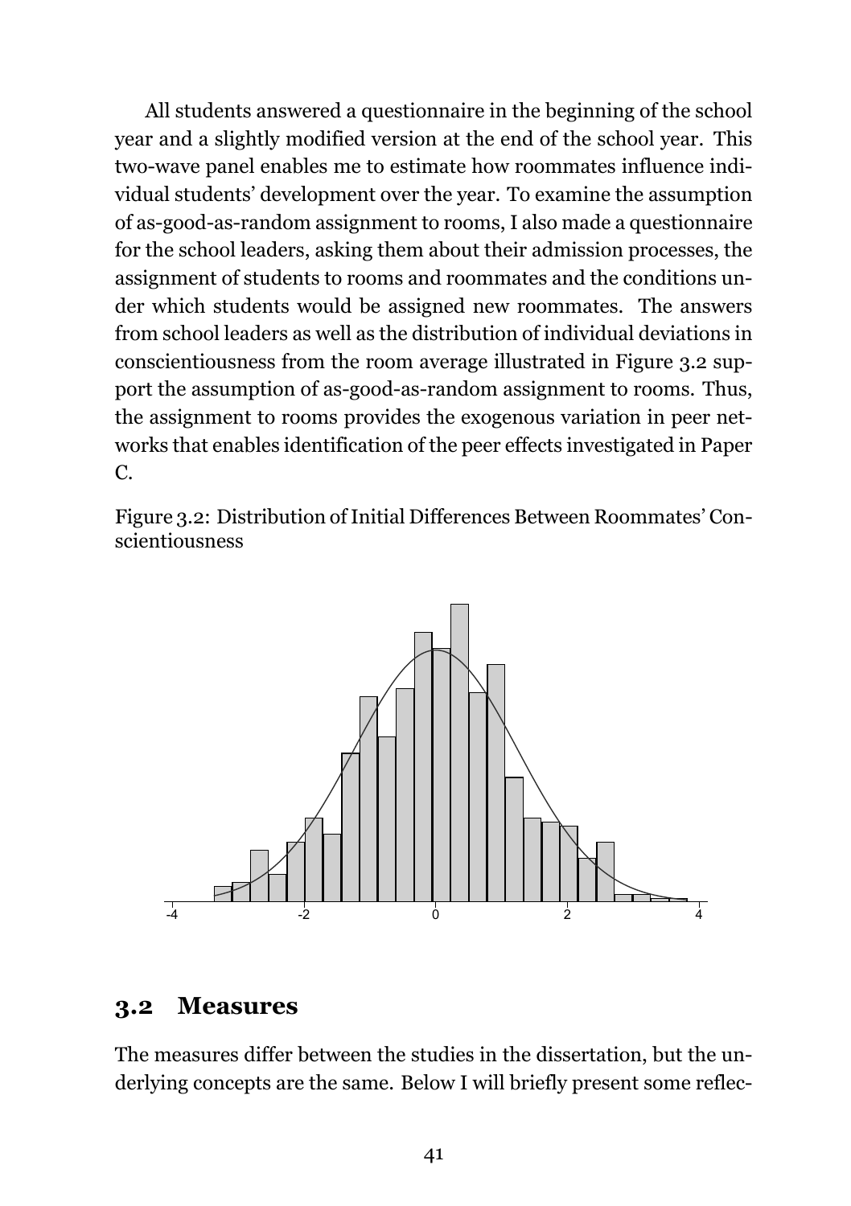All students answered a questionnaire in the beginning of the school year and a slightly modified version at the end of the school year. This two-wave panel enables me to estimate how roommates influence individual students' development over the year. To examine the assumption of as-good-as-random assignment to rooms, I also made a questionnaire for the school leaders, asking them about their admission processes, the assignment of students to rooms and roommates and the conditions under which students would be assigned new roommates. The answers from school leaders as well as the distribution of individual deviations in conscientiousness from the room average illustrated in Figure 3.2 support the assumption of as-good-as-random assignment to rooms. Thus, the assignment to rooms provides the exogenous variation in peer networks that enables identification of the peer effects investigated in Paper C.

Figure 3.2: Distribution of Initial Differences Between Roommates' Conscientiousness

## 3.2 Measures

The measures differ between the studies in the dissertation, but the underlying concepts are the same. Below I will briefly present some reflec-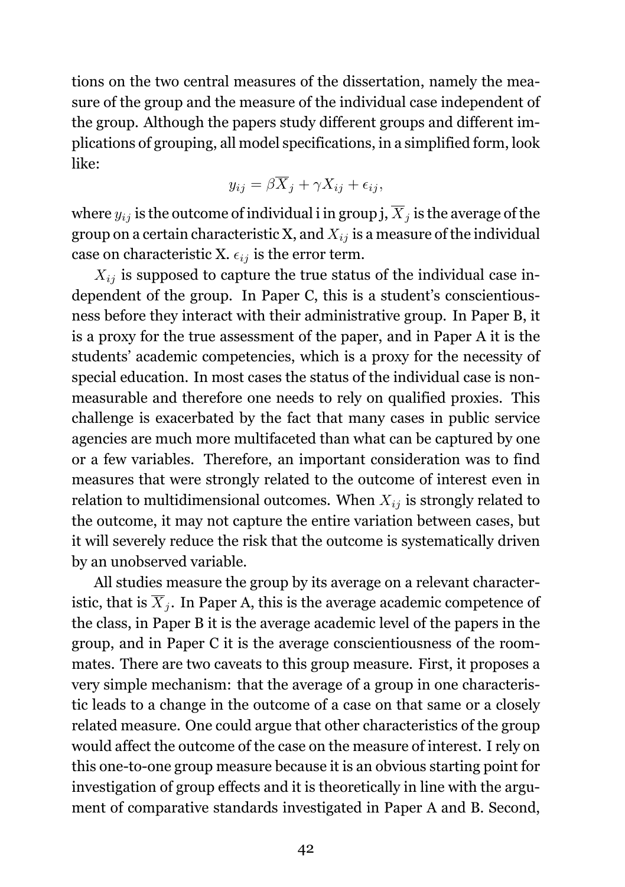tions on the two central measures of the dissertation, namely the measure of the group and the measure of the individual case independent of the group. Although the papers study different groups and different implications of grouping, all model specifications, in a simplified form, look like:

$$y_{ij} = \beta\overline{X}_j + \gamma X_{ij} + \epsilon_{ij},$$

where $y_{ij}$ is the outcome of individual i in group j, $\overline{X}_j$ is the average of the group on a certain characteristic X, and $X_{ij}$ is a measure of the individual case on characteristic X. $\epsilon_{ij}$ is the error term.

$X_{ij}$ is supposed to capture the true status of the individual case independent of the group. In Paper C, this is a student's conscientiousness before they interact with their administrative group. In Paper B, it is a proxy for the true assessment of the paper, and in Paper A it is the students' academic competencies, which is a proxy for the necessity of special education. In most cases the status of the individual case is non-measurable and therefore one needs to rely on qualified proxies. This challenge is exacerbated by the fact that many cases in public service agencies are much more multifaceted than what can be captured by one or a few variables. Therefore, an important consideration was to find measures that were strongly related to the outcome of interest even in relation to multidimensional outcomes. When $X_{ij}$ is strongly related to the outcome, it may not capture the entire variation between cases, but it will severely reduce the risk that the outcome is systematically driven by an unobserved variable.

All studies measure the group by its average on a relevant characteristic, that is $\overline{X}_j$. In Paper A, this is the average academic competence of the class, in Paper B it is the average academic level of the papers in the group, and in Paper C it is the average conscientiousness of the roommates. There are two caveats to this group measure. First, it proposes a very simple mechanism: that the average of a group in one characteristic leads to a change in the outcome of a case on that same or a closely related measure. One could argue that other characteristics of the group would affect the outcome of the case on the measure of interest. I rely on this one-to-one group measure because it is an obvious starting point for investigation of group effects and it is theoretically in line with the argument of comparative standards investigated in Paper A and B. Second,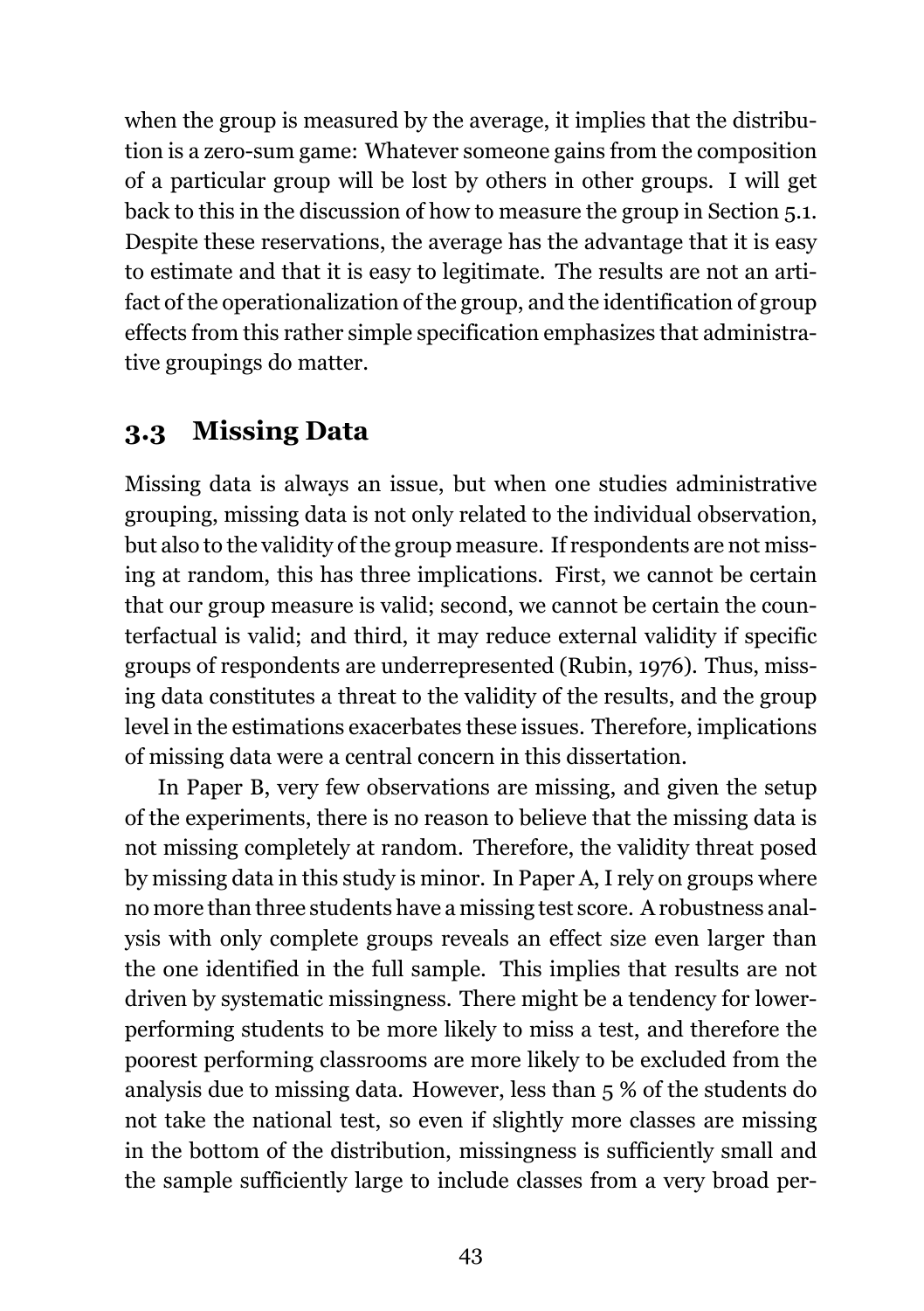when the group is measured by the average, it implies that the distribution is a zero-sum game: Whatever someone gains from the composition of a particular group will be lost by others in other groups. I will get back to this in the discussion of how to measure the group in Section 5.1. Despite these reservations, the average has the advantage that it is easy to estimate and that it is easy to legitimate. The results are not an artifact of the operationalization of the group, and the identification of group effects from this rather simple specification emphasizes that administrative groupings do matter.

## 3.3 Missing Data

Missing data is always an issue, but when one studies administrative grouping, missing data is not only related to the individual observation, but also to the validity of the group measure. If respondents are not missing at random, this has three implications. First, we cannot be certain that our group measure is valid; second, we cannot be certain the counterfactual is valid; and third, it may reduce external validity if specific groups of respondents are underrepresented (Rubin, 1976). Thus, missing data constitutes a threat to the validity of the results, and the group level in the estimations exacerbates these issues. Therefore, implications of missing data were a central concern in this dissertation.

In Paper B, very few observations are missing, and given the setup of the experiments, there is no reason to believe that the missing data is not missing completely at random. Therefore, the validity threat posed by missing data in this study is minor. In Paper A, I rely on groups where no more than three students have a missing test score. A robustness analysis with only complete groups reveals an effect size even larger than the one identified in the full sample. This implies that results are not driven by systematic missingness. There might be a tendency for lower-performing students to be more likely to miss a test, and therefore the poorest performing classrooms are more likely to be excluded from the analysis due to missing data. However, less than 5 % of the students do not take the national test, so even if slightly more classes are missing in the bottom of the distribution, missingness is sufficiently small and the sample sufficiently large to include classes from a very broad per-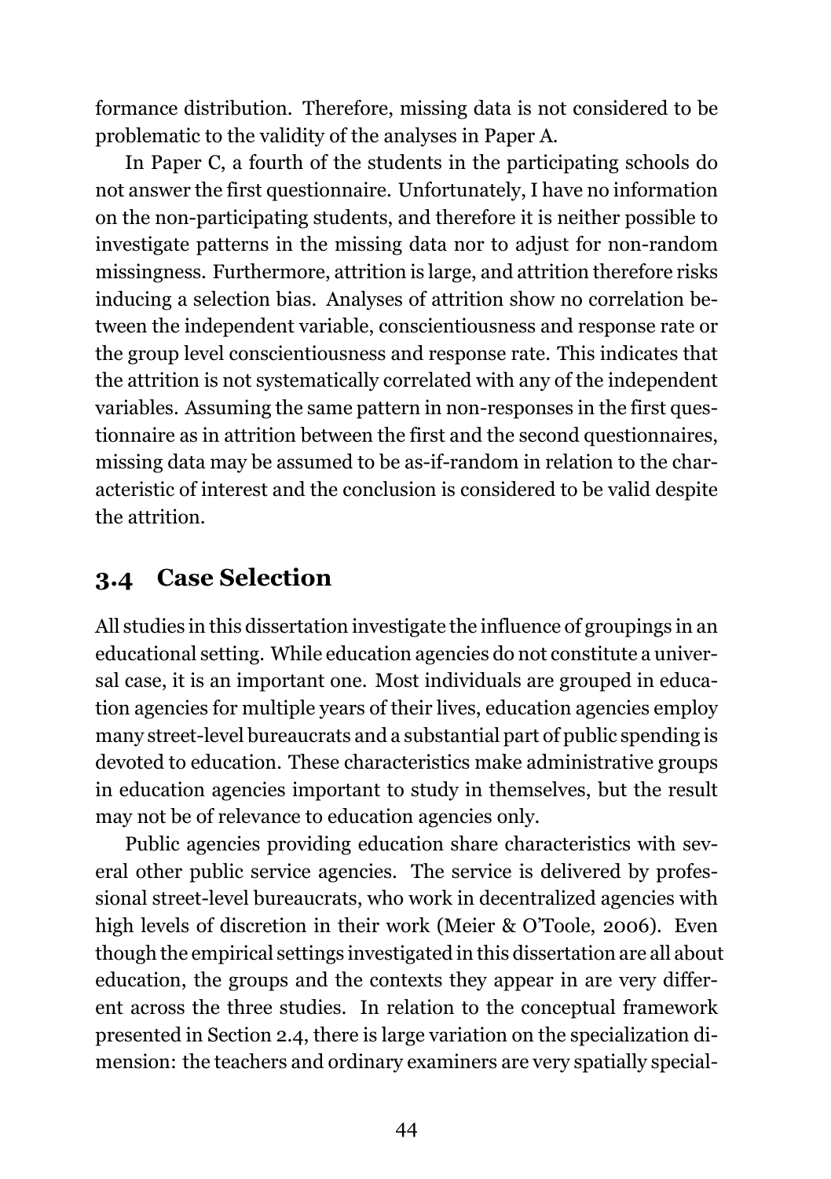formance distribution. Therefore, missing data is not considered to be problematic to the validity of the analyses in Paper A.

In Paper C, a fourth of the students in the participating schools do not answer the first questionnaire. Unfortunately, I have no information on the non-participating students, and therefore it is neither possible to investigate patterns in the missing data nor to adjust for non-random missingness. Furthermore, attrition is large, and attrition therefore risks inducing a selection bias. Analyses of attrition show no correlation between the independent variable, conscientiousness and response rate or the group level conscientiousness and response rate. This indicates that the attrition is not systematically correlated with any of the independent variables. Assuming the same pattern in non-responses in the first questionnaire as in attrition between the first and the second questionnaires, missing data may be assumed to be as-if-random in relation to the characteristic of interest and the conclusion is considered to be valid despite the attrition.

## 3.4 Case Selection

All studies in this dissertation investigate the influence of groupings in an educational setting. While education agencies do not constitute a universal case, it is an important one. Most individuals are grouped in education agencies for multiple years of their lives, education agencies employ many street-level bureaucrats and a substantial part of public spending is devoted to education. These characteristics make administrative groups in education agencies important to study in themselves, but the result may not be of relevance to education agencies only.

Public agencies providing education share characteristics with several other public service agencies. The service is delivered by professional street-level bureaucrats, who work in decentralized agencies with high levels of discretion in their work (Meier & O'Toole, 2006). Even though the empirical settings investigated in this dissertation are all about education, the groups and the contexts they appear in are very different across the three studies. In relation to the conceptual framework presented in Section 2.4, there is large variation on the specialization dimension: the teachers and ordinary examiners are very spatially special-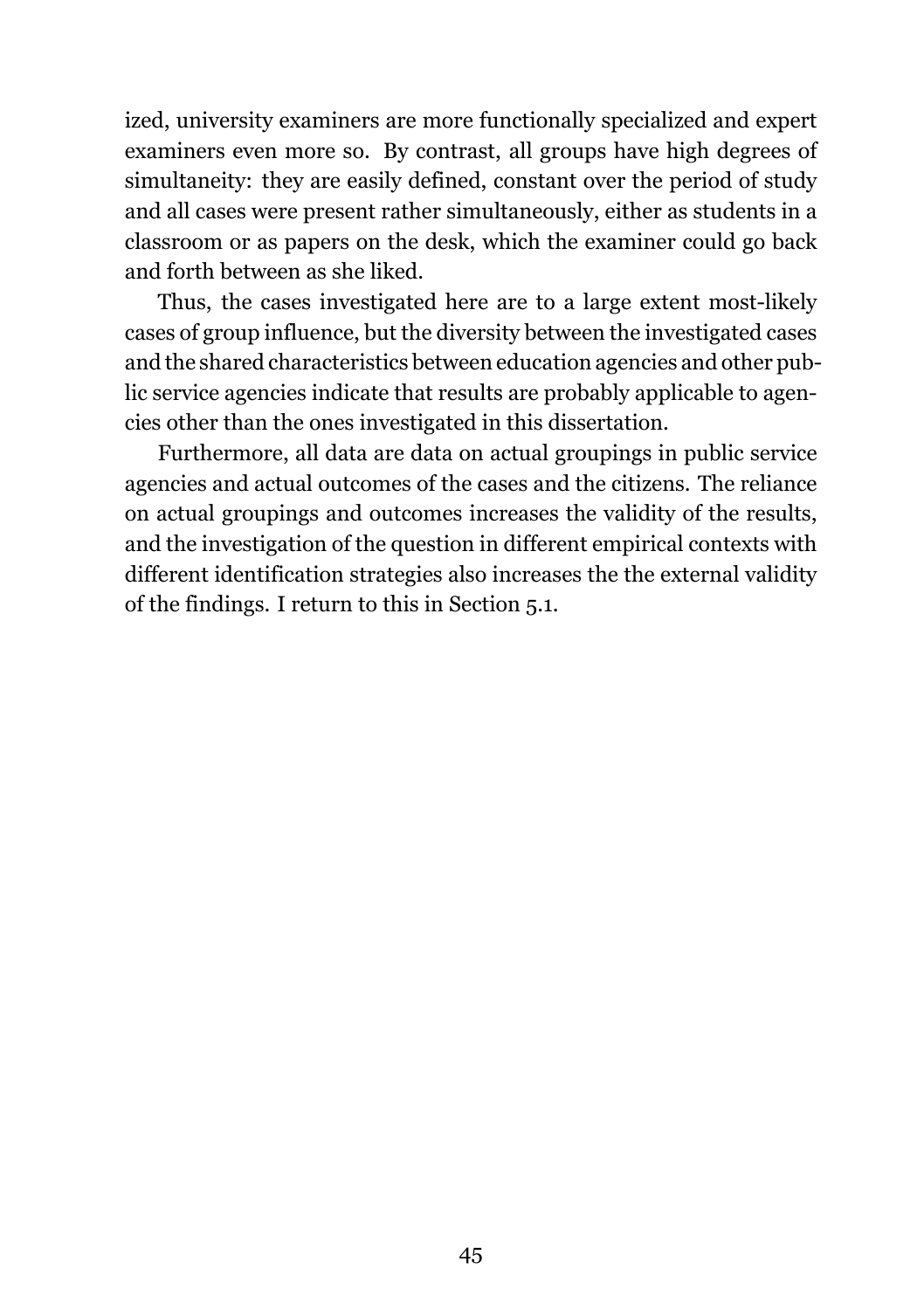ized, university examiners are more functionally specialized and expert examiners even more so. By contrast, all groups have high degrees of simultaneity: they are easily defined, constant over the period of study and all cases were present rather simultaneously, either as students in a classroom or as papers on the desk, which the examiner could go back and forth between as she liked.

Thus, the cases investigated here are to a large extent most-likely cases of group influence, but the diversity between the investigated cases and the shared characteristics between education agencies and other public service agencies indicate that results are probably applicable to agencies other than the ones investigated in this dissertation.

Furthermore, all data are data on actual groupings in public service agencies and actual outcomes of the cases and the citizens. The reliance on actual groupings and outcomes increases the validity of the results, and the investigation of the question in different empirical contexts with different identification strategies also increases the the external validity of the findings. I return to this in Section 5.1.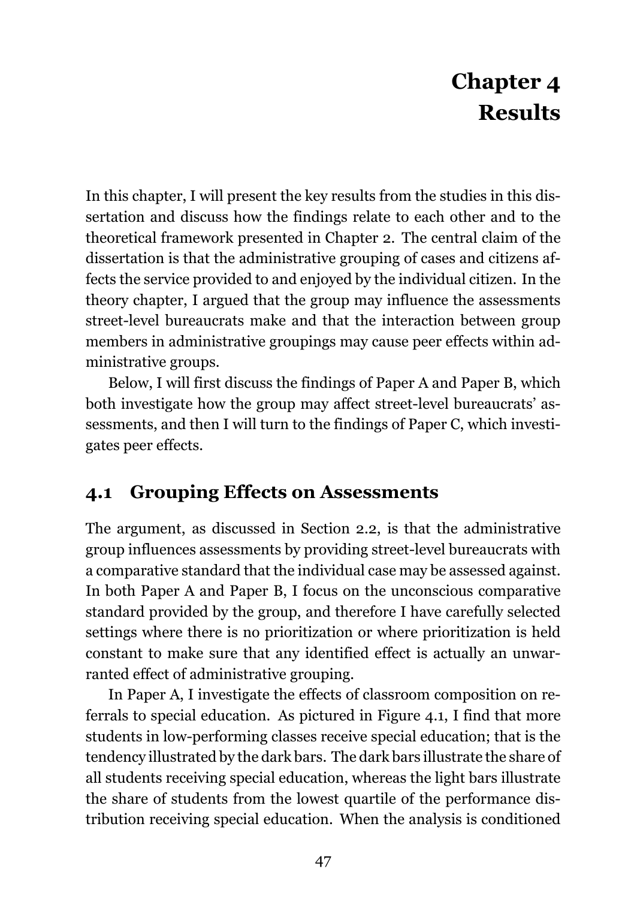# Chapter 4
# Results

In this chapter, I will present the key results from the studies in this dissertation and discuss how the findings relate to each other and to the theoretical framework presented in Chapter 2. The central claim of the dissertation is that the administrative grouping of cases and citizens affects the service provided to and enjoyed by the individual citizen. In the theory chapter, I argued that the group may influence the assessments street-level bureaucrats make and that the interaction between group members in administrative groupings may cause peer effects within administrative groups.

Below, I will first discuss the findings of Paper A and Paper B, which both investigate how the group may affect street-level bureaucrats' assessments, and then I will turn to the findings of Paper C, which investigates peer effects.

## 4.1 Grouping Effects on Assessments

The argument, as discussed in Section 2.2, is that the administrative group influences assessments by providing street-level bureaucrats with a comparative standard that the individual case may be assessed against. In both Paper A and Paper B, I focus on the unconscious comparative standard provided by the group, and therefore I have carefully selected settings where there is no prioritization or where prioritization is held constant to make sure that any identified effect is actually an unwarranted effect of administrative grouping.

In Paper A, I investigate the effects of classroom composition on referrals to special education. As pictured in Figure 4.1, I find that more students in low-performing classes receive special education; that is the tendency illustrated by the dark bars. The dark bars illustrate the share of all students receiving special education, whereas the light bars illustrate the share of students from the lowest quartile of the performance distribution receiving special education. When the analysis is conditioned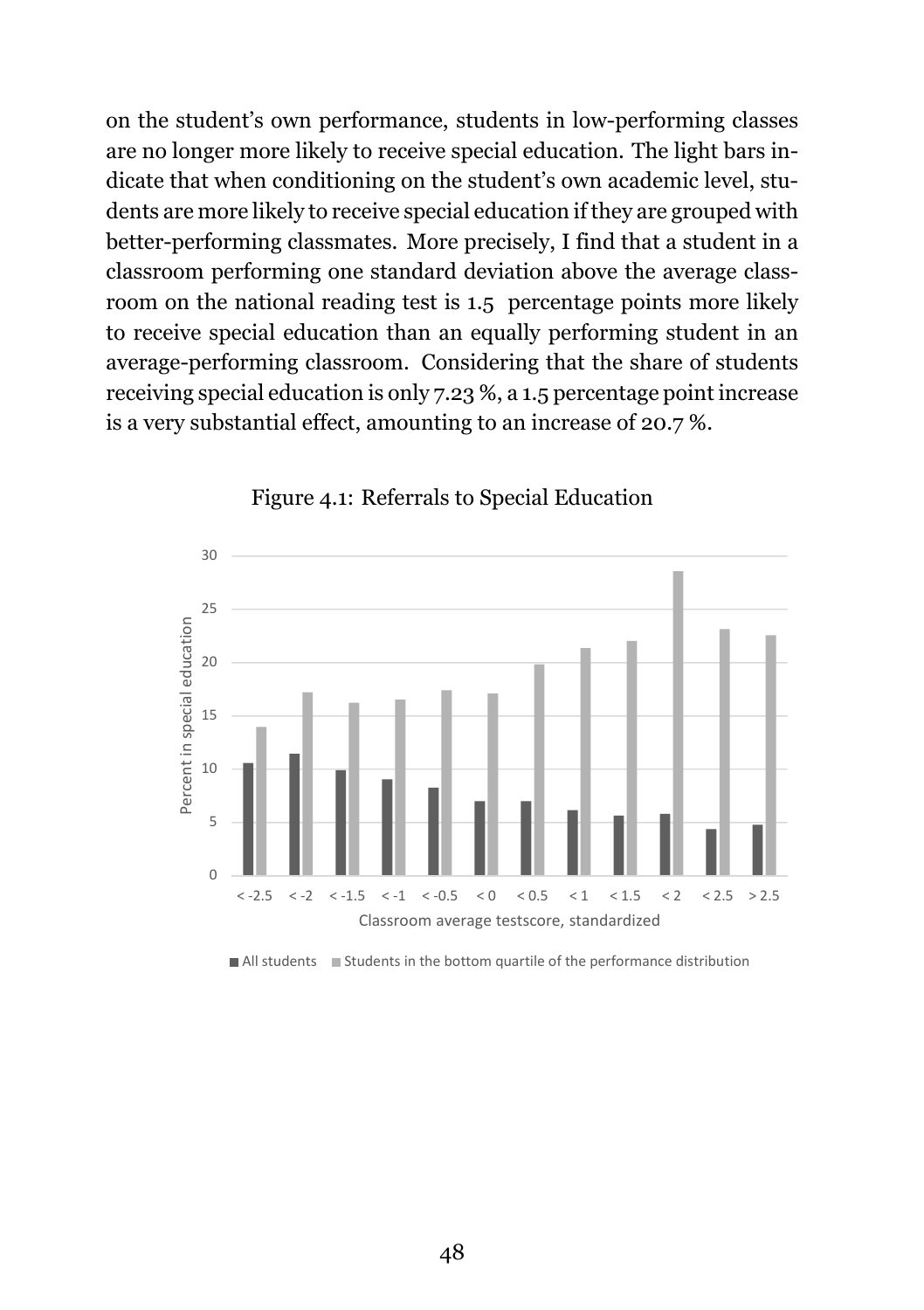on the student's own performance, students in low-performing classes are no longer more likely to receive special education. The light bars indicate that when conditioning on the student's own academic level, students are more likely to receive special education if they are grouped with better-performing classmates. More precisely, I find that a student in a classroom performing one standard deviation above the average classroom on the national reading test is 1.5 percentage points more likely to receive special education than an equally performing student in an average-performing classroom. Considering that the share of students receiving special education is only 7.23 %, a 1.5 percentage point increase is a very substantial effect, amounting to an increase of 20.7 %.

Figure 4.1: Referrals to Special Education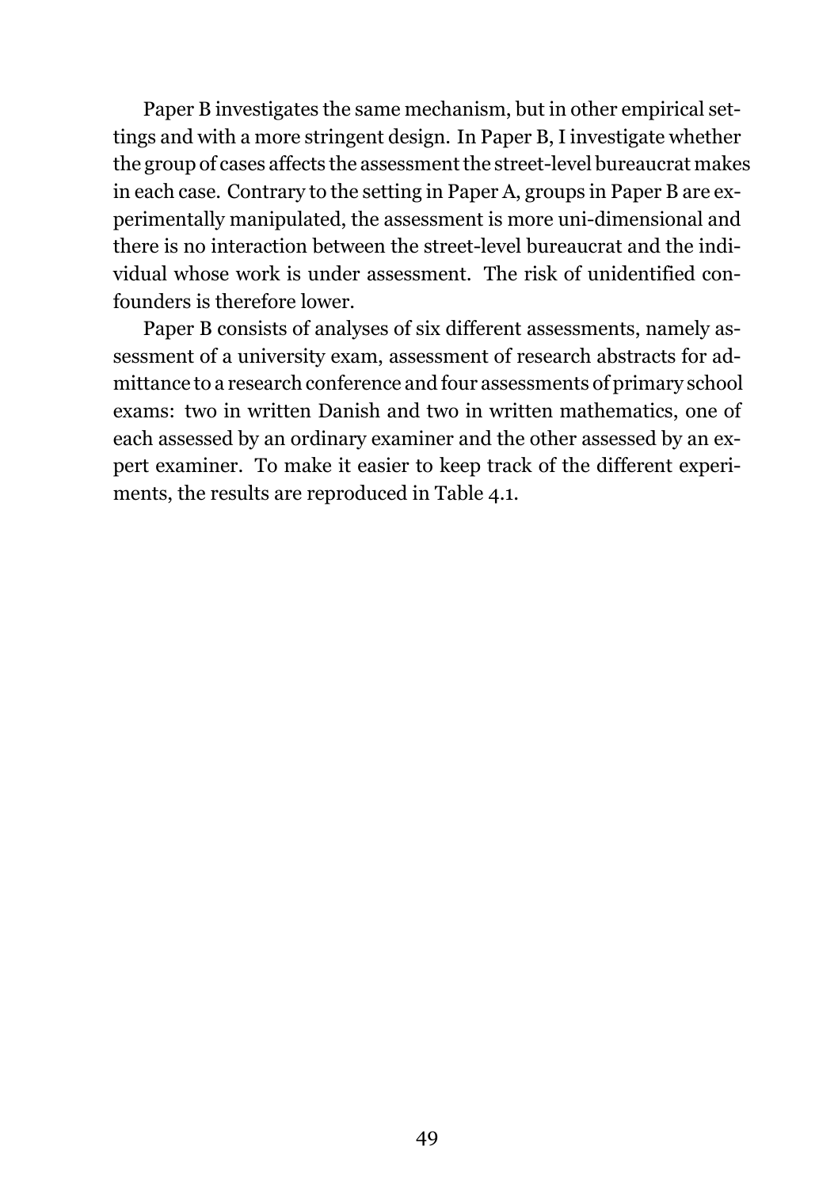Paper B investigates the same mechanism, but in other empirical settings and with a more stringent design. In Paper B, I investigate whether the group of cases affects the assessment the street-level bureaucrat makes in each case. Contrary to the setting in Paper A, groups in Paper B are experimentally manipulated, the assessment is more uni-dimensional and there is no interaction between the street-level bureaucrat and the individual whose work is under assessment. The risk of unidentified confounders is therefore lower.

Paper B consists of analyses of six different assessments, namely assessment of a university exam, assessment of research abstracts for admittance to a research conference and four assessments of primary school exams: two in written Danish and two in written mathematics, one of each assessed by an ordinary examiner and the other assessed by an expert examiner. To make it easier to keep track of the different experiments, the results are reproduced in Table 4.1.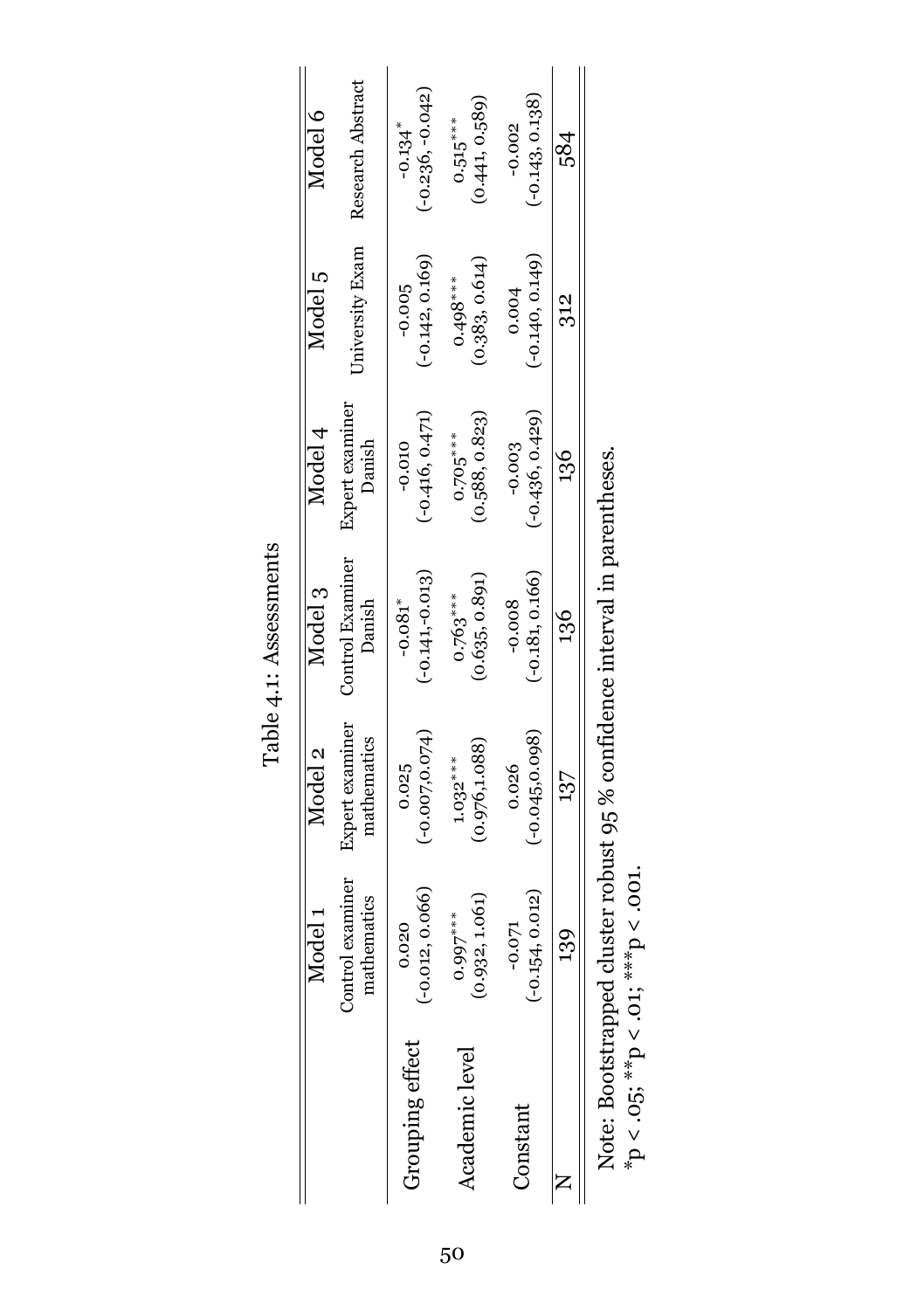Table 4.1: Assessments

| | Model 1 | Model 2 | Model 3 | Model 4 | Model 5 | Model 6 |
|---|---|---|---|---|---|---|
| | Control examiner mathematics | Expert examiner mathematics | Control Examiner Danish | Expert examiner Danish | University Exam | Research Abstract |
| Grouping effect | 0.020 | 0.025 | -0.081* | -0.010 | -0.005 | -0.134* |
| | (-0.012, 0.066) | (-0.007,0.074) | (-0.141,-0.013) | (-0.416, 0.471) | (-0.142, 0.169) | (-0.236, -0.042) |
| Academic level | 0.997*** | 1.032*** | 0.763*** | 0.705*** | 0.498*** | 0.515*** |
| | (0.932, 1.061) | (0.976,1.088) | (0.635, 0.891) | (0.588, 0.823) | (0.383, 0.614) | (0.441, 0.589) |
| Constant | -0.071 | 0.026 | -0.008 | -0.003 | 0.004 | -0.002 |
| | (-0.154, 0.012) | (-0.045,0.098) | (-0.181, 0.166) | (-0.436, 0.429) | (-0.140, 0.149) | (-0.143, 0.138) |
| N | 139 | 137 | 136 | 136 | 312 | 584 |

Note: Bootstrapped cluster robust 95 % confidence interval in parentheses.
*p < .05; **p < .01; ***p < .001.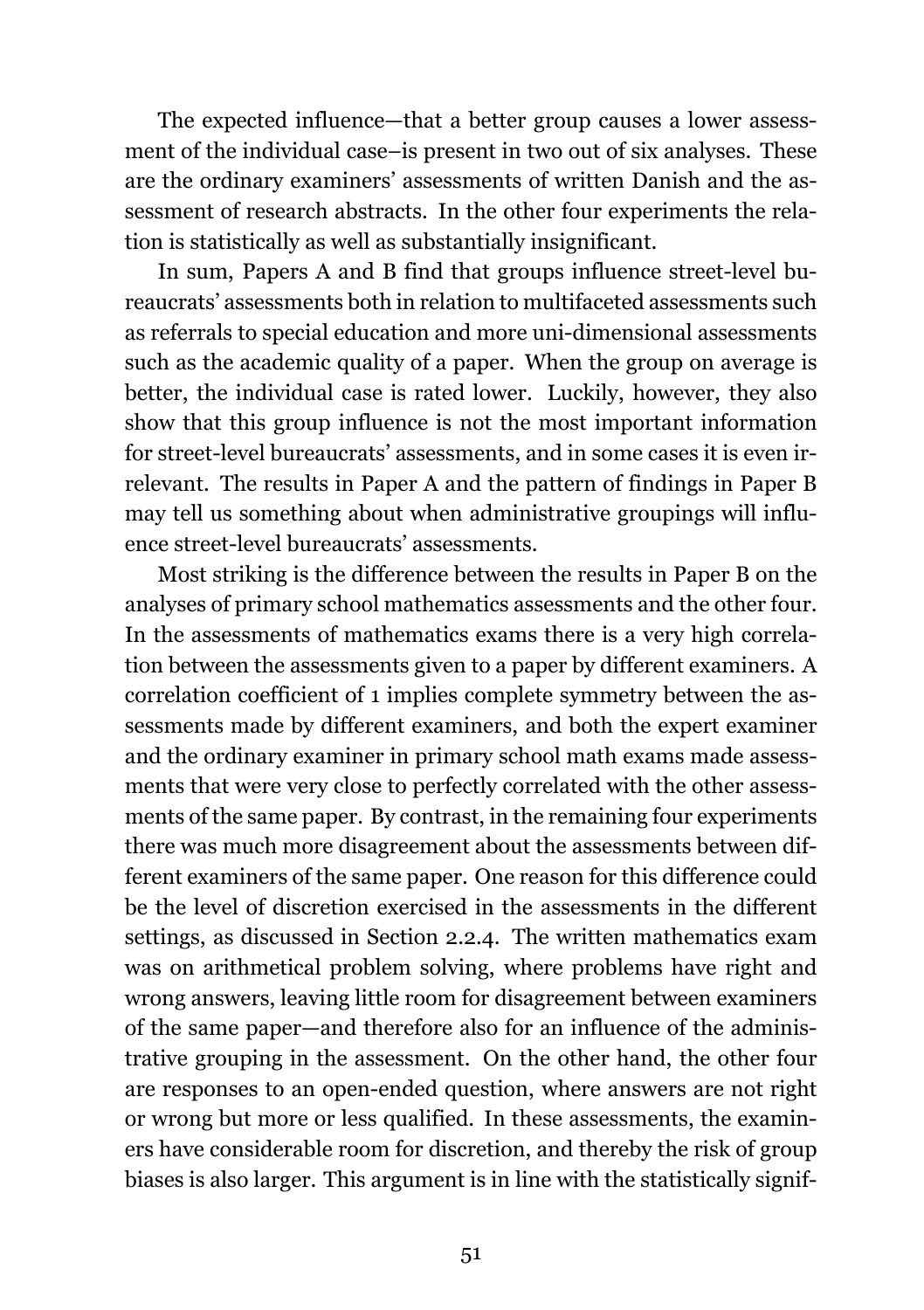The expected influence—that a better group causes a lower assessment of the individual case–is present in two out of six analyses. These are the ordinary examiners' assessments of written Danish and the assessment of research abstracts. In the other four experiments the relation is statistically as well as substantially insignificant.

In sum, Papers A and B find that groups influence street-level bureaucrats' assessments both in relation to multifaceted assessments such as referrals to special education and more uni-dimensional assessments such as the academic quality of a paper. When the group on average is better, the individual case is rated lower. Luckily, however, they also show that this group influence is not the most important information for street-level bureaucrats' assessments, and in some cases it is even irrelevant. The results in Paper A and the pattern of findings in Paper B may tell us something about when administrative groupings will influence street-level bureaucrats' assessments.

Most striking is the difference between the results in Paper B on the analyses of primary school mathematics assessments and the other four. In the assessments of mathematics exams there is a very high correlation between the assessments given to a paper by different examiners. A correlation coefficient of 1 implies complete symmetry between the assessments made by different examiners, and both the expert examiner and the ordinary examiner in primary school math exams made assessments that were very close to perfectly correlated with the other assessments of the same paper. By contrast, in the remaining four experiments there was much more disagreement about the assessments between different examiners of the same paper. One reason for this difference could be the level of discretion exercised in the assessments in the different settings, as discussed in Section 2.2.4. The written mathematics exam was on arithmetical problem solving, where problems have right and wrong answers, leaving little room for disagreement between examiners of the same paper—and therefore also for an influence of the administrative grouping in the assessment. On the other hand, the other four are responses to an open-ended question, where answers are not right or wrong but more or less qualified. In these assessments, the examiners have considerable room for discretion, and thereby the risk of group biases is also larger. This argument is in line with the statistically signif-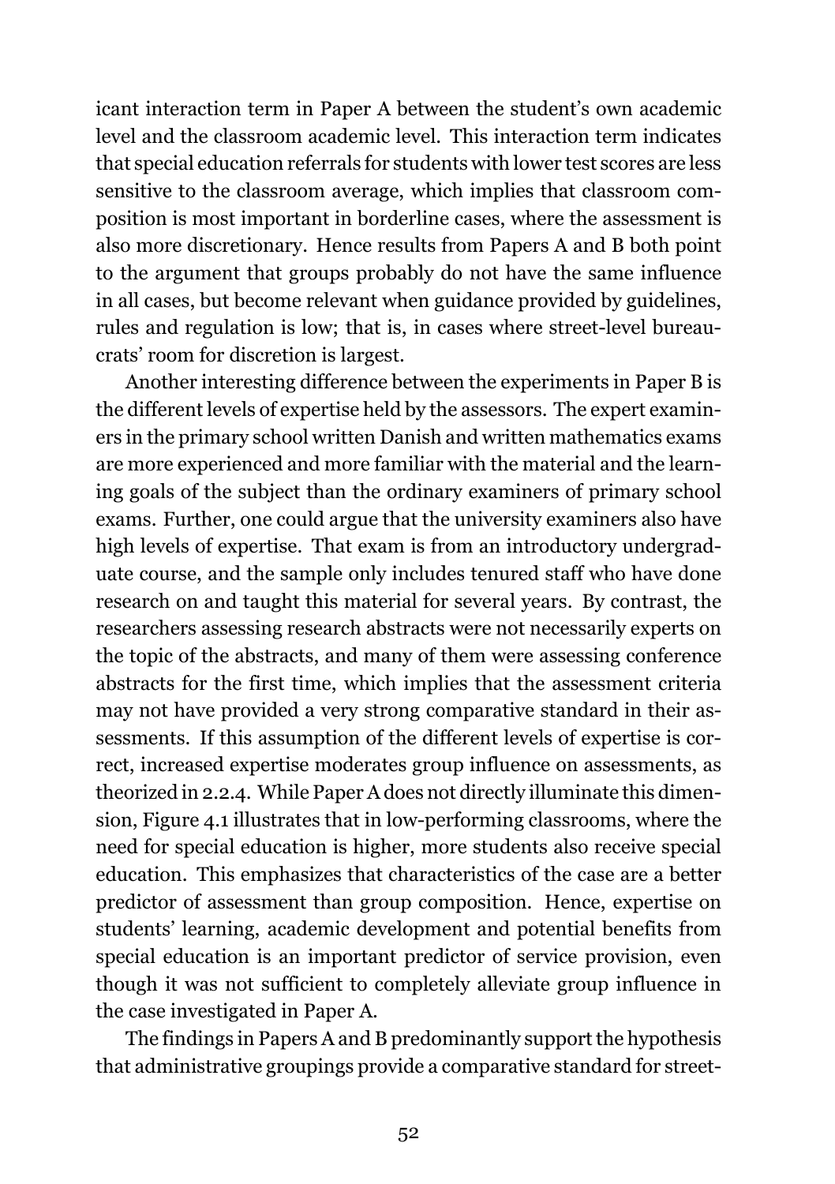icant interaction term in Paper A between the student's own academic level and the classroom academic level. This interaction term indicates that special education referrals for students with lower test scores are less sensitive to the classroom average, which implies that classroom composition is most important in borderline cases, where the assessment is also more discretionary. Hence results from Papers A and B both point to the argument that groups probably do not have the same influence in all cases, but become relevant when guidance provided by guidelines, rules and regulation is low; that is, in cases where street-level bureaucrats' room for discretion is largest.

Another interesting difference between the experiments in Paper B is the different levels of expertise held by the assessors. The expert examiners in the primary school written Danish and written mathematics exams are more experienced and more familiar with the material and the learning goals of the subject than the ordinary examiners of primary school exams. Further, one could argue that the university examiners also have high levels of expertise. That exam is from an introductory undergraduate course, and the sample only includes tenured staff who have done research on and taught this material for several years. By contrast, the researchers assessing research abstracts were not necessarily experts on the topic of the abstracts, and many of them were assessing conference abstracts for the first time, which implies that the assessment criteria may not have provided a very strong comparative standard in their assessments. If this assumption of the different levels of expertise is correct, increased expertise moderates group influence on assessments, as theorized in 2.2.4. While Paper A does not directly illuminate this dimension, Figure 4.1 illustrates that in low-performing classrooms, where the need for special education is higher, more students also receive special education. This emphasizes that characteristics of the case are a better predictor of assessment than group composition. Hence, expertise on students' learning, academic development and potential benefits from special education is an important predictor of service provision, even though it was not sufficient to completely alleviate group influence in the case investigated in Paper A.

The findings in Papers A and B predominantly support the hypothesis that administrative groupings provide a comparative standard for street-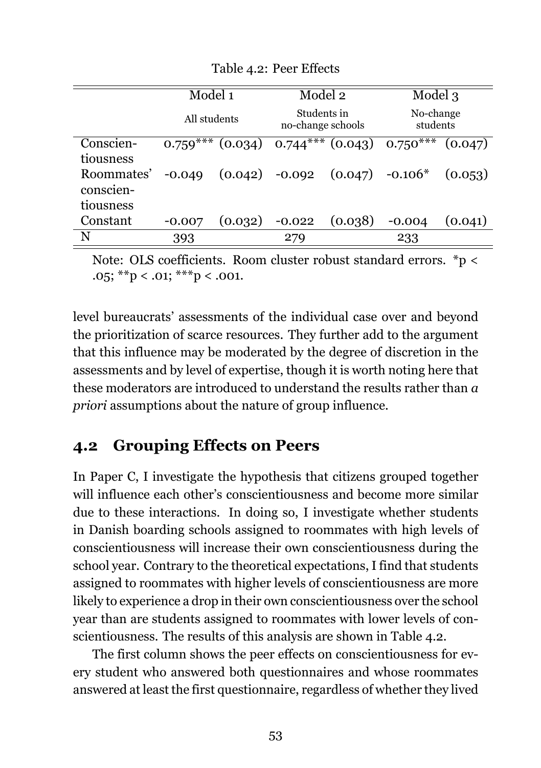Table 4.2: Peer Effects

| | Model 1 | | Model 2 | | Model 3 | |
|---|---|---|---|---|---|---|
| | All students | | Students in no-change schools | | No-change students | |
| Conscientiousness | 0.759*** | (0.034) | 0.744*** | (0.043) | 0.750*** | (0.047) |
| Roommates' conscientiousness | -0.049 | (0.042) | -0.092 | (0.047) | -0.106* | (0.053) |
| Constant | -0.007 | (0.032) | -0.022 | (0.038) | -0.004 | (0.041) |
| N | 393 | | 279 | | 233 | |

Note: OLS coefficients. Room cluster robust standard errors. *p < .05; **p < .01; ***p < .001.

level bureaucrats' assessments of the individual case over and beyond the prioritization of scarce resources. They further add to the argument that this influence may be moderated by the degree of discretion in the assessments and by level of expertise, though it is worth noting here that these moderators are introduced to understand the results rather than *a priori* assumptions about the nature of group influence.

## 4.2 Grouping Effects on Peers

In Paper C, I investigate the hypothesis that citizens grouped together will influence each other's conscientiousness and become more similar due to these interactions. In doing so, I investigate whether students in Danish boarding schools assigned to roommates with high levels of conscientiousness will increase their own conscientiousness during the school year. Contrary to the theoretical expectations, I find that students assigned to roommates with higher levels of conscientiousness are more likely to experience a drop in their own conscientiousness over the school year than are students assigned to roommates with lower levels of conscientiousness. The results of this analysis are shown in Table 4.2.

The first column shows the peer effects on conscientiousness for every student who answered both questionnaires and whose roommates answered at least the first questionnaire, regardless of whether they lived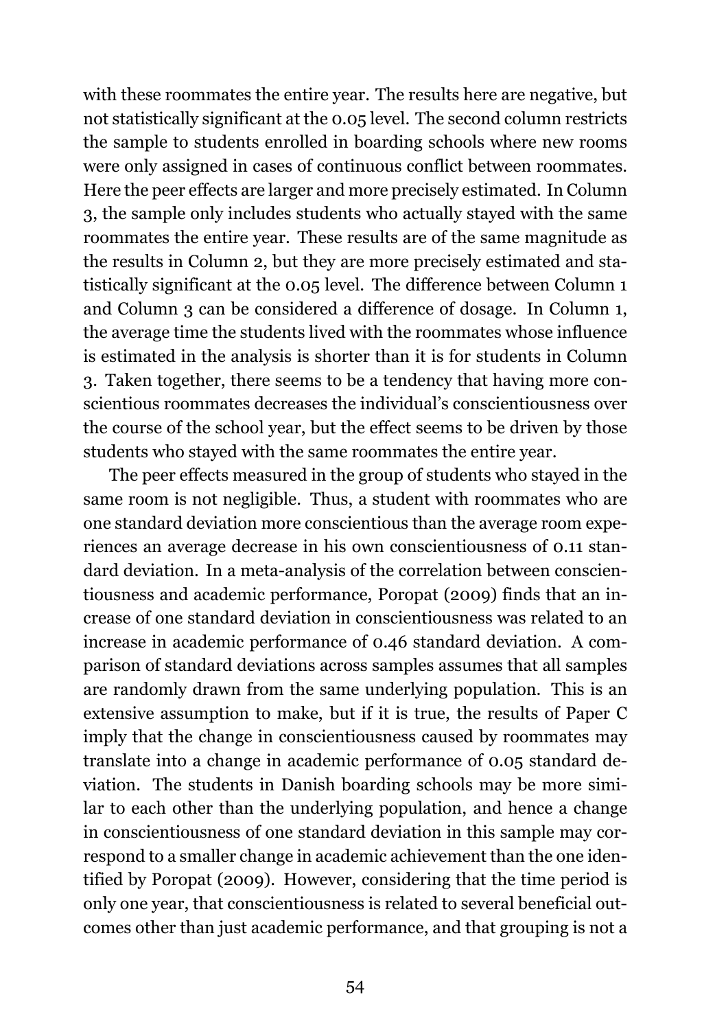with these roommates the entire year. The results here are negative, but not statistically significant at the 0.05 level. The second column restricts the sample to students enrolled in boarding schools where new rooms were only assigned in cases of continuous conflict between roommates. Here the peer effects are larger and more precisely estimated. In Column 3, the sample only includes students who actually stayed with the same roommates the entire year. These results are of the same magnitude as the results in Column 2, but they are more precisely estimated and statistically significant at the 0.05 level. The difference between Column 1 and Column 3 can be considered a difference of dosage. In Column 1, the average time the students lived with the roommates whose influence is estimated in the analysis is shorter than it is for students in Column 3. Taken together, there seems to be a tendency that having more conscientious roommates decreases the individual's conscientiousness over the course of the school year, but the effect seems to be driven by those students who stayed with the same roommates the entire year.

The peer effects measured in the group of students who stayed in the same room is not negligible. Thus, a student with roommates who are one standard deviation more conscientious than the average room experiences an average decrease in his own conscientiousness of 0.11 standard deviation. In a meta-analysis of the correlation between conscientiousness and academic performance, Poropat (2009) finds that an increase of one standard deviation in conscientiousness was related to an increase in academic performance of 0.46 standard deviation. A comparison of standard deviations across samples assumes that all samples are randomly drawn from the same underlying population. This is an extensive assumption to make, but if it is true, the results of Paper C imply that the change in conscientiousness caused by roommates may translate into a change in academic performance of 0.05 standard deviation. The students in Danish boarding schools may be more similar to each other than the underlying population, and hence a change in conscientiousness of one standard deviation in this sample may correspond to a smaller change in academic achievement than the one identified by Poropat (2009). However, considering that the time period is only one year, that conscientiousness is related to several beneficial outcomes other than just academic performance, and that grouping is not a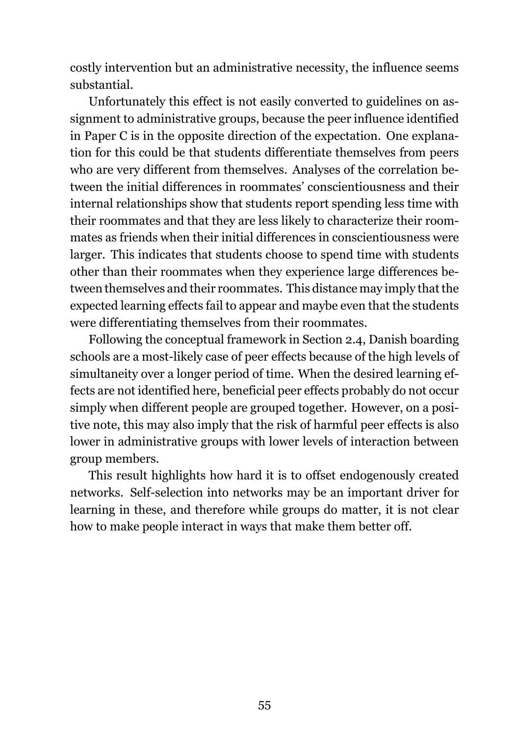costly intervention but an administrative necessity, the influence seems substantial.

Unfortunately this effect is not easily converted to guidelines on assignment to administrative groups, because the peer influence identified in Paper C is in the opposite direction of the expectation. One explanation for this could be that students differentiate themselves from peers who are very different from themselves. Analyses of the correlation between the initial differences in roommates' conscientiousness and their internal relationships show that students report spending less time with their roommates and that they are less likely to characterize their roommates as friends when their initial differences in conscientiousness were larger. This indicates that students choose to spend time with students other than their roommates when they experience large differences between themselves and their roommates. This distance may imply that the expected learning effects fail to appear and maybe even that the students were differentiating themselves from their roommates.

Following the conceptual framework in Section 2.4, Danish boarding schools are a most-likely case of peer effects because of the high levels of simultaneity over a longer period of time. When the desired learning effects are not identified here, beneficial peer effects probably do not occur simply when different people are grouped together. However, on a positive note, this may also imply that the risk of harmful peer effects is also lower in administrative groups with lower levels of interaction between group members.

This result highlights how hard it is to offset endogenously created networks. Self-selection into networks may be an important driver for learning in these, and therefore while groups do matter, it is not clear how to make people interact in ways that make them better off.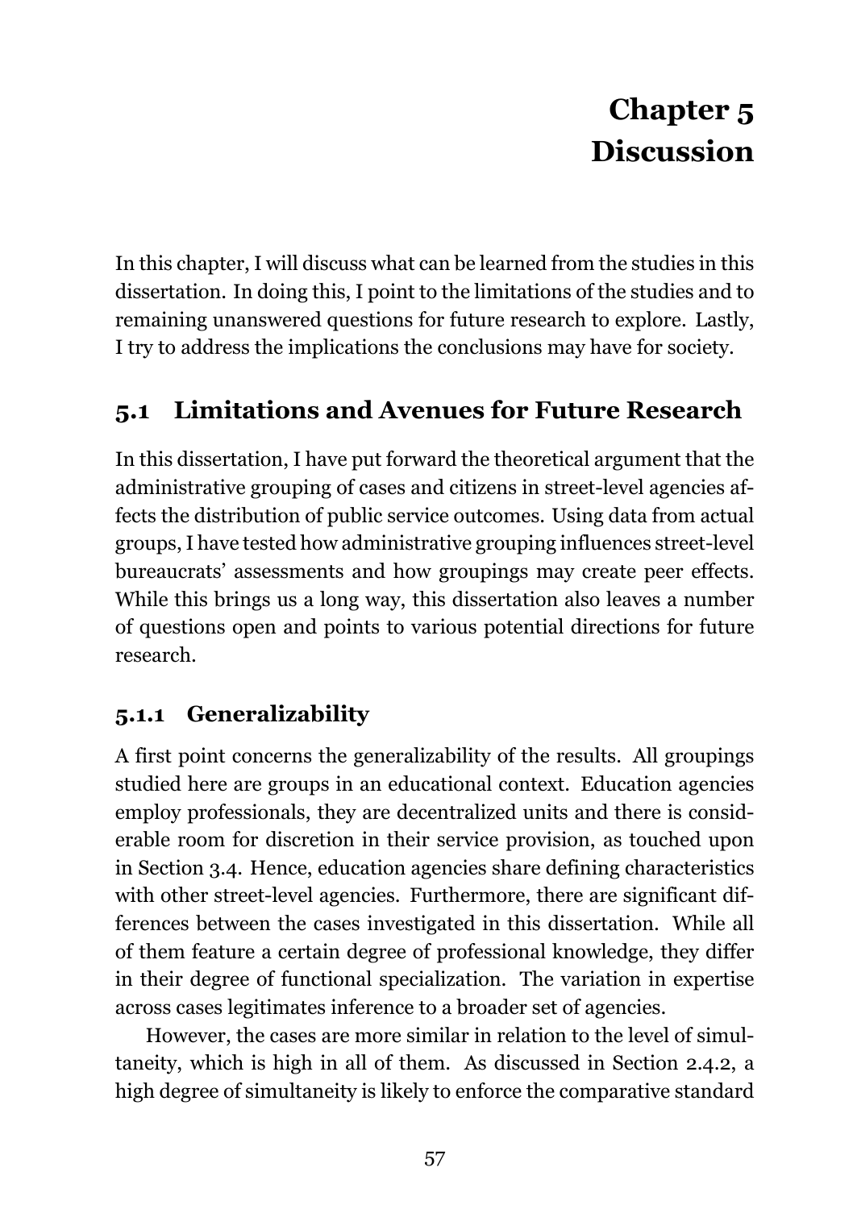# Chapter 5 Discussion

In this chapter, I will discuss what can be learned from the studies in this dissertation. In doing this, I point to the limitations of the studies and to remaining unanswered questions for future research to explore. Lastly, I try to address the implications the conclusions may have for society.

## 5.1 Limitations and Avenues for Future Research

In this dissertation, I have put forward the theoretical argument that the administrative grouping of cases and citizens in street-level agencies affects the distribution of public service outcomes. Using data from actual groups, I have tested how administrative grouping influences street-level bureaucrats' assessments and how groupings may create peer effects. While this brings us a long way, this dissertation also leaves a number of questions open and points to various potential directions for future research.

### 5.1.1 Generalizability

A first point concerns the generalizability of the results. All groupings studied here are groups in an educational context. Education agencies employ professionals, they are decentralized units and there is considerable room for discretion in their service provision, as touched upon in Section 3.4. Hence, education agencies share defining characteristics with other street-level agencies. Furthermore, there are significant differences between the cases investigated in this dissertation. While all of them feature a certain degree of professional knowledge, they differ in their degree of functional specialization. The variation in expertise across cases legitimates inference to a broader set of agencies.

However, the cases are more similar in relation to the level of simultaneity, which is high in all of them. As discussed in Section 2.4.2, a high degree of simultaneity is likely to enforce the comparative standard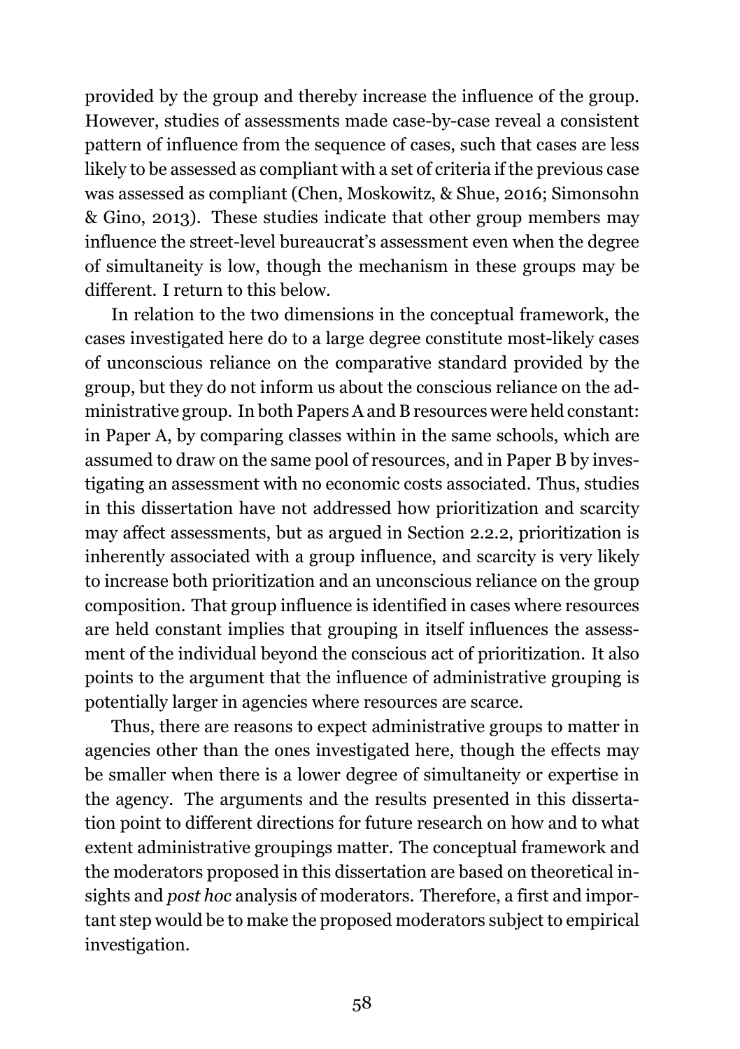provided by the group and thereby increase the influence of the group. However, studies of assessments made case-by-case reveal a consistent pattern of influence from the sequence of cases, such that cases are less likely to be assessed as compliant with a set of criteria if the previous case was assessed as compliant (Chen, Moskowitz, & Shue, 2016; Simonsohn & Gino, 2013). These studies indicate that other group members may influence the street-level bureaucrat's assessment even when the degree of simultaneity is low, though the mechanism in these groups may be different. I return to this below.

In relation to the two dimensions in the conceptual framework, the cases investigated here do to a large degree constitute most-likely cases of unconscious reliance on the comparative standard provided by the group, but they do not inform us about the conscious reliance on the administrative group. In both Papers A and B resources were held constant: in Paper A, by comparing classes within in the same schools, which are assumed to draw on the same pool of resources, and in Paper B by investigating an assessment with no economic costs associated. Thus, studies in this dissertation have not addressed how prioritization and scarcity may affect assessments, but as argued in Section 2.2.2, prioritization is inherently associated with a group influence, and scarcity is very likely to increase both prioritization and an unconscious reliance on the group composition. That group influence is identified in cases where resources are held constant implies that grouping in itself influences the assessment of the individual beyond the conscious act of prioritization. It also points to the argument that the influence of administrative grouping is potentially larger in agencies where resources are scarce.

Thus, there are reasons to expect administrative groups to matter in agencies other than the ones investigated here, though the effects may be smaller when there is a lower degree of simultaneity or expertise in the agency. The arguments and the results presented in this dissertation point to different directions for future research on how and to what extent administrative groupings matter. The conceptual framework and the moderators proposed in this dissertation are based on theoretical insights and *post hoc* analysis of moderators. Therefore, a first and important step would be to make the proposed moderators subject to empirical investigation.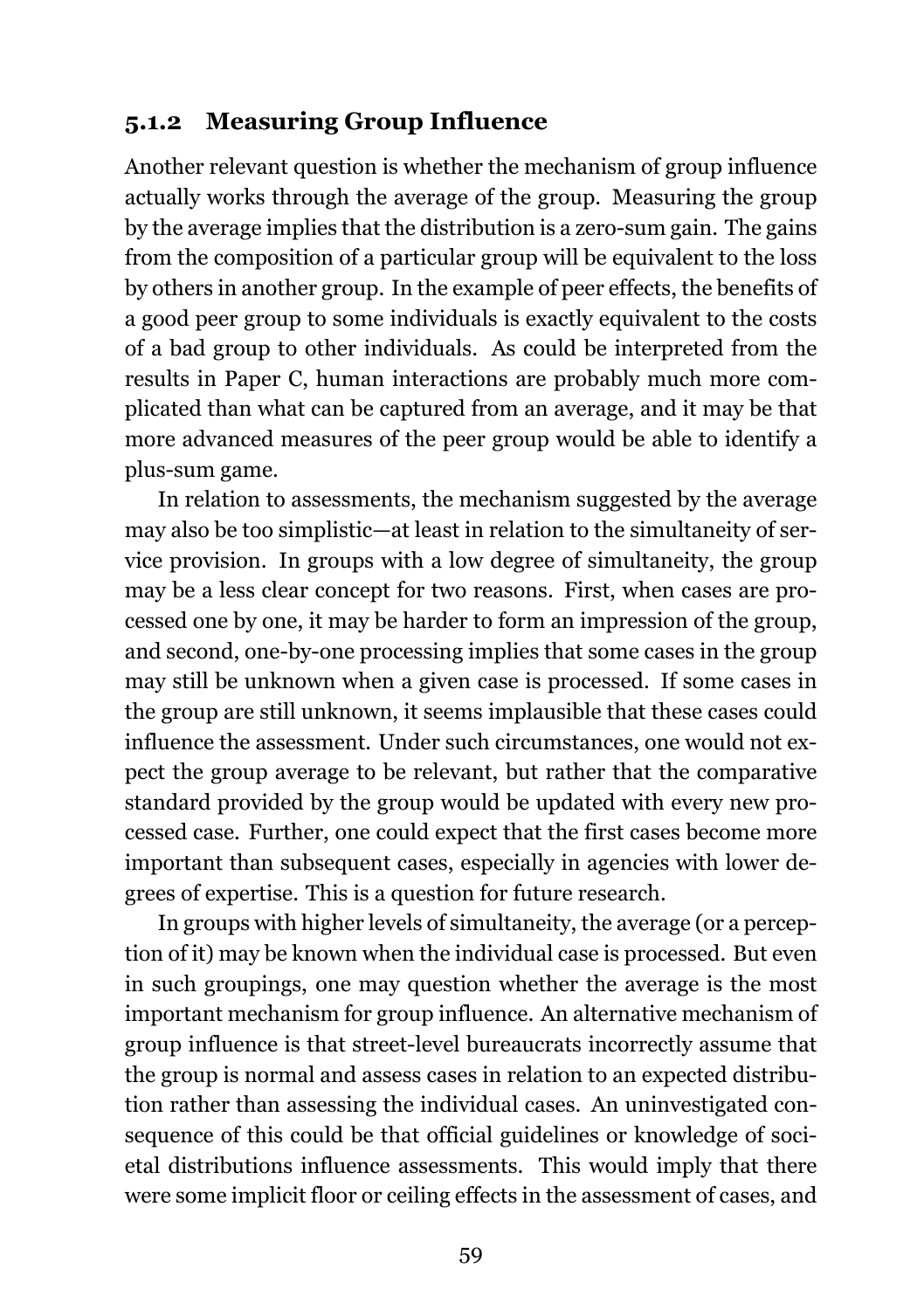### 5.1.2 Measuring Group Influence

Another relevant question is whether the mechanism of group influence actually works through the average of the group. Measuring the group by the average implies that the distribution is a zero-sum gain. The gains from the composition of a particular group will be equivalent to the loss by others in another group. In the example of peer effects, the benefits of a good peer group to some individuals is exactly equivalent to the costs of a bad group to other individuals. As could be interpreted from the results in Paper C, human interactions are probably much more complicated than what can be captured from an average, and it may be that more advanced measures of the peer group would be able to identify a plus-sum game.

In relation to assessments, the mechanism suggested by the average may also be too simplistic—at least in relation to the simultaneity of service provision. In groups with a low degree of simultaneity, the group may be a less clear concept for two reasons. First, when cases are processed one by one, it may be harder to form an impression of the group, and second, one-by-one processing implies that some cases in the group may still be unknown when a given case is processed. If some cases in the group are still unknown, it seems implausible that these cases could influence the assessment. Under such circumstances, one would not expect the group average to be relevant, but rather that the comparative standard provided by the group would be updated with every new processed case. Further, one could expect that the first cases become more important than subsequent cases, especially in agencies with lower degrees of expertise. This is a question for future research.

In groups with higher levels of simultaneity, the average (or a perception of it) may be known when the individual case is processed. But even in such groupings, one may question whether the average is the most important mechanism for group influence. An alternative mechanism of group influence is that street-level bureaucrats incorrectly assume that the group is normal and assess cases in relation to an expected distribution rather than assessing the individual cases. An uninvestigated consequence of this could be that official guidelines or knowledge of societal distributions influence assessments. This would imply that there were some implicit floor or ceiling effects in the assessment of cases, and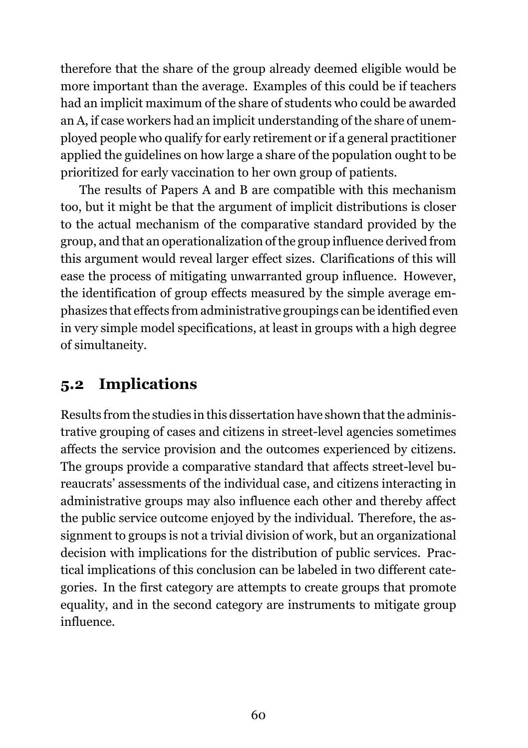therefore that the share of the group already deemed eligible would be more important than the average. Examples of this could be if teachers had an implicit maximum of the share of students who could be awarded an A, if case workers had an implicit understanding of the share of unemployed people who qualify for early retirement or if a general practitioner applied the guidelines on how large a share of the population ought to be prioritized for early vaccination to her own group of patients.

The results of Papers A and B are compatible with this mechanism too, but it might be that the argument of implicit distributions is closer to the actual mechanism of the comparative standard provided by the group, and that an operationalization of the group influence derived from this argument would reveal larger effect sizes. Clarifications of this will ease the process of mitigating unwarranted group influence. However, the identification of group effects measured by the simple average emphasizes that effects from administrative groupings can be identified even in very simple model specifications, at least in groups with a high degree of simultaneity.

## 5.2 Implications

Results from the studies in this dissertation have shown that the administrative grouping of cases and citizens in street-level agencies sometimes affects the service provision and the outcomes experienced by citizens. The groups provide a comparative standard that affects street-level bureaucrats' assessments of the individual case, and citizens interacting in administrative groups may also influence each other and thereby affect the public service outcome enjoyed by the individual. Therefore, the assignment to groups is not a trivial division of work, but an organizational decision with implications for the distribution of public services. Practical implications of this conclusion can be labeled in two different categories. In the first category are attempts to create groups that promote equality, and in the second category are instruments to mitigate group influence.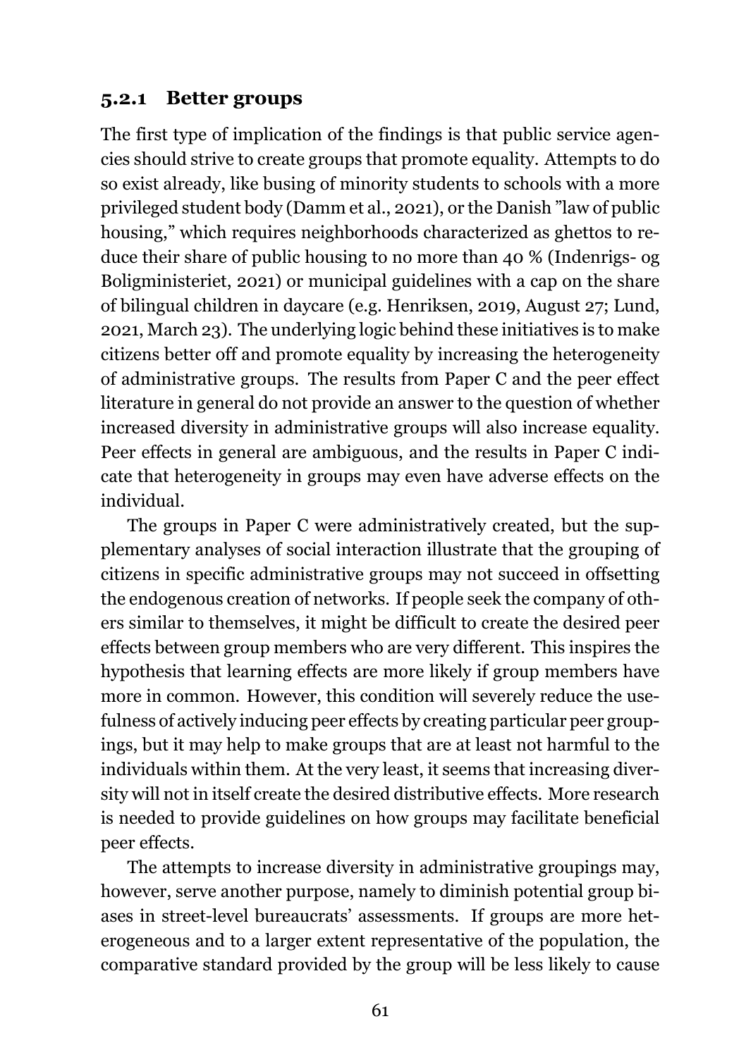### 5.2.1 Better groups

The first type of implication of the findings is that public service agencies should strive to create groups that promote equality. Attempts to do so exist already, like busing of minority students to schools with a more privileged student body (Damm et al., 2021), or the Danish "law of public housing," which requires neighborhoods characterized as ghettos to reduce their share of public housing to no more than 40 % (Indenrigs- og Boligministeriet, 2021) or municipal guidelines with a cap on the share of bilingual children in daycare (e.g. Henriksen, 2019, August 27; Lund, 2021, March 23). The underlying logic behind these initiatives is to make citizens better off and promote equality by increasing the heterogeneity of administrative groups. The results from Paper C and the peer effect literature in general do not provide an answer to the question of whether increased diversity in administrative groups will also increase equality. Peer effects in general are ambiguous, and the results in Paper C indicate that heterogeneity in groups may even have adverse effects on the individual.

The groups in Paper C were administratively created, but the supplementary analyses of social interaction illustrate that the grouping of citizens in specific administrative groups may not succeed in offsetting the endogenous creation of networks. If people seek the company of others similar to themselves, it might be difficult to create the desired peer effects between group members who are very different. This inspires the hypothesis that learning effects are more likely if group members have more in common. However, this condition will severely reduce the usefulness of actively inducing peer effects by creating particular peer groupings, but it may help to make groups that are at least not harmful to the individuals within them. At the very least, it seems that increasing diversity will not in itself create the desired distributive effects. More research is needed to provide guidelines on how groups may facilitate beneficial peer effects.

The attempts to increase diversity in administrative groupings may, however, serve another purpose, namely to diminish potential group biases in street-level bureaucrats' assessments. If groups are more heterogeneous and to a larger extent representative of the population, the comparative standard provided by the group will be less likely to cause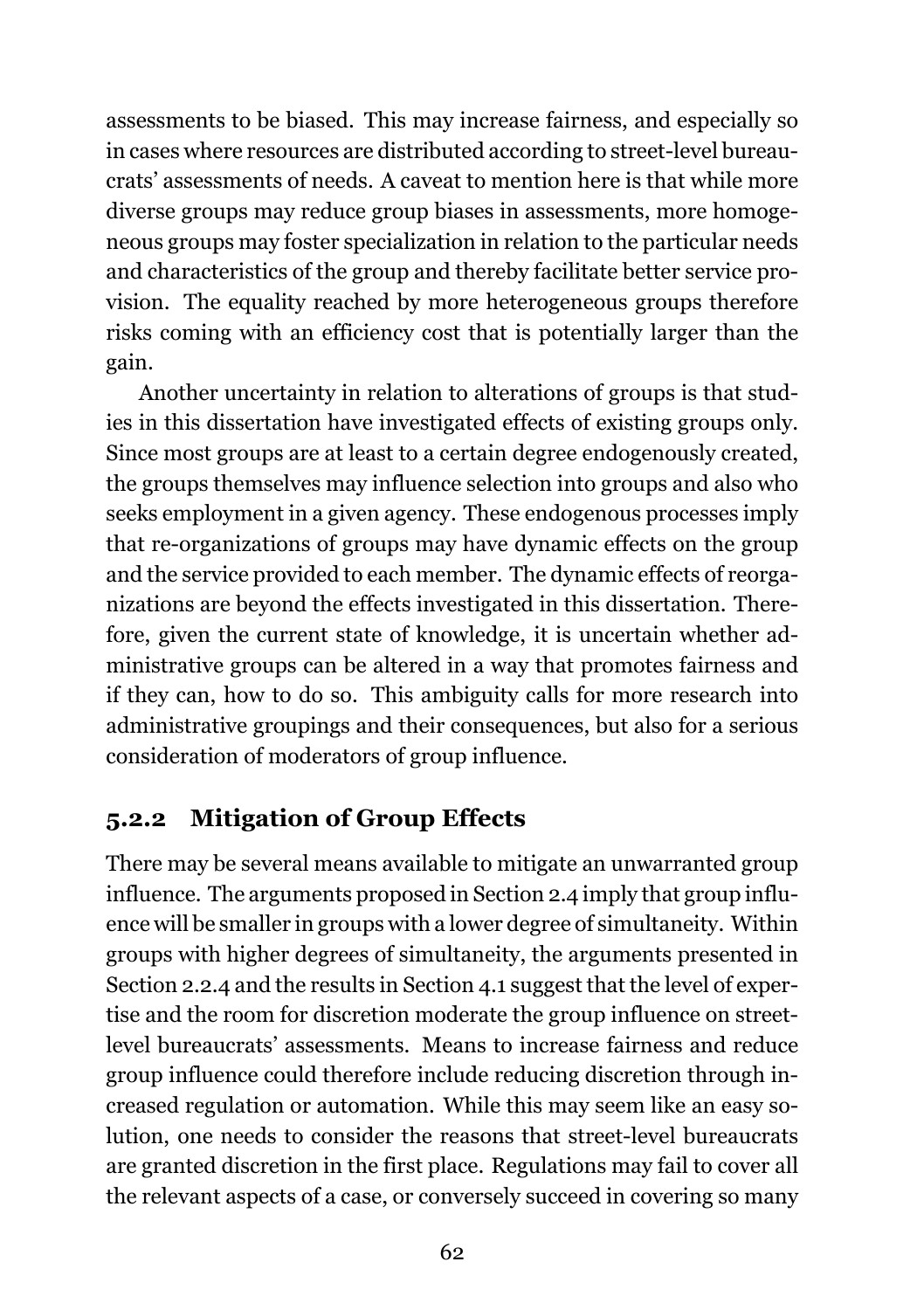assessments to be biased. This may increase fairness, and especially so in cases where resources are distributed according to street-level bureaucrats' assessments of needs. A caveat to mention here is that while more diverse groups may reduce group biases in assessments, more homogeneous groups may foster specialization in relation to the particular needs and characteristics of the group and thereby facilitate better service provision. The equality reached by more heterogeneous groups therefore risks coming with an efficiency cost that is potentially larger than the gain.

Another uncertainty in relation to alterations of groups is that studies in this dissertation have investigated effects of existing groups only. Since most groups are at least to a certain degree endogenously created, the groups themselves may influence selection into groups and also who seeks employment in a given agency. These endogenous processes imply that re-organizations of groups may have dynamic effects on the group and the service provided to each member. The dynamic effects of reorganizations are beyond the effects investigated in this dissertation. Therefore, given the current state of knowledge, it is uncertain whether administrative groups can be altered in a way that promotes fairness and if they can, how to do so. This ambiguity calls for more research into administrative groupings and their consequences, but also for a serious consideration of moderators of group influence.

### 5.2.2 Mitigation of Group Effects

There may be several means available to mitigate an unwarranted group influence. The arguments proposed in Section 2.4 imply that group influence will be smaller in groups with a lower degree of simultaneity. Within groups with higher degrees of simultaneity, the arguments presented in Section 2.2.4 and the results in Section 4.1 suggest that the level of expertise and the room for discretion moderate the group influence on street-level bureaucrats' assessments. Means to increase fairness and reduce group influence could therefore include reducing discretion through increased regulation or automation. While this may seem like an easy solution, one needs to consider the reasons that street-level bureaucrats are granted discretion in the first place. Regulations may fail to cover all the relevant aspects of a case, or conversely succeed in covering so many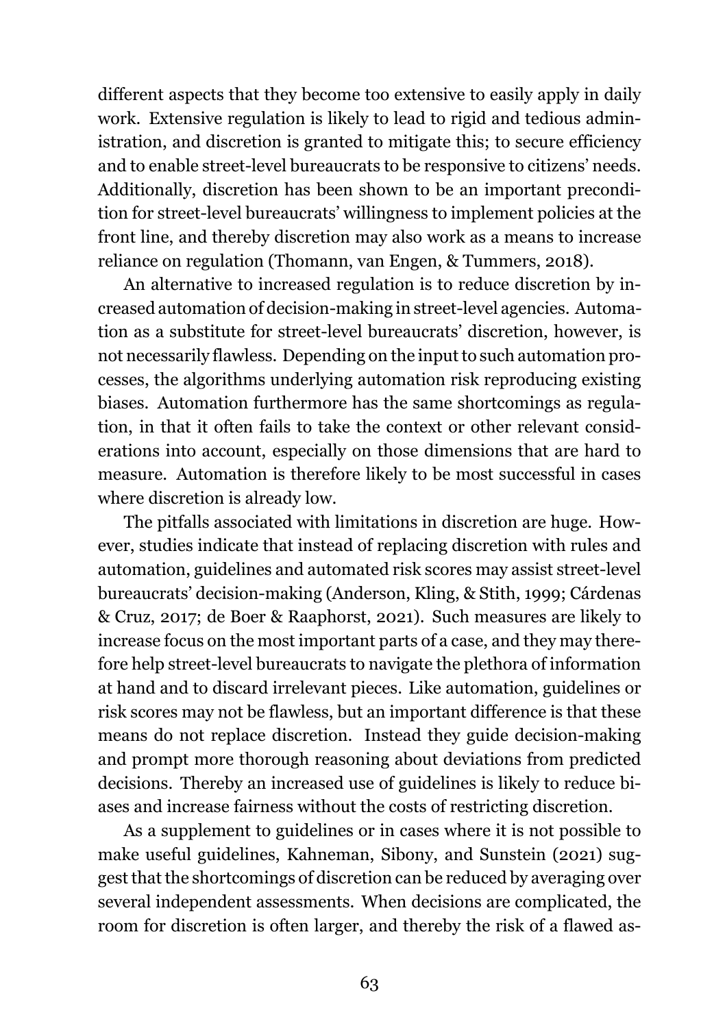different aspects that they become too extensive to easily apply in daily work. Extensive regulation is likely to lead to rigid and tedious administration, and discretion is granted to mitigate this; to secure efficiency and to enable street-level bureaucrats to be responsive to citizens' needs. Additionally, discretion has been shown to be an important precondition for street-level bureaucrats' willingness to implement policies at the front line, and thereby discretion may also work as a means to increase reliance on regulation (Thomann, van Engen, & Tummers, 2018).

An alternative to increased regulation is to reduce discretion by increased automation of decision-making in street-level agencies. Automation as a substitute for street-level bureaucrats' discretion, however, is not necessarily flawless. Depending on the input to such automation processes, the algorithms underlying automation risk reproducing existing biases. Automation furthermore has the same shortcomings as regulation, in that it often fails to take the context or other relevant considerations into account, especially on those dimensions that are hard to measure. Automation is therefore likely to be most successful in cases where discretion is already low.

The pitfalls associated with limitations in discretion are huge. However, studies indicate that instead of replacing discretion with rules and automation, guidelines and automated risk scores may assist street-level bureaucrats' decision-making (Anderson, Kling, & Stith, 1999; Cárdenas & Cruz, 2017; de Boer & Raaphorst, 2021). Such measures are likely to increase focus on the most important parts of a case, and they may therefore help street-level bureaucrats to navigate the plethora of information at hand and to discard irrelevant pieces. Like automation, guidelines or risk scores may not be flawless, but an important difference is that these means do not replace discretion. Instead they guide decision-making and prompt more thorough reasoning about deviations from predicted decisions. Thereby an increased use of guidelines is likely to reduce biases and increase fairness without the costs of restricting discretion.

As a supplement to guidelines or in cases where it is not possible to make useful guidelines, Kahneman, Sibony, and Sunstein (2021) suggest that the shortcomings of discretion can be reduced by averaging over several independent assessments. When decisions are complicated, the room for discretion is often larger, and thereby the risk of a flawed as-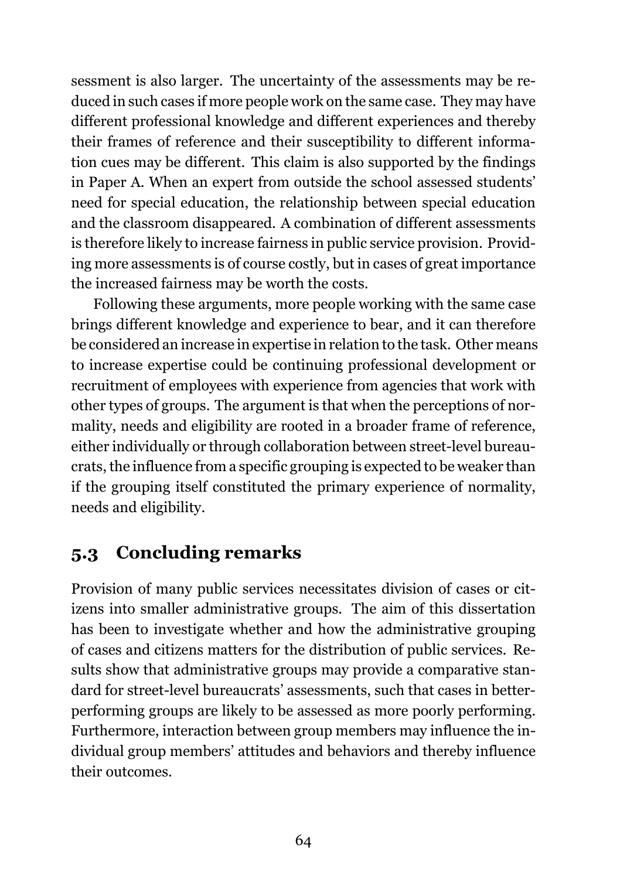sessment is also larger. The uncertainty of the assessments may be reduced in such cases if more people work on the same case. They may have different professional knowledge and different experiences and thereby their frames of reference and their susceptibility to different information cues may be different. This claim is also supported by the findings in Paper A. When an expert from outside the school assessed students' need for special education, the relationship between special education and the classroom disappeared. A combination of different assessments is therefore likely to increase fairness in public service provision. Providing more assessments is of course costly, but in cases of great importance the increased fairness may be worth the costs.

Following these arguments, more people working with the same case brings different knowledge and experience to bear, and it can therefore be considered an increase in expertise in relation to the task. Other means to increase expertise could be continuing professional development or recruitment of employees with experience from agencies that work with other types of groups. The argument is that when the perceptions of normality, needs and eligibility are rooted in a broader frame of reference, either individually or through collaboration between street-level bureaucrats, the influence from a specific grouping is expected to be weaker than if the grouping itself constituted the primary experience of normality, needs and eligibility.

## 5.3 Concluding remarks

Provision of many public services necessitates division of cases or citizens into smaller administrative groups. The aim of this dissertation has been to investigate whether and how the administrative grouping of cases and citizens matters for the distribution of public services. Results show that administrative groups may provide a comparative standard for street-level bureaucrats' assessments, such that cases in better-performing groups are likely to be assessed as more poorly performing. Furthermore, interaction between group members may influence the individual group members' attitudes and behaviors and thereby influence their outcomes.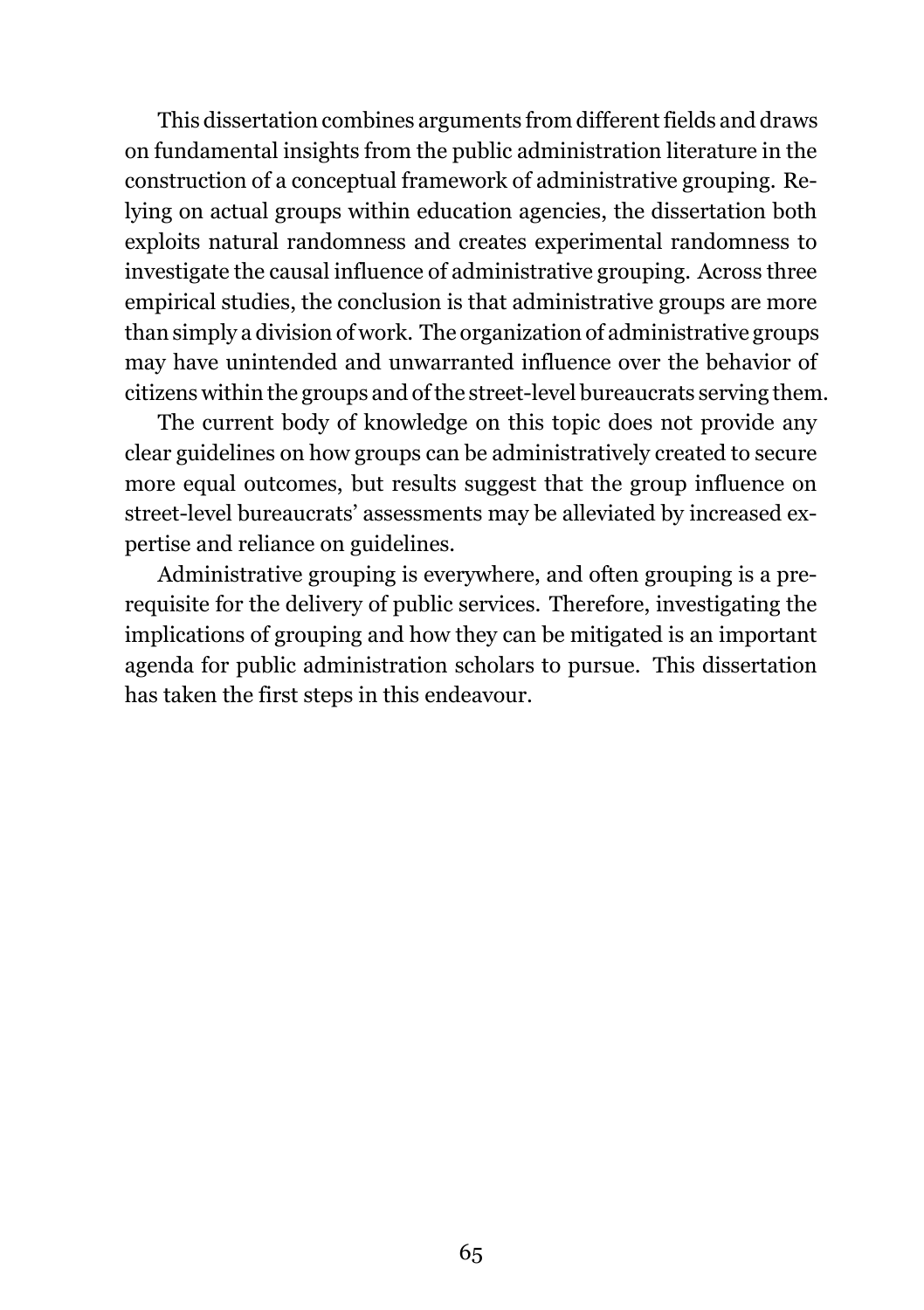This dissertation combines arguments from different fields and draws on fundamental insights from the public administration literature in the construction of a conceptual framework of administrative grouping. Relying on actual groups within education agencies, the dissertation both exploits natural randomness and creates experimental randomness to investigate the causal influence of administrative grouping. Across three empirical studies, the conclusion is that administrative groups are more than simply a division of work. The organization of administrative groups may have unintended and unwarranted influence over the behavior of citizens within the groups and of the street-level bureaucrats serving them.

The current body of knowledge on this topic does not provide any clear guidelines on how groups can be administratively created to secure more equal outcomes, but results suggest that the group influence on street-level bureaucrats' assessments may be alleviated by increased expertise and reliance on guidelines.

Administrative grouping is everywhere, and often grouping is a prerequisite for the delivery of public services. Therefore, investigating the implications of grouping and how they can be mitigated is an important agenda for public administration scholars to pursue. This dissertation has taken the first steps in this endeavour.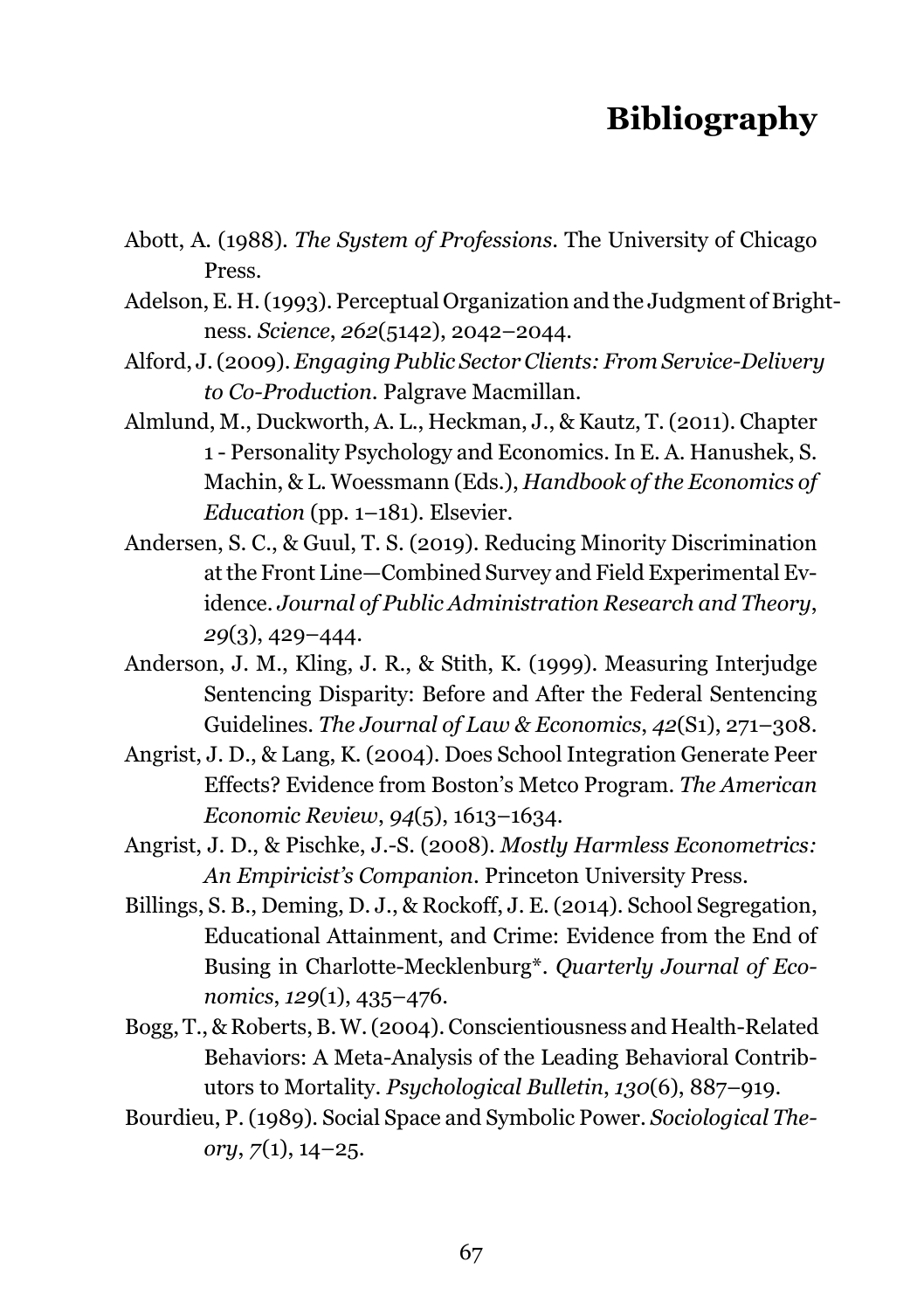# Bibliography

Abott, A. (1988). *The System of Professions*. The University of Chicago Press.

Adelson, E. H. (1993). Perceptual Organization and the Judgment of Brightness. *Science*, *262*(5142), 2042–2044.

Alford, J. (2009). *Engaging Public Sector Clients: From Service-Delivery to Co-Production*. Palgrave Macmillan.

Almlund, M., Duckworth, A. L., Heckman, J., & Kautz, T. (2011). Chapter 1 - Personality Psychology and Economics. In E. A. Hanushek, S. Machin, & L. Woessmann (Eds.), *Handbook of the Economics of Education* (pp. 1–181). Elsevier.

Andersen, S. C., & Guul, T. S. (2019). Reducing Minority Discrimination at the Front Line—Combined Survey and Field Experimental Evidence. *Journal of Public Administration Research and Theory*, *29*(3), 429–444.

Anderson, J. M., Kling, J. R., & Stith, K. (1999). Measuring Interjudge Sentencing Disparity: Before and After the Federal Sentencing Guidelines. *The Journal of Law & Economics*, *42*(S1), 271–308.

Angrist, J. D., & Lang, K. (2004). Does School Integration Generate Peer Effects? Evidence from Boston's Metco Program. *The American Economic Review*, *94*(5), 1613–1634.

Angrist, J. D., & Pischke, J.-S. (2008). *Mostly Harmless Econometrics: An Empiricist's Companion*. Princeton University Press.

Billings, S. B., Deming, D. J., & Rockoff, J. E. (2014). School Segregation, Educational Attainment, and Crime: Evidence from the End of Busing in Charlotte-Mecklenburg*. *Quarterly Journal of Economics*, *129*(1), 435–476.

Bogg, T., & Roberts, B. W. (2004). Conscientiousness and Health-Related Behaviors: A Meta-Analysis of the Leading Behavioral Contributors to Mortality. *Psychological Bulletin*, *130*(6), 887–919.

Bourdieu, P. (1989). Social Space and Symbolic Power. *Sociological Theory*, *7*(1), 14–25.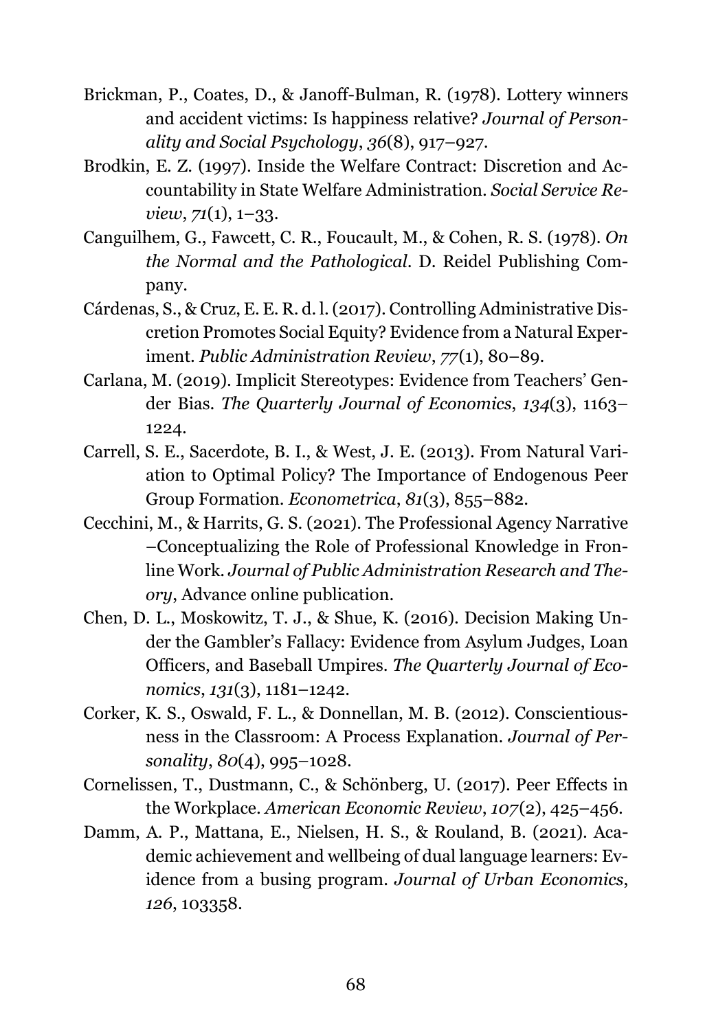Brickman, P., Coates, D., & Janoff-Bulman, R. (1978). Lottery winners and accident victims: Is happiness relative? *Journal of Personality and Social Psychology*, *36*(8), 917–927.

Brodkin, E. Z. (1997). Inside the Welfare Contract: Discretion and Accountability in State Welfare Administration. *Social Service Review*, *71*(1), 1–33.

Canguilhem, G., Fawcett, C. R., Foucault, M., & Cohen, R. S. (1978). *On the Normal and the Pathological*. D. Reidel Publishing Company.

Cárdenas, S., & Cruz, E. E. R. d. l. (2017). Controlling Administrative Discretion Promotes Social Equity? Evidence from a Natural Experiment. *Public Administration Review*, *77*(1), 80–89.

Carlana, M. (2019). Implicit Stereotypes: Evidence from Teachers' Gender Bias. *The Quarterly Journal of Economics*, *134*(3), 1163–1224.

Carrell, S. E., Sacerdote, B. I., & West, J. E. (2013). From Natural Variation to Optimal Policy? The Importance of Endogenous Peer Group Formation. *Econometrica*, *81*(3), 855–882.

Cecchini, M., & Harrits, G. S. (2021). The Professional Agency Narrative –Conceptualizing the Role of Professional Knowledge in Fronline Work. *Journal of Public Administration Research and Theory*, Advance online publication.

Chen, D. L., Moskowitz, T. J., & Shue, K. (2016). Decision Making Under the Gambler's Fallacy: Evidence from Asylum Judges, Loan Officers, and Baseball Umpires. *The Quarterly Journal of Economics*, *131*(3), 1181–1242.

Corker, K. S., Oswald, F. L., & Donnellan, M. B. (2012). Conscientiousness in the Classroom: A Process Explanation. *Journal of Personality*, *80*(4), 995–1028.

Cornelissen, T., Dustmann, C., & Schönberg, U. (2017). Peer Effects in the Workplace. *American Economic Review*, *107*(2), 425–456.

Damm, A. P., Mattana, E., Nielsen, H. S., & Rouland, B. (2021). Academic achievement and wellbeing of dual language learners: Evidence from a busing program. *Journal of Urban Economics*, *126*, 103358.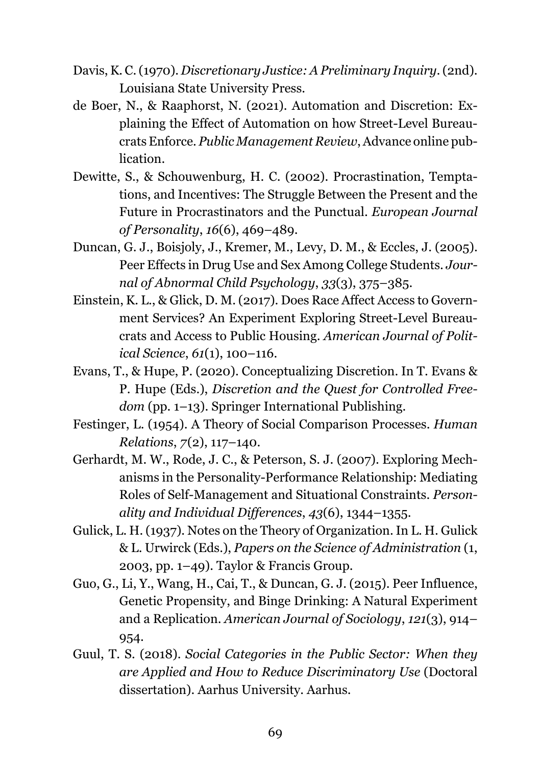Davis, K. C. (1970). *Discretionary Justice: A Preliminary Inquiry*. (2nd). Louisiana State University Press.

de Boer, N., & Raaphorst, N. (2021). Automation and Discretion: Explaining the Effect of Automation on how Street-Level Bureaucrats Enforce. *Public Management Review*, Advance online publication.

Dewitte, S., & Schouwenburg, H. C. (2002). Procrastination, Temptations, and Incentives: The Struggle Between the Present and the Future in Procrastinators and the Punctual. *European Journal of Personality*, *16*(6), 469–489.

Duncan, G. J., Boisjoly, J., Kremer, M., Levy, D. M., & Eccles, J. (2005). Peer Effects in Drug Use and Sex Among College Students. *Journal of Abnormal Child Psychology*, *33*(3), 375–385.

Einstein, K. L., & Glick, D. M. (2017). Does Race Affect Access to Government Services? An Experiment Exploring Street-Level Bureaucrats and Access to Public Housing. *American Journal of Political Science*, *61*(1), 100–116.

Evans, T., & Hupe, P. (2020). Conceptualizing Discretion. In T. Evans & P. Hupe (Eds.), *Discretion and the Quest for Controlled Freedom* (pp. 1–13). Springer International Publishing.

Festinger, L. (1954). A Theory of Social Comparison Processes. *Human Relations*, *7*(2), 117–140.

Gerhardt, M. W., Rode, J. C., & Peterson, S. J. (2007). Exploring Mechanisms in the Personality-Performance Relationship: Mediating Roles of Self-Management and Situational Constraints. *Personality and Individual Differences*, *43*(6), 1344–1355.

Gulick, L. H. (1937). Notes on the Theory of Organization. In L. H. Gulick & L. Urwirck (Eds.), *Papers on the Science of Administration* (1, 2003, pp. 1–49). Taylor & Francis Group.

Guo, G., Li, Y., Wang, H., Cai, T., & Duncan, G. J. (2015). Peer Influence, Genetic Propensity, and Binge Drinking: A Natural Experiment and a Replication. *American Journal of Sociology*, *121*(3), 914–954.

Guul, T. S. (2018). *Social Categories in the Public Sector: When they are Applied and How to Reduce Discriminatory Use* (Doctoral dissertation). Aarhus University. Aarhus.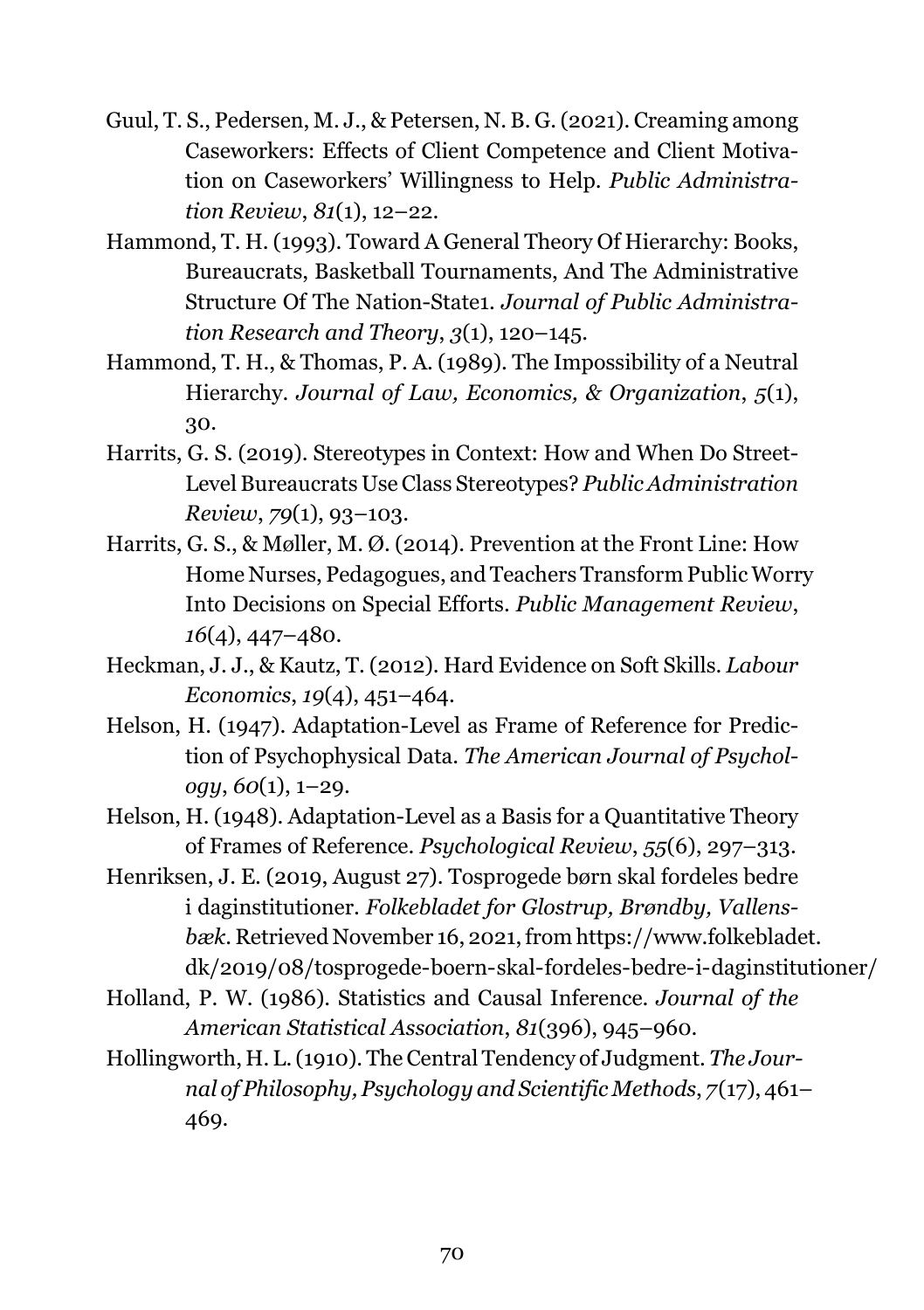Guul, T. S., Pedersen, M. J., & Petersen, N. B. G. (2021). Creaming among Caseworkers: Effects of Client Competence and Client Motivation on Caseworkers' Willingness to Help. *Public Administration Review*, *81*(1), 12–22.

Hammond, T. H. (1993). Toward A General Theory Of Hierarchy: Books, Bureaucrats, Basketball Tournaments, And The Administrative Structure Of The Nation-State1. *Journal of Public Administration Research and Theory*, *3*(1), 120–145.

Hammond, T. H., & Thomas, P. A. (1989). The Impossibility of a Neutral Hierarchy. *Journal of Law, Economics, & Organization*, *5*(1), 30.

Harrits, G. S. (2019). Stereotypes in Context: How and When Do Street-Level Bureaucrats Use Class Stereotypes? *Public Administration Review*, *79*(1), 93–103.

Harrits, G. S., & Møller, M. Ø. (2014). Prevention at the Front Line: How Home Nurses, Pedagogues, and Teachers Transform Public Worry Into Decisions on Special Efforts. *Public Management Review*, *16*(4), 447–480.

Heckman, J. J., & Kautz, T. (2012). Hard Evidence on Soft Skills. *Labour Economics*, *19*(4), 451–464.

Helson, H. (1947). Adaptation-Level as Frame of Reference for Prediction of Psychophysical Data. *The American Journal of Psychology*, *60*(1), 1–29.

Helson, H. (1948). Adaptation-Level as a Basis for a Quantitative Theory of Frames of Reference. *Psychological Review*, *55*(6), 297–313.

Henriksen, J. E. (2019, August 27). Tosprogede børn skal fordeles bedre i daginstitutioner. *Folkebladet for Glostrup, Brøndby, Vallensbæk*. Retrieved November 16, 2021, from https://www.folkebladet.dk/2019/08/tosprogede-boern-skal-fordeles-bedre-i-daginstitutioner/

Holland, P. W. (1986). Statistics and Causal Inference. *Journal of the American Statistical Association*, *81*(396), 945–960.

Hollingworth, H. L. (1910). The Central Tendency of Judgment. *The Journal of Philosophy, Psychology and Scientific Methods*, *7*(17), 461–469.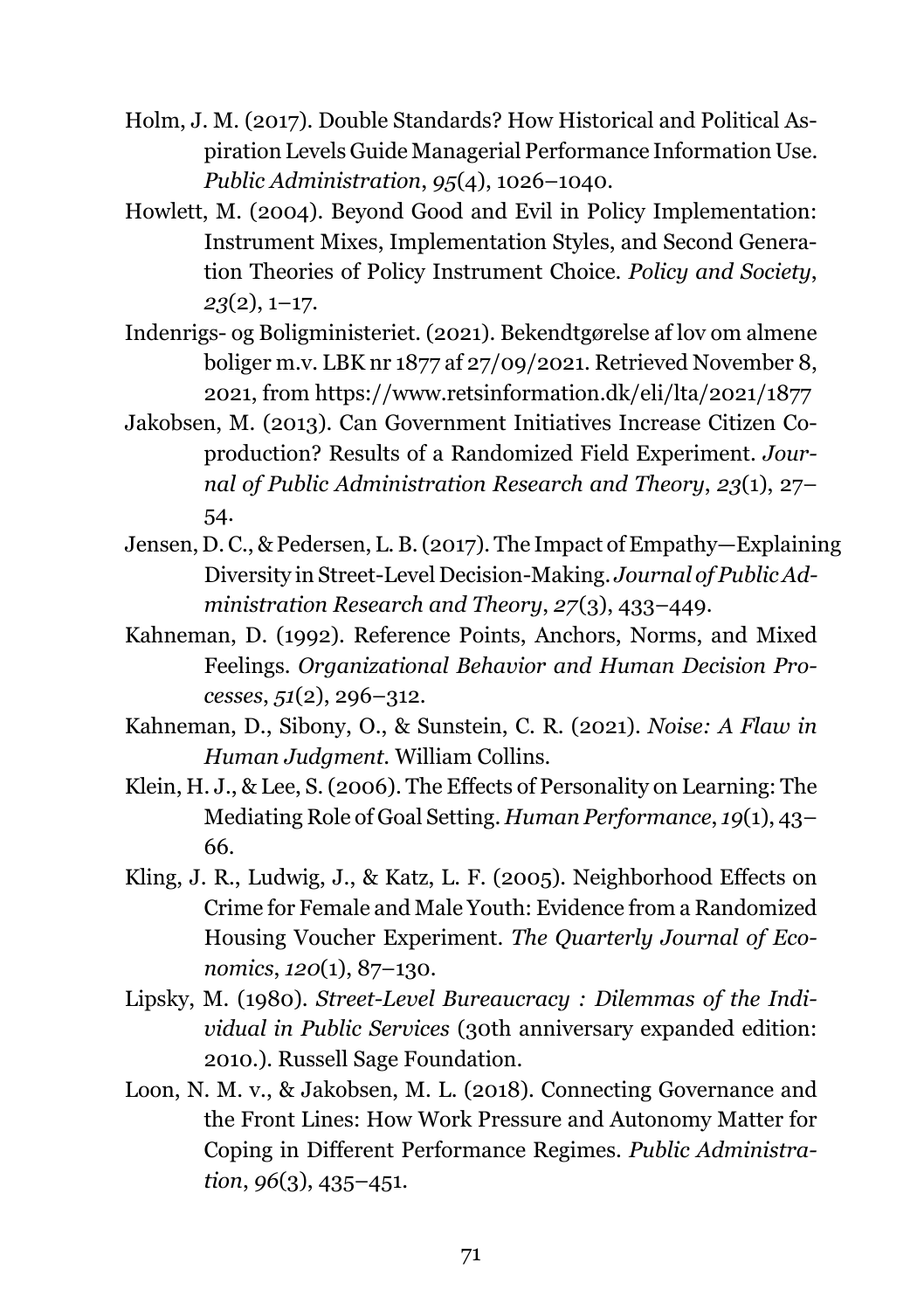Holm, J. M. (2017). Double Standards? How Historical and Political Aspiration Levels Guide Managerial Performance Information Use. *Public Administration*, *95*(4), 1026–1040.

Howlett, M. (2004). Beyond Good and Evil in Policy Implementation: Instrument Mixes, Implementation Styles, and Second Generation Theories of Policy Instrument Choice. *Policy and Society*, *23*(2), 1–17.

Indenrigs- og Boligministeriet. (2021). Bekendtgørelse af lov om almene boliger m.v. LBK nr 1877 af 27/09/2021. Retrieved November 8, 2021, from https://www.retsinformation.dk/eli/lta/2021/1877

Jakobsen, M. (2013). Can Government Initiatives Increase Citizen Coproduction? Results of a Randomized Field Experiment. *Journal of Public Administration Research and Theory*, *23*(1), 27–54.

Jensen, D. C., & Pedersen, L. B. (2017). The Impact of Empathy—Explaining Diversity in Street-Level Decision-Making. *Journal of Public Administration Research and Theory*, *27*(3), 433–449.

Kahneman, D. (1992). Reference Points, Anchors, Norms, and Mixed Feelings. *Organizational Behavior and Human Decision Processes*, *51*(2), 296–312.

Kahneman, D., Sibony, O., & Sunstein, C. R. (2021). *Noise: A Flaw in Human Judgment*. William Collins.

Klein, H. J., & Lee, S. (2006). The Effects of Personality on Learning: The Mediating Role of Goal Setting. *Human Performance*, *19*(1), 43–66.

Kling, J. R., Ludwig, J., & Katz, L. F. (2005). Neighborhood Effects on Crime for Female and Male Youth: Evidence from a Randomized Housing Voucher Experiment. *The Quarterly Journal of Economics*, *120*(1), 87–130.

Lipsky, M. (1980). *Street-Level Bureaucracy : Dilemmas of the Individual in Public Services* (30th anniversary expanded edition: 2010.). Russell Sage Foundation.

Loon, N. M. v., & Jakobsen, M. L. (2018). Connecting Governance and the Front Lines: How Work Pressure and Autonomy Matter for Coping in Different Performance Regimes. *Public Administration*, *96*(3), 435–451.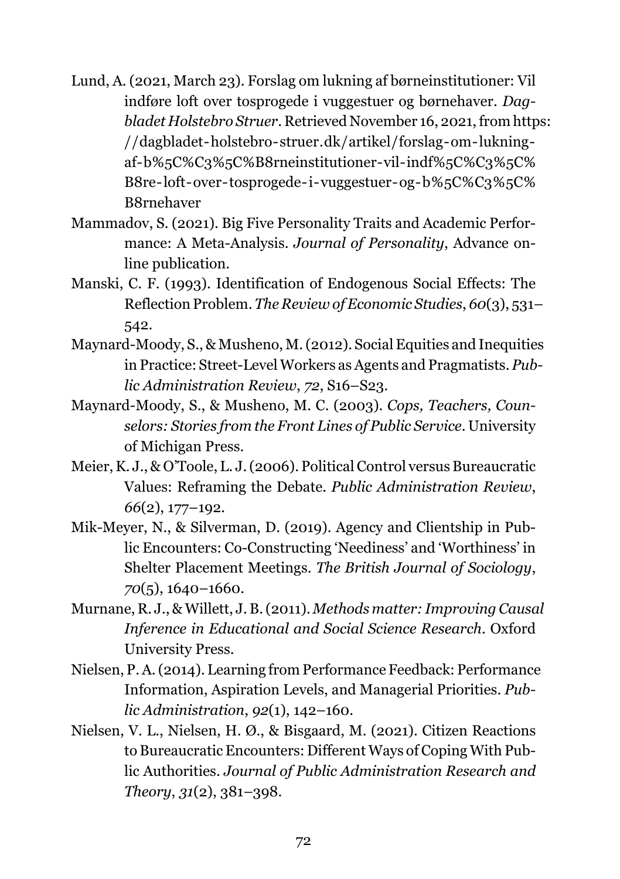Lund, A. (2021, March 23). Forslag om lukning af børneinstitutioner: Vil indføre loft over tosprogede i vuggestuer og børnehaver. *Dagbladet Holstebro Struer*. Retrieved November 16, 2021, from https://dagbladet-holstebro-struer.dk/artikel/forslag-om-lukning-af-b%5C%C3%5C%B8rneinstitutioner-vil-indf%5C%C3%5C%B8re-loft-over-tosprogede-i-vuggestuer-og-b%5C%C3%5C%B8rnehaver

Mammadov, S. (2021). Big Five Personality Traits and Academic Performance: A Meta-Analysis. *Journal of Personality*, Advance online publication.

Manski, C. F. (1993). Identification of Endogenous Social Effects: The Reflection Problem. *The Review of Economic Studies*, *60*(3), 531–542.

Maynard-Moody, S., & Musheno, M. (2012). Social Equities and Inequities in Practice: Street-Level Workers as Agents and Pragmatists. *Public Administration Review*, *72*, S16–S23.

Maynard-Moody, S., & Musheno, M. C. (2003). *Cops, Teachers, Counselors: Stories from the Front Lines of Public Service*. University of Michigan Press.

Meier, K. J., & O'Toole, L. J. (2006). Political Control versus Bureaucratic Values: Reframing the Debate. *Public Administration Review*, *66*(2), 177–192.

Mik-Meyer, N., & Silverman, D. (2019). Agency and Clientship in Public Encounters: Co-Constructing 'Neediness' and 'Worthiness' in Shelter Placement Meetings. *The British Journal of Sociology*, *70*(5), 1640–1660.

Murnane, R. J., & Willett, J. B. (2011). *Methods matter: Improving Causal Inference in Educational and Social Science Research*. Oxford University Press.

Nielsen, P. A. (2014). Learning from Performance Feedback: Performance Information, Aspiration Levels, and Managerial Priorities. *Public Administration*, *92*(1), 142–160.

Nielsen, V. L., Nielsen, H. Ø., & Bisgaard, M. (2021). Citizen Reactions to Bureaucratic Encounters: Different Ways of Coping With Public Authorities. *Journal of Public Administration Research and Theory*, *31*(2), 381–398.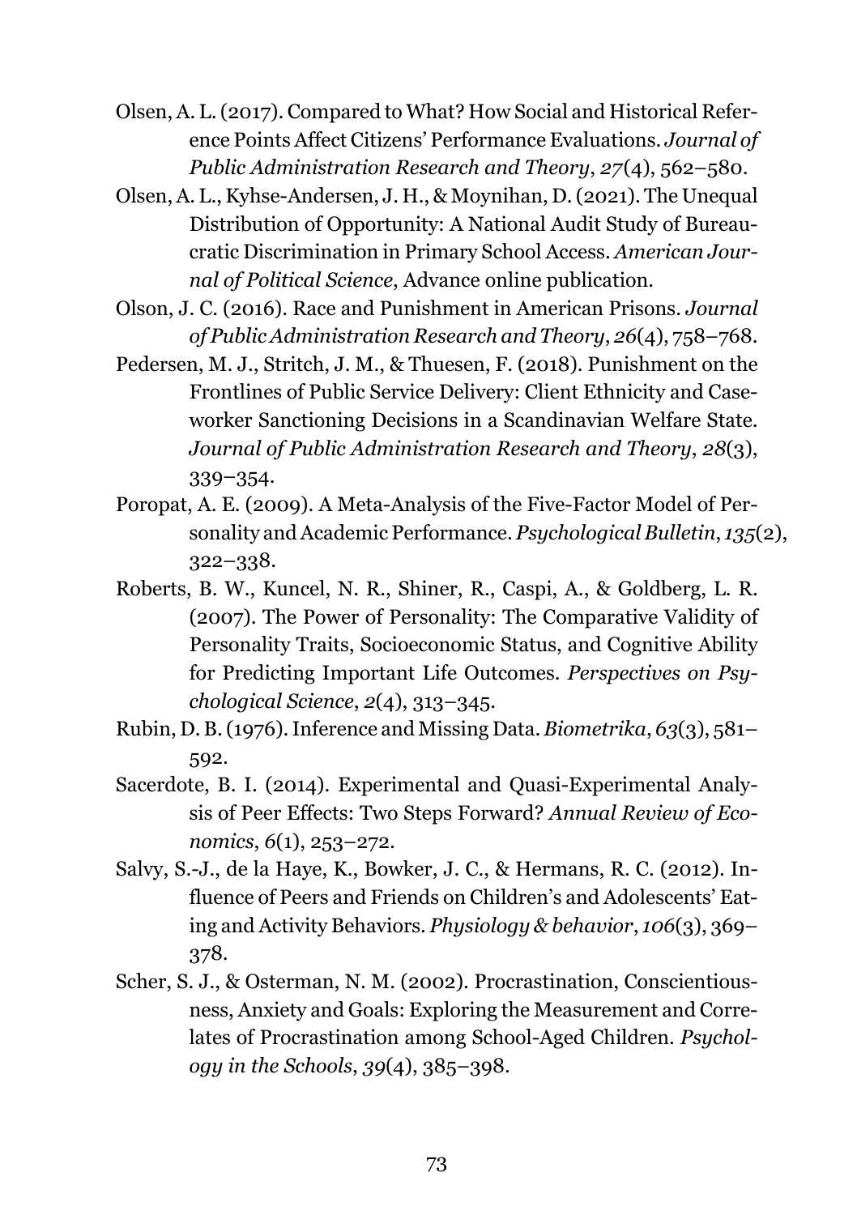Olsen, A. L. (2017). Compared to What? How Social and Historical Reference Points Affect Citizens' Performance Evaluations. *Journal of Public Administration Research and Theory*, *27*(4), 562–580.

Olsen, A. L., Kyhse-Andersen, J. H., & Moynihan, D. (2021). The Unequal Distribution of Opportunity: A National Audit Study of Bureaucratic Discrimination in Primary School Access. *American Journal of Political Science*, Advance online publication.

Olson, J. C. (2016). Race and Punishment in American Prisons. *Journal of Public Administration Research and Theory*, *26*(4), 758–768.

Pedersen, M. J., Stritch, J. M., & Thuesen, F. (2018). Punishment on the Frontlines of Public Service Delivery: Client Ethnicity and Caseworker Sanctioning Decisions in a Scandinavian Welfare State. *Journal of Public Administration Research and Theory*, *28*(3), 339–354.

Poropat, A. E. (2009). A Meta-Analysis of the Five-Factor Model of Personality and Academic Performance. *Psychological Bulletin*, *135*(2), 322–338.

Roberts, B. W., Kuncel, N. R., Shiner, R., Caspi, A., & Goldberg, L. R. (2007). The Power of Personality: The Comparative Validity of Personality Traits, Socioeconomic Status, and Cognitive Ability for Predicting Important Life Outcomes. *Perspectives on Psychological Science*, *2*(4), 313–345.

Rubin, D. B. (1976). Inference and Missing Data. *Biometrika*, *63*(3), 581–592.

Sacerdote, B. I. (2014). Experimental and Quasi-Experimental Analysis of Peer Effects: Two Steps Forward? *Annual Review of Economics*, *6*(1), 253–272.

Salvy, S.-J., de la Haye, K., Bowker, J. C., & Hermans, R. C. (2012). Influence of Peers and Friends on Children's and Adolescents' Eating and Activity Behaviors. *Physiology & behavior*, *106*(3), 369–378.

Scher, S. J., & Osterman, N. M. (2002). Procrastination, Conscientiousness, Anxiety and Goals: Exploring the Measurement and Correlates of Procrastination among School-Aged Children. *Psychology in the Schools*, *39*(4), 385–398.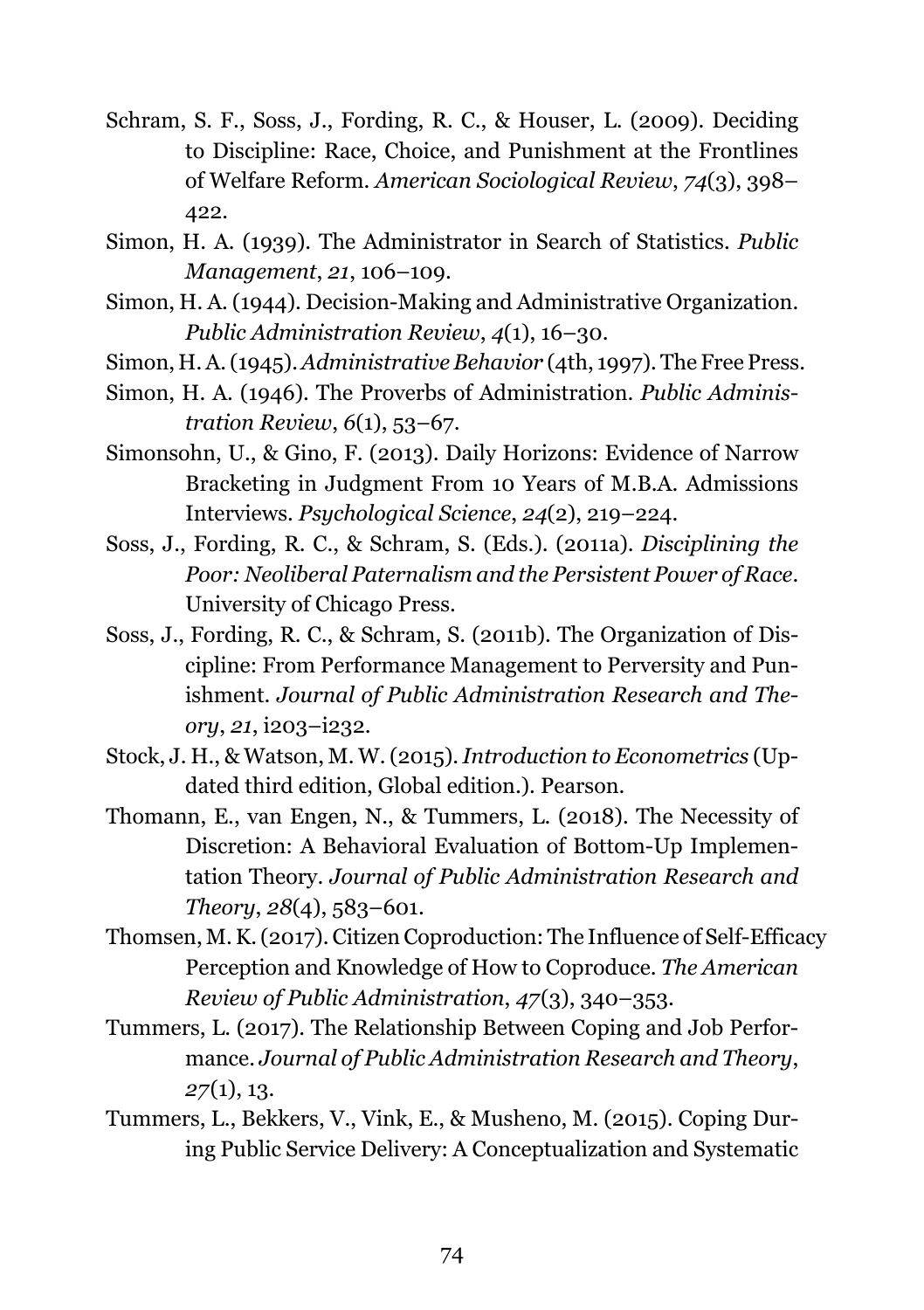Schram, S. F., Soss, J., Fording, R. C., & Houser, L. (2009). Deciding to Discipline: Race, Choice, and Punishment at the Frontlines of Welfare Reform. *American Sociological Review*, *74*(3), 398–422.

Simon, H. A. (1939). The Administrator in Search of Statistics. *Public Management*, *21*, 106–109.

Simon, H. A. (1944). Decision-Making and Administrative Organization. *Public Administration Review*, *4*(1), 16–30.

Simon, H. A. (1945). *Administrative Behavior* (4th, 1997). The Free Press.

Simon, H. A. (1946). The Proverbs of Administration. *Public Administration Review*, *6*(1), 53–67.

Simonsohn, U., & Gino, F. (2013). Daily Horizons: Evidence of Narrow Bracketing in Judgment From 10 Years of M.B.A. Admissions Interviews. *Psychological Science*, *24*(2), 219–224.

Soss, J., Fording, R. C., & Schram, S. (Eds.). (2011a). *Disciplining the Poor: Neoliberal Paternalism and the Persistent Power of Race*. University of Chicago Press.

Soss, J., Fording, R. C., & Schram, S. (2011b). The Organization of Discipline: From Performance Management to Perversity and Punishment. *Journal of Public Administration Research and Theory*, *21*, i203–i232.

Stock, J. H., & Watson, M. W. (2015). *Introduction to Econometrics* (Updated third edition, Global edition.). Pearson.

Thomann, E., van Engen, N., & Tummers, L. (2018). The Necessity of Discretion: A Behavioral Evaluation of Bottom-Up Implementation Theory. *Journal of Public Administration Research and Theory*, *28*(4), 583–601.

Thomsen, M. K. (2017). Citizen Coproduction: The Influence of Self-Efficacy Perception and Knowledge of How to Coproduce. *The American Review of Public Administration*, *47*(3), 340–353.

Tummers, L. (2017). The Relationship Between Coping and Job Performance. *Journal of Public Administration Research and Theory*, *27*(1), 13.

Tummers, L., Bekkers, V., Vink, E., & Musheno, M. (2015). Coping During Public Service Delivery: A Conceptualization and Systematic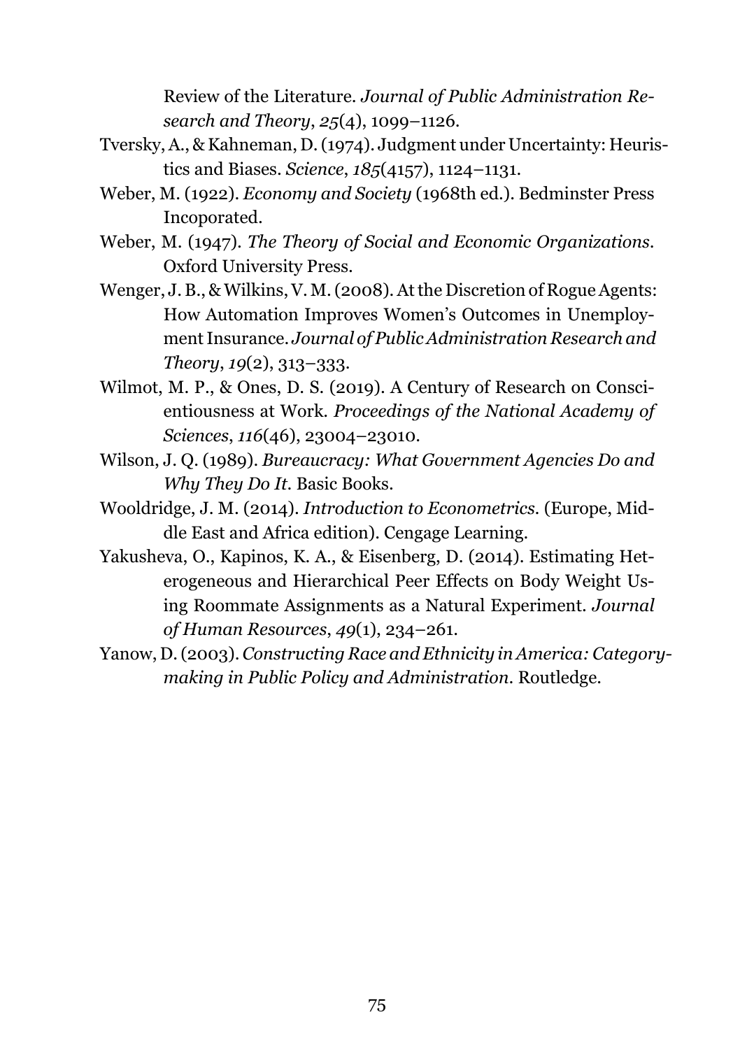Review of the Literature. *Journal of Public Administration Research and Theory*, *25*(4), 1099–1126.

Tversky, A., & Kahneman, D. (1974). Judgment under Uncertainty: Heuristics and Biases. *Science*, *185*(4157), 1124–1131.

Weber, M. (1922). *Economy and Society* (1968th ed.). Bedminster Press Incoporated.

Weber, M. (1947). *The Theory of Social and Economic Organizations*. Oxford University Press.

Wenger, J. B., & Wilkins, V. M. (2008). At the Discretion of Rogue Agents: How Automation Improves Women's Outcomes in Unemployment Insurance. *Journal of Public Administration Research and Theory*, *19*(2), 313–333.

Wilmot, M. P., & Ones, D. S. (2019). A Century of Research on Conscientiousness at Work. *Proceedings of the National Academy of Sciences*, *116*(46), 23004–23010.

Wilson, J. Q. (1989). *Bureaucracy: What Government Agencies Do and Why They Do It*. Basic Books.

Wooldridge, J. M. (2014). *Introduction to Econometrics*. (Europe, Middle East and Africa edition). Cengage Learning.

Yakusheva, O., Kapinos, K. A., & Eisenberg, D. (2014). Estimating Heterogeneous and Hierarchical Peer Effects on Body Weight Using Roommate Assignments as a Natural Experiment. *Journal of Human Resources*, *49*(1), 234–261.

Yanow, D. (2003). *Constructing Race and Ethnicity in America: Category-making in Public Policy and Administration*. Routledge.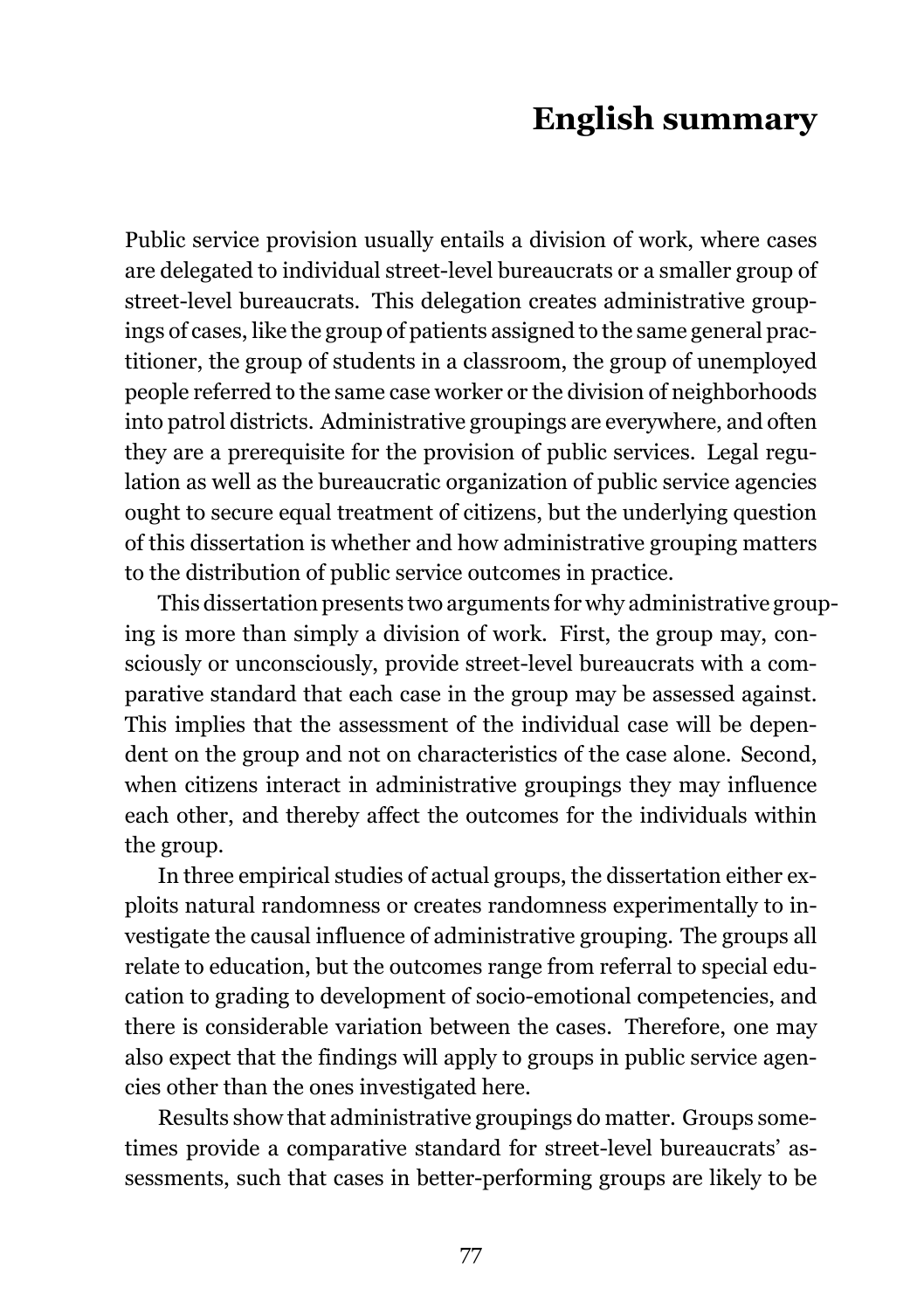# English summary

Public service provision usually entails a division of work, where cases are delegated to individual street-level bureaucrats or a smaller group of street-level bureaucrats. This delegation creates administrative groupings of cases, like the group of patients assigned to the same general practitioner, the group of students in a classroom, the group of unemployed people referred to the same case worker or the division of neighborhoods into patrol districts. Administrative groupings are everywhere, and often they are a prerequisite for the provision of public services. Legal regulation as well as the bureaucratic organization of public service agencies ought to secure equal treatment of citizens, but the underlying question of this dissertation is whether and how administrative grouping matters to the distribution of public service outcomes in practice.

This dissertation presents two arguments for why administrative grouping is more than simply a division of work. First, the group may, consciously or unconsciously, provide street-level bureaucrats with a comparative standard that each case in the group may be assessed against. This implies that the assessment of the individual case will be dependent on the group and not on characteristics of the case alone. Second, when citizens interact in administrative groupings they may influence each other, and thereby affect the outcomes for the individuals within the group.

In three empirical studies of actual groups, the dissertation either exploits natural randomness or creates randomness experimentally to investigate the causal influence of administrative grouping. The groups all relate to education, but the outcomes range from referral to special education to grading to development of socio-emotional competencies, and there is considerable variation between the cases. Therefore, one may also expect that the findings will apply to groups in public service agencies other than the ones investigated here.

Results show that administrative groupings do matter. Groups sometimes provide a comparative standard for street-level bureaucrats' assessments, such that cases in better-performing groups are likely to be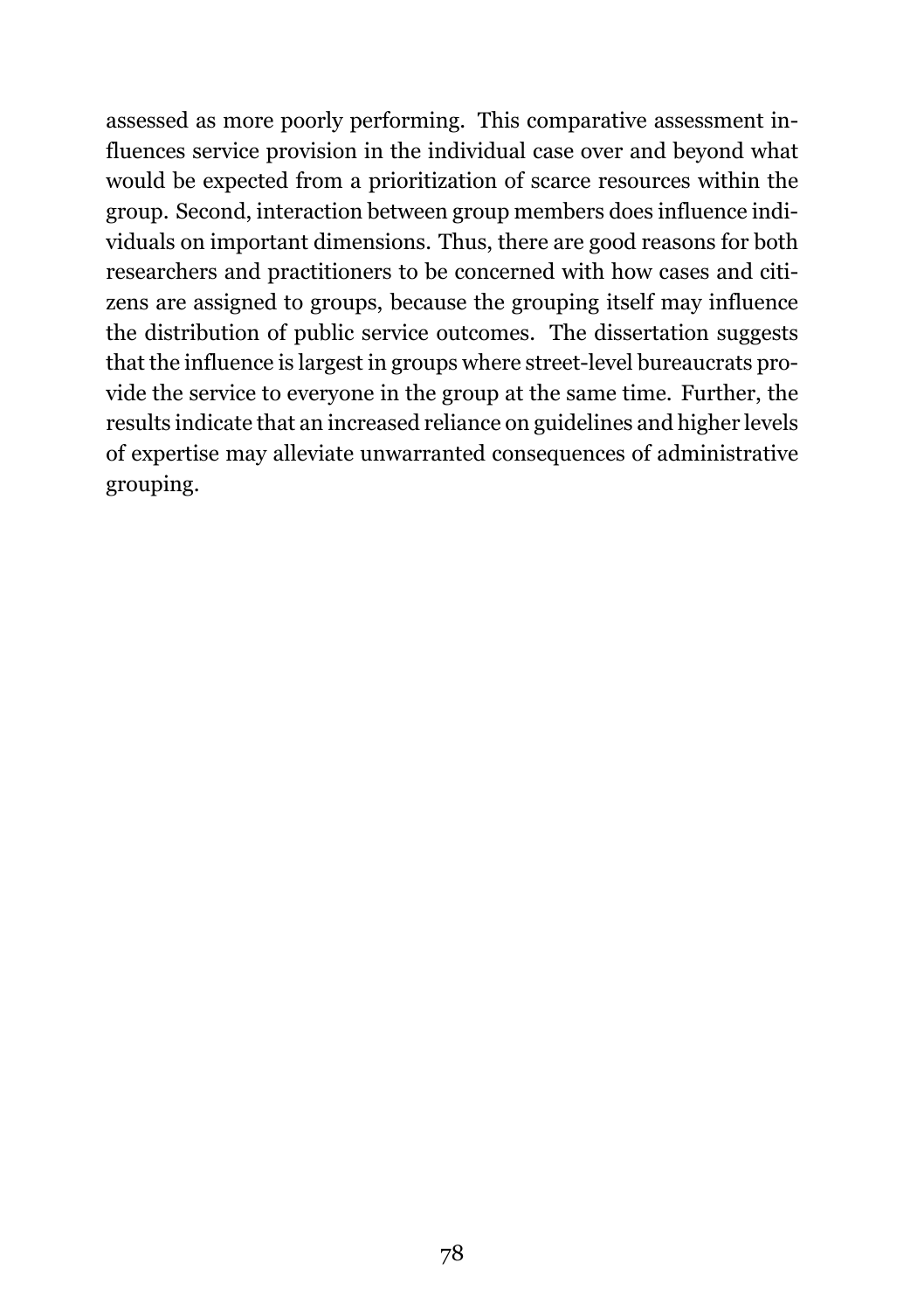assessed as more poorly performing. This comparative assessment influences service provision in the individual case over and beyond what would be expected from a prioritization of scarce resources within the group. Second, interaction between group members does influence individuals on important dimensions. Thus, there are good reasons for both researchers and practitioners to be concerned with how cases and citizens are assigned to groups, because the grouping itself may influence the distribution of public service outcomes. The dissertation suggests that the influence is largest in groups where street-level bureaucrats provide the service to everyone in the group at the same time. Further, the results indicate that an increased reliance on guidelines and higher levels of expertise may alleviate unwarranted consequences of administrative grouping.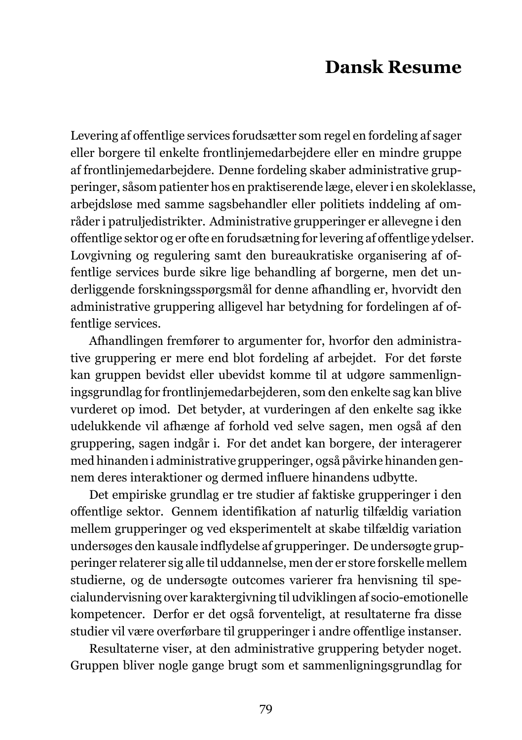# Dansk Resume

Levering af offentlige services forudsætter som regel en fordeling af sager eller borgere til enkelte frontlinjemedarbejdere eller en mindre gruppe af frontlinjemedarbejdere. Denne fordeling skaber administrative grupperinger, såsom patienter hos en praktiserende læge, elever i en skoleklasse, arbejdsløse med samme sagsbehandler eller politiets inddeling af områder i patruljedistrikter. Administrative grupperinger er allevegne i den offentlige sektor og er ofte en forudsætning for levering af offentlige ydelser. Lovgivning og regulering samt den bureaukratiske organisering af offentlige services burde sikre lige behandling af borgerne, men det underliggende forskningsspørgsmål for denne afhandling er, hvorvidt den administrative gruppering alligevel har betydning for fordelingen af offentlige services.

Afhandlingen fremfører to argumenter for, hvorfor den administrative gruppering er mere end blot fordeling af arbejdet. For det første kan gruppen bevidst eller ubevidst komme til at udgøre sammenligningsgrundlag for frontlinjemedarbejderen, som den enkelte sag kan blive vurderet op imod. Det betyder, at vurderingen af den enkelte sag ikke udelukkende vil afhænge af forhold ved selve sagen, men også af den gruppering, sagen indgår i. For det andet kan borgere, der interagerer med hinanden i administrative grupperinger, også påvirke hinanden gennem deres interaktioner og dermed influere hinandens udbytte.

Det empiriske grundlag er tre studier af faktiske grupperinger i den offentlige sektor. Gennem identifikation af naturlig tilfældig variation mellem grupperinger og ved eksperimentelt at skabe tilfældig variation undersøges den kausale indflydelse af grupperinger. De undersøgte grupperinger relaterer sig alle til uddannelse, men der er store forskelle mellem studierne, og de undersøgte outcomes varierer fra henvisning til specialundervisning over karaktergivning til udviklingen af socio-emotionelle kompetencer. Derfor er det også forventeligt, at resultaterne fra disse studier vil være overførbare til grupperinger i andre offentlige instanser.

Resultaterne viser, at den administrative gruppering betyder noget. Gruppen bliver nogle gange brugt som et sammenligningsgrundlag for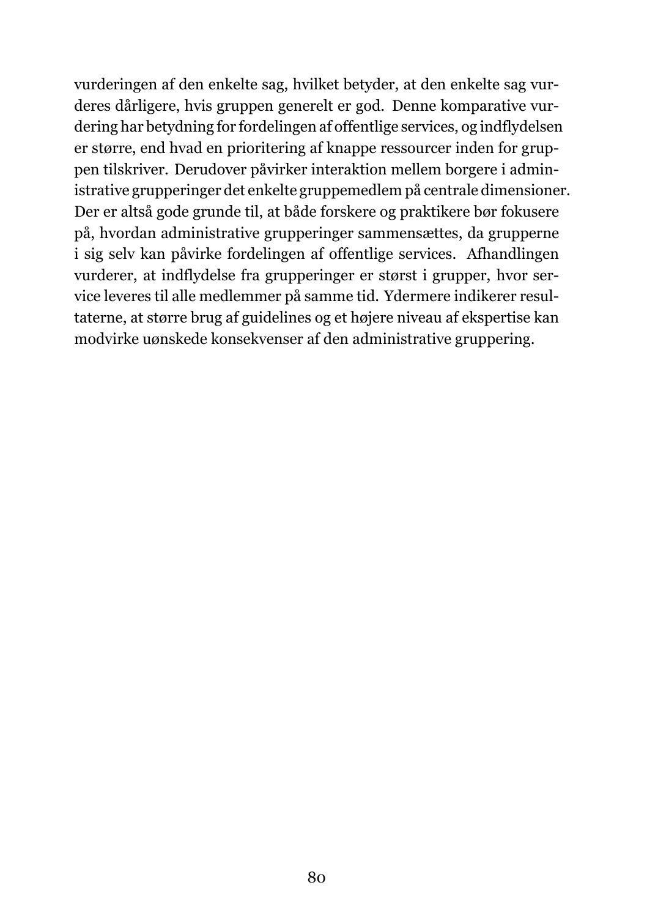vurderingen af den enkelte sag, hvilket betyder, at den enkelte sag vurderes dårligere, hvis gruppen generelt er god. Denne komparative vurdering har betydning for fordelingen af offentlige services, og indflydelsen er større, end hvad en prioritering af knappe ressourcer inden for gruppen tilskriver. Derudover påvirker interaktion mellem borgere i administrative grupperinger det enkelte gruppemedlem på centrale dimensioner. Der er altså gode grunde til, at både forskere og praktikere bør fokusere på, hvordan administrative grupperinger sammensættes, da grupperne i sig selv kan påvirke fordelingen af offentlige services. Afhandlingen vurderer, at indflydelse fra grupperinger er størst i grupper, hvor service leveres til alle medlemmer på samme tid. Ydermere indikerer resultaterne, at større brug af guidelines og et højere niveau af ekspertise kan modvirke uønskede konsekvenser af den administrative gruppering.